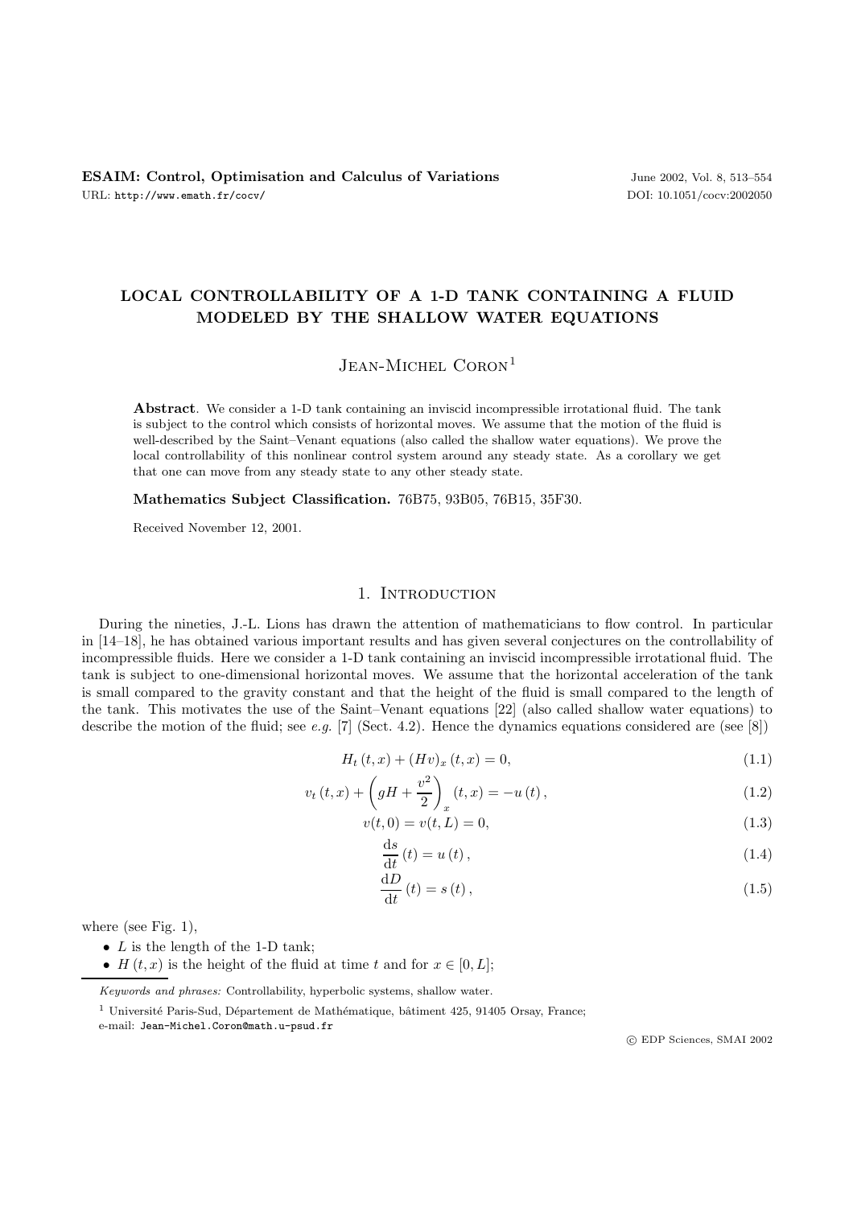**ESAIM: Control, Optimisation and Calculus of Variations**
URL: http://www.emath.fr/cocv/

# LOCAL CONTROLLABILITY OF A 1-D TANK CONTAINING A FLUID MODELED BY THE SHALLOW WATER EQUATIONS

Jean-Michel Coron[1]

**Abstract**. We consider a 1-D tank containing an inviscid incompressible irrotational fluid. The tank is subject to the control which consists of horizontal moves. We assume that the motion of the fluid is well-described by the Saint–Venant equations (also called the shallow water equations). We prove the local controllability of this nonlinear control system around any steady state. As a corollary we get that one can move from any steady state to any other steady state.

**Mathematics Subject Classification.** 76B75, 93B05, 76B15, 35F30.

Received November 12, 2001.

## 1. Introduction

During the nineties, J.-L. Lions has drawn the attention of mathematicians to flow control. In particular in [14–18], he has obtained various important results and has given several conjectures on the controllability of incompressible fluids. Here we consider a 1-D tank containing an inviscid incompressible irrotational fluid. The tank is subject to one-dimensional horizontal moves. We assume that the horizontal acceleration of the tank is small compared to the gravity constant and that the height of the fluid is small compared to the length of the tank. This motivates the use of the Saint–Venant equations [22] (also called shallow water equations) to describe the motion of the fluid; see *e.g.* [7] (Sect. 4.2). Hence the dynamics equations considered are (see [8])

$$H_t\,(t,x) + (Hv)_x\,(t,x) = 0, \tag{1.1}$$

$$v_t\,(t,x) + \left(gH + \frac{v^2}{2}\right)_x (t,x) = -u\,(t)\,, \tag{1.2}$$

$$v(t,0) = v(t,L) = 0, \tag{1.3}$$

$$\frac{\mathrm{d}s}{\mathrm{d}t}\,(t) = u\,(t)\,, \tag{1.4}$$

$$\frac{\mathrm{d}D}{\mathrm{d}t}\,(t) = s\,(t)\,, \tag{1.5}$$

where (see Fig. 1),

- $L$ is the length of the 1-D tank;
- $H\,(t,x)$ is the height of the fluid at time $t$ and for $x \in [0,L]$;

*Keywords and phrases:* Controllability, hyperbolic systems, shallow water.

[1] Université Paris-Sud, Département de Mathématique, bâtiment 425, 91405 Orsay, France;
e-mail: Jean-Michel.Coron@math.u-psud.fr

© EDP Sciences, SMAI 2002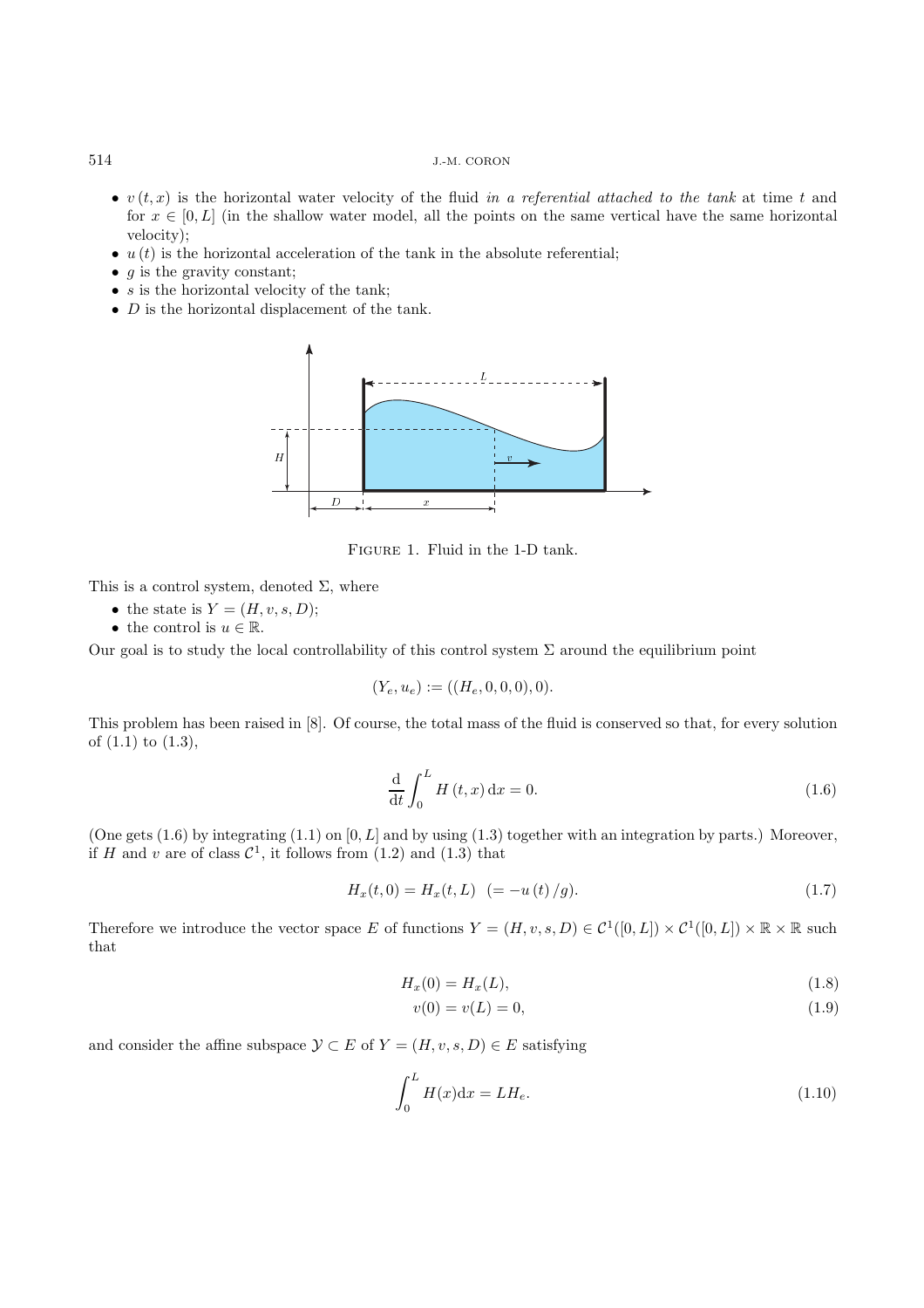- $v(t,x)$ is the horizontal water velocity of the fluid *in a referential attached to the tank* at time $t$ and for $x \in [0,L]$ (in the shallow water model, all the points on the same vertical have the same horizontal velocity);
- $u(t)$ is the horizontal acceleration of the tank in the absolute referential;
- $g$ is the gravity constant;
- $s$ is the horizontal velocity of the tank;
- $D$ is the horizontal displacement of the tank.

Figure 1. Fluid in the 1-D tank.

This is a control system, denoted $\Sigma$, where

- the state is $Y = (H, v, s, D)$;
- the control is $u \in \mathbb{R}$.

Our goal is to study the local controllability of this control system $\Sigma$ around the equilibrium point

$$(Y_e, u_e) := ((H_e, 0, 0, 0), 0).$$

This problem has been raised in [8]. Of course, the total mass of the fluid is conserved so that, for every solution of (1.1) to (1.3),

$$\frac{\mathrm{d}}{\mathrm{d}t} \int_0^L H(t,x)\,\mathrm{d}x = 0. \tag{1.6}$$

(One gets (1.6) by integrating (1.1) on $[0,L]$ and by using (1.3) together with an integration by parts.) Moreover, if $H$ and $v$ are of class $\mathcal{C}^1$, it follows from (1.2) and (1.3) that

$$H_x(t,0) = H_x(t,L) \ \ (= -u(t)/g). \tag{1.7}$$

Therefore we introduce the vector space $E$ of functions $Y = (H, v, s, D) \in \mathcal{C}^1([0,L]) \times \mathcal{C}^1([0,L]) \times \mathbb{R} \times \mathbb{R}$ such that

$$H_x(0) = H_x(L), \tag{1.8}$$

$$v(0) = v(L) = 0, \tag{1.9}$$

and consider the affine subspace $\mathcal{Y} \subset E$ of $Y = (H, v, s, D) \in E$ satisfying

$$\int_0^L H(x)\mathrm{d}x = LH_e. \tag{1.10}$$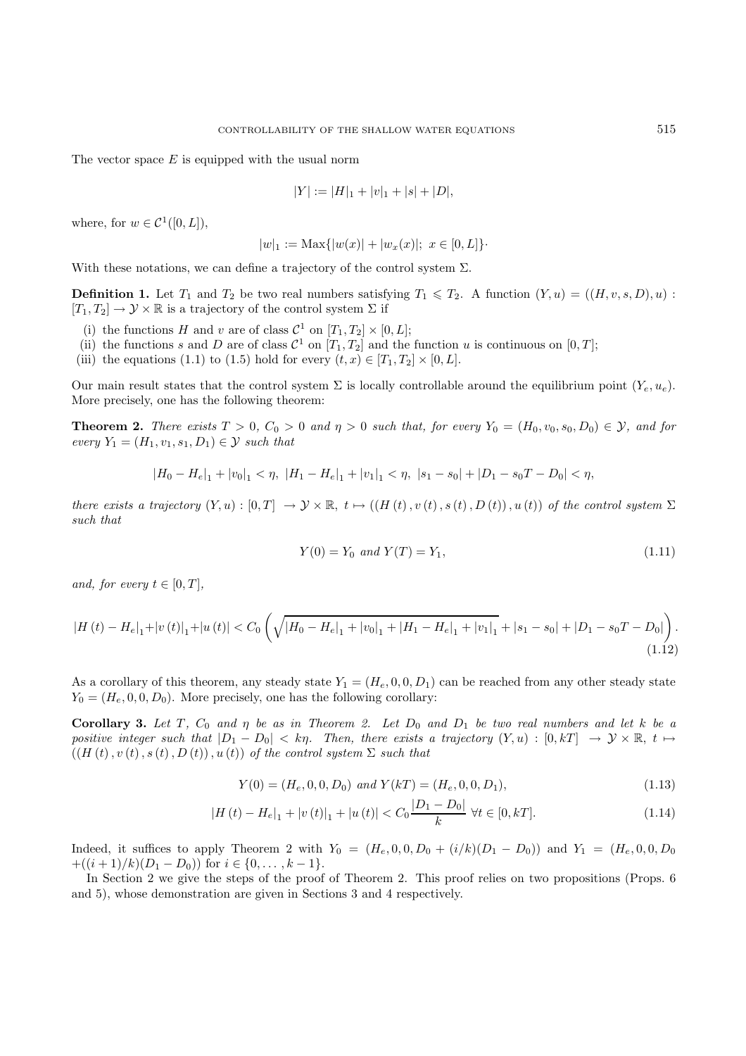The vector space $E$ is equipped with the usual norm

$$|Y| := |H|_1 + |v|_1 + |s| + |D|,$$

where, for $w \in \mathcal{C}^1([0, L])$,

$$|w|_1 := \text{Max}\{|w(x)| + |w_x(x)|;\ x \in [0, L]\}\cdot$$

With these notations, we can define a trajectory of the control system $\Sigma$.

**Definition 1.** Let $T_1$ and $T_2$ be two real numbers satisfying $T_1 \leqslant T_2$. A function $(Y, u) = ((H, v, s, D), u) : [T_1, T_2] \to \mathcal{Y} \times \mathbb{R}$ is a trajectory of the control system $\Sigma$ if

(i) the functions $H$ and $v$ are of class $\mathcal{C}^1$ on $[T_1, T_2] \times [0, L]$;
(ii) the functions $s$ and $D$ are of class $\mathcal{C}^1$ on $[T_1, T_2]$ and the function $u$ is continuous on $[0, T]$;
(iii) the equations (1.1) to (1.5) hold for every $(t, x) \in [T_1, T_2] \times [0, L]$.

Our main result states that the control system $\Sigma$ is locally controllable around the equilibrium point $(Y_e, u_e)$. More precisely, one has the following theorem:

**Theorem 2.** *There exists $T > 0$, $C_0 > 0$ and $\eta > 0$ such that, for every $Y_0 = (H_0, v_0, s_0, D_0) \in \mathcal{Y}$, and for every $Y_1 = (H_1, v_1, s_1, D_1) \in \mathcal{Y}$ such that*

$$|H_0 - H_e|_1 + |v_0|_1 < \eta,\ |H_1 - H_e|_1 + |v_1|_1 < \eta,\ |s_1 - s_0| + |D_1 - s_0 T - D_0| < \eta,$$

*there exists a trajectory $(Y, u) : [0, T] \to \mathcal{Y} \times \mathbb{R},\ t \mapsto ((H(t), v(t), s(t), D(t)), u(t))$ of the control system $\Sigma$ such that*

$$Y(0) = Y_0 \text{ and } Y(T) = Y_1, \tag{1.11}$$

*and, for every $t \in [0, T]$,*

$$|H(t) - H_e|_1 + |v(t)|_1 + |u(t)| < C_0 \left( \sqrt{|H_0 - H_e|_1 + |v_0|_1 + |H_1 - H_e|_1 + |v_1|_1} + |s_1 - s_0| + |D_1 - s_0 T - D_0| \right). \tag{1.12}$$

As a corollary of this theorem, any steady state $Y_1 = (H_e, 0, 0, D_1)$ can be reached from any other steady state $Y_0 = (H_e, 0, 0, D_0)$. More precisely, one has the following corollary:

**Corollary 3.** *Let $T$, $C_0$ and $\eta$ be as in Theorem 2. Let $D_0$ and $D_1$ be two real numbers and let $k$ be a positive integer such that $|D_1 - D_0| < k\eta$. Then, there exists a trajectory $(Y, u) : [0, kT] \to \mathcal{Y} \times \mathbb{R},\ t \mapsto ((H(t), v(t), s(t), D(t)), u(t))$ of the control system $\Sigma$ such that*

$$Y(0) = (H_e, 0, 0, D_0) \text{ and } Y(kT) = (H_e, 0, 0, D_1), \tag{1.13}$$

$$|H(t) - H_e|_1 + |v(t)|_1 + |u(t)| < C_0 \frac{|D_1 - D_0|}{k}\ \forall t \in [0, kT]. \tag{1.14}$$

Indeed, it suffices to apply Theorem 2 with $Y_0 = (H_e, 0, 0, D_0 + (i/k)(D_1 - D_0))$ and $Y_1 = (H_e, 0, 0, D_0 + ((i + 1)/k)(D_1 - D_0))$ for $i \in \{0, \ldots, k - 1\}$.

In Section 2 we give the steps of the proof of Theorem 2. This proof relies on two propositions (Props. 6 and 5), whose demonstration are given in Sections 3 and 4 respectively.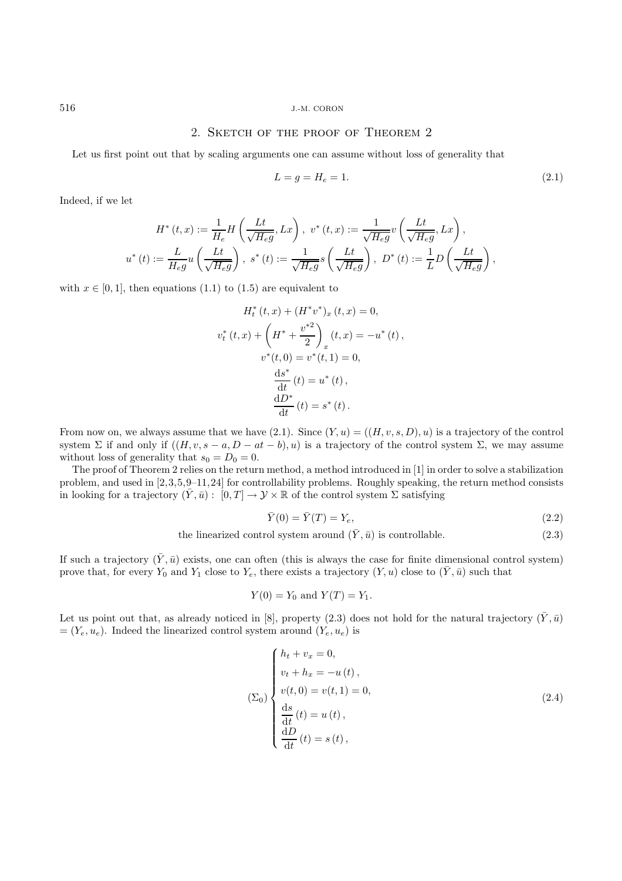## 2. Sketch of the proof of Theorem 2

Let us first point out that by scaling arguments one can assume without loss of generality that

$$L = g = H_e = 1. \tag{2.1}$$

Indeed, if we let

$$H^*(t,x) := \frac{1}{H_e} H\left(\frac{Lt}{\sqrt{H_e g}}, Lx\right),\ v^*(t,x) := \frac{1}{\sqrt{H_e g}} v\left(\frac{Lt}{\sqrt{H_e g}}, Lx\right),$$
$$u^*(t) := \frac{L}{H_e g} u\left(\frac{Lt}{\sqrt{H_e g}}\right),\ s^*(t) := \frac{1}{\sqrt{H_e g}} s\left(\frac{Lt}{\sqrt{H_e g}}\right),\ D^*(t) := \frac{1}{L} D\left(\frac{Lt}{\sqrt{H_e g}}\right),$$

with $x \in [0,1]$, then equations (1.1) to (1.5) are equivalent to

$$H^*_t(t,x) + (H^* v^*)_x(t,x) = 0,$$
$$v^*_t(t,x) + \left(H^* + \frac{v^{*2}}{2}\right)_x (t,x) = -u^*(t),$$
$$v^*(t,0) = v^*(t,1) = 0,$$
$$\frac{\mathrm{d}s^*}{\mathrm{d}t}(t) = u^*(t),$$
$$\frac{\mathrm{d}D^*}{\mathrm{d}t}(t) = s^*(t).$$

From now on, we always assume that we have (2.1). Since $(Y,u) = ((H,v,s,D),u)$ is a trajectory of the control system $\Sigma$ if and only if $((H,v,s-a,D-at-b),u)$ is a trajectory of the control system $\Sigma$, we may assume without loss of generality that $s_0 = D_0 = 0$.

The proof of Theorem 2 relies on the return method, a method introduced in [1] in order to solve a stabilization problem, and used in [2,3,5,9–11,24] for controllability problems. Roughly speaking, the return method consists in looking for a trajectory $(\bar{Y},\bar{u}) : [0,T] \to \mathcal{Y} \times \mathbb{R}$ of the control system $\Sigma$ satisfying

$$\bar{Y}(0) = \bar{Y}(T) = Y_e, \tag{2.2}$$

$$\text{the linearized control system around } (\bar{Y},\bar{u}) \text{ is controllable.} \tag{2.3}$$

If such a trajectory $(\bar{Y},\bar{u})$ exists, one can often (this is always the case for finite dimensional control system) prove that, for every $Y_0$ and $Y_1$ close to $Y_e$, there exists a trajectory $(Y,u)$ close to $(\bar{Y},\bar{u})$ such that

$$Y(0) = Y_0 \text{ and } Y(T) = Y_1.$$

Let us point out that, as already noticed in [8], property (2.3) does not hold for the natural trajectory $(\bar{Y},\bar{u}) = (Y_e,u_e)$. Indeed the linearized control system around $(Y_e,u_e)$ is

$$(\Sigma_0)\begin{cases} h_t + v_x = 0, \\ v_t + h_x = -u(t), \\ v(t,0) = v(t,1) = 0, \\ \dfrac{\mathrm{d}s}{\mathrm{d}t}(t) = u(t), \\ \dfrac{\mathrm{d}D}{\mathrm{d}t}(t) = s(t), \end{cases} \tag{2.4}$$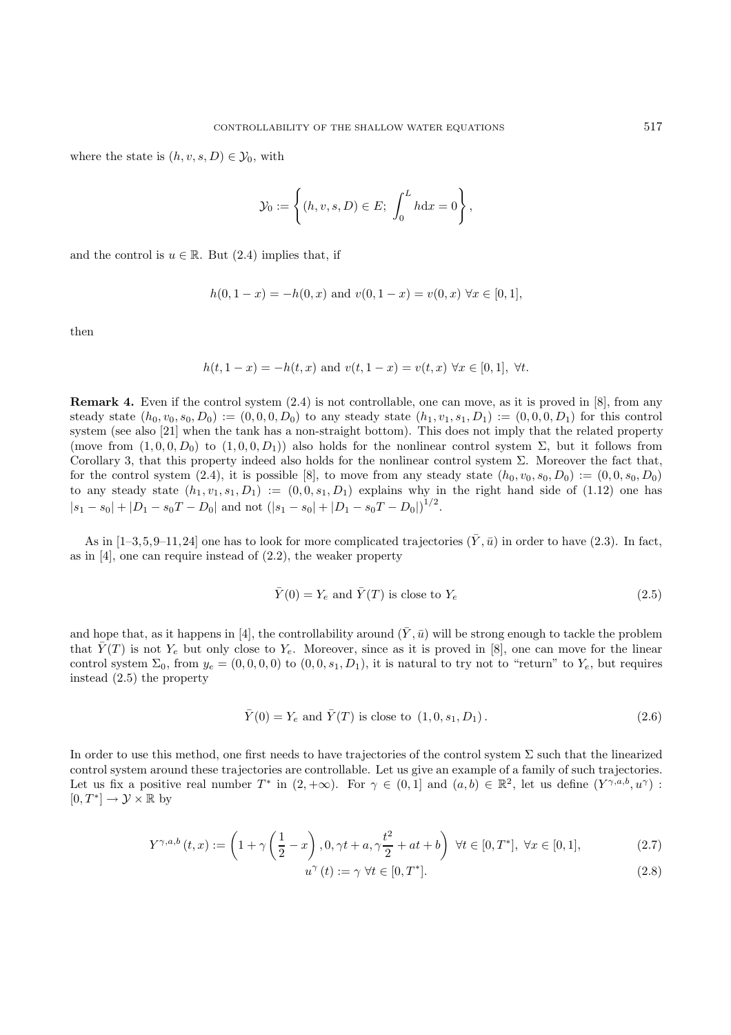where the state is $(h, v, s, D) \in \mathcal{Y}_0$, with

$$\mathcal{Y}_0 := \left\{ (h, v, s, D) \in E;\ \int_0^L h \mathrm{d}x = 0 \right\},$$

and the control is $u \in \mathbb{R}$. But (2.4) implies that, if

$$h(0, 1-x) = -h(0, x) \text{ and } v(0, 1-x) = v(0, x) \ \forall x \in [0, 1],$$

then

$$h(t, 1-x) = -h(t, x) \text{ and } v(t, 1-x) = v(t, x) \ \forall x \in [0, 1],\ \forall t.$$

**Remark 4.** Even if the control system (2.4) is not controllable, one can move, as it is proved in [8], from any steady state $(h_0, v_0, s_0, D_0) := (0, 0, 0, D_0)$ to any steady state $(h_1, v_1, s_1, D_1) := (0, 0, 0, D_1)$ for this control system (see also [21] when the tank has a non-straight bottom). This does not imply that the related property (move from $(1, 0, 0, D_0)$ to $(1, 0, 0, D_1)$) also holds for the nonlinear control system $\Sigma$, but it follows from Corollary 3, that this property indeed also holds for the nonlinear control system $\Sigma$. Moreover the fact that, for the control system (2.4), it is possible [8], to move from any steady state $(h_0, v_0, s_0, D_0) := (0, 0, s_0, D_0)$ to any steady state $(h_1, v_1, s_1, D_1) := (0, 0, s_1, D_1)$ explains why in the right hand side of (1.12) one has $|s_1 - s_0| + |D_1 - s_0 T - D_0|$ and not $(|s_1 - s_0| + |D_1 - s_0 T - D_0|)^{1/2}$.

As in [1–3, 5, 9–11, 24] one has to look for more complicated trajectories $(\bar{Y}, \bar{u})$ in order to have (2.3). In fact, as in [4], one can require instead of (2.2), the weaker property

$$\bar{Y}(0) = Y_e \text{ and } \bar{Y}(T) \text{ is close to } Y_e \tag{2.5}$$

and hope that, as it happens in [4], the controllability around $(\bar{Y}, \bar{u})$ will be strong enough to tackle the problem that $\bar{Y}(T)$ is not $Y_e$ but only close to $Y_e$. Moreover, since as it is proved in [8], one can move for the linear control system $\Sigma_0$, from $y_e = (0, 0, 0, 0)$ to $(0, 0, s_1, D_1)$, it is natural to try not to "return" to $Y_e$, but requires instead (2.5) the property

$$\bar{Y}(0) = Y_e \text{ and } \bar{Y}(T) \text{ is close to } (1, 0, s_1, D_1). \tag{2.6}$$

In order to use this method, one first needs to have trajectories of the control system $\Sigma$ such that the linearized control system around these trajectories are controllable. Let us give an example of a family of such trajectories. Let us fix a positive real number $T^*$ in $(2, +\infty)$. For $\gamma \in (0, 1]$ and $(a, b) \in \mathbb{R}^2$, let us define $(Y^{\gamma,a,b}, u^\gamma) : [0, T^*] \to \mathcal{Y} \times \mathbb{R}$ by

$$Y^{\gamma,a,b}(t, x) := \left(1 + \gamma\left(\frac{1}{2} - x\right), 0, \gamma t + a, \gamma \frac{t^2}{2} + at + b\right) \ \forall t \in [0, T^*],\ \forall x \in [0, 1], \tag{2.7}$$

$$u^\gamma(t) := \gamma \ \forall t \in [0, T^*]. \tag{2.8}$$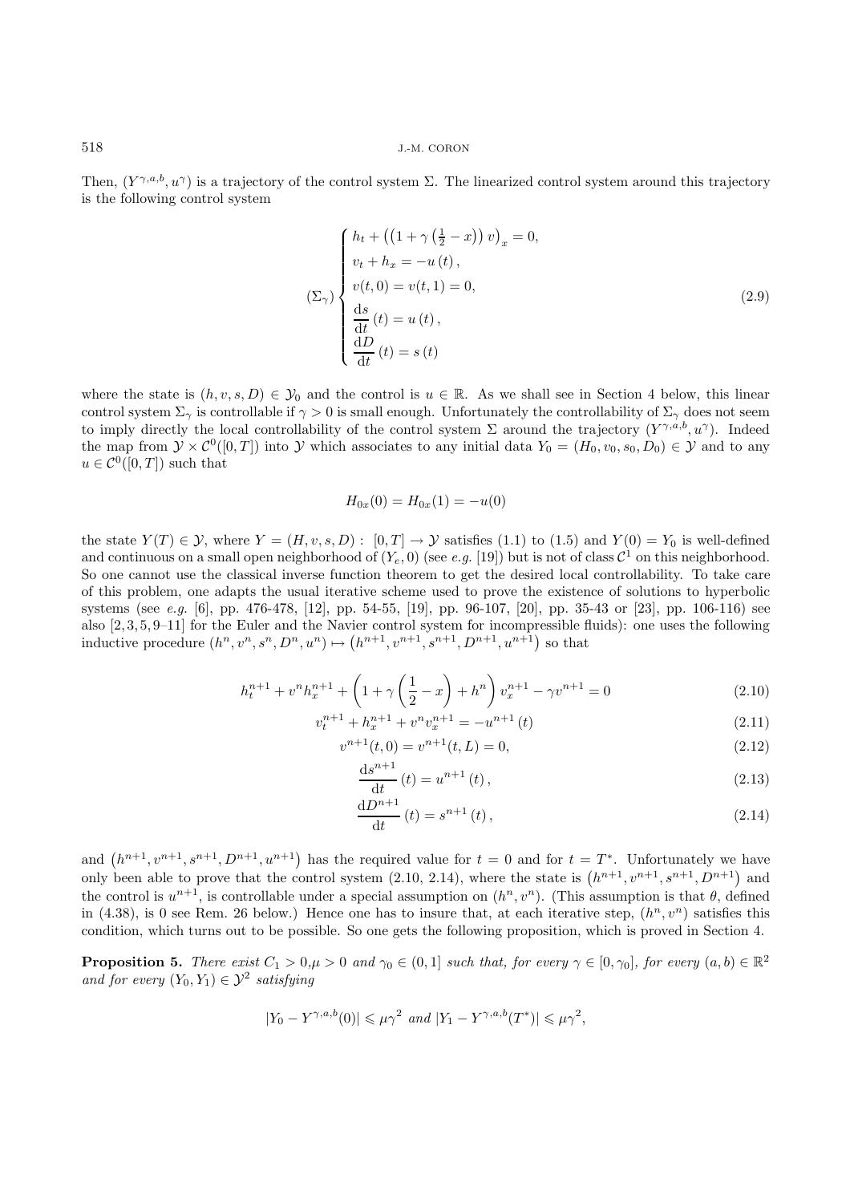Then, $(Y^{\gamma,a,b}, u^{\gamma})$ is a trajectory of the control system $\Sigma$. The linearized control system around this trajectory is the following control system

$$
(\Sigma_\gamma) \begin{cases} h_t + \left(\left(1 + \gamma\left(\frac{1}{2} - x\right)\right) v\right)_x = 0, \\ v_t + h_x = -u\left(t\right), \\ v(t,0) = v(t,1) = 0, \\ \dfrac{\mathrm{d}s}{\mathrm{d}t}\left(t\right) = u\left(t\right), \\ \dfrac{\mathrm{d}D}{\mathrm{d}t}\left(t\right) = s\left(t\right) \end{cases} \tag{2.9}
$$

where the state is $(h, v, s, D) \in \mathcal{Y}_0$ and the control is $u \in \mathbb{R}$. As we shall see in Section 4 below, this linear control system $\Sigma_\gamma$ is controllable if $\gamma > 0$ is small enough. Unfortunately the controllability of $\Sigma_\gamma$ does not seem to imply directly the local controllability of the control system $\Sigma$ around the trajectory $(Y^{\gamma,a,b}, u^{\gamma})$. Indeed the map from $\mathcal{Y} \times \mathcal{C}^0([0,T])$ into $\mathcal{Y}$ which associates to any initial data $Y_0 = (H_0, v_0, s_0, D_0) \in \mathcal{Y}$ and to any $u \in \mathcal{C}^0([0,T])$ such that

$$
H_{0x}(0) = H_{0x}(1) = -u(0)
$$

the state $Y(T) \in \mathcal{Y}$, where $Y = (H, v, s, D) : [0,T] \to \mathcal{Y}$ satisfies (1.1) to (1.5) and $Y(0) = Y_0$ is well-defined and continuous on a small open neighborhood of $(Y_e, 0)$ (see *e.g.* [19]) but is not of class $\mathcal{C}^1$ on this neighborhood. So one cannot use the classical inverse function theorem to get the desired local controllability. To take care of this problem, one adapts the usual iterative scheme used to prove the existence of solutions to hyperbolic systems (see *e.g.* [6], pp. 476-478, [12], pp. 54-55, [19], pp. 96-107, [20], pp. 35-43 or [23], pp. 106-116) see also [2,3,5,9–11] for the Euler and the Navier control system for incompressible fluids): one uses the following inductive procedure $(h^n, v^n, s^n, D^n, u^n) \mapsto \left(h^{n+1}, v^{n+1}, s^{n+1}, D^{n+1}, u^{n+1}\right)$ so that

$$
h_t^{n+1} + v^n h_x^{n+1} + \left(1 + \gamma\left(\frac{1}{2} - x\right) + h^n\right) v_x^{n+1} - \gamma v^{n+1} = 0 \tag{2.10}
$$

$$
v_t^{n+1} + h_x^{n+1} + v^n v_x^{n+1} = -u^{n+1}\left(t\right) \tag{2.11}
$$

$$
v^{n+1}(t,0) = v^{n+1}(t,L) = 0, \tag{2.12}
$$

$$
\frac{\mathrm{d}s^{n+1}}{\mathrm{d}t}\left(t\right) = u^{n+1}\left(t\right), \tag{2.13}
$$

$$
\frac{\mathrm{d}D^{n+1}}{\mathrm{d}t}\left(t\right) = s^{n+1}\left(t\right), \tag{2.14}
$$

and $\left(h^{n+1}, v^{n+1}, s^{n+1}, D^{n+1}, u^{n+1}\right)$ has the required value for $t = 0$ and for $t = T^*$. Unfortunately we have only been able to prove that the control system (2.10, 2.14), where the state is $\left(h^{n+1}, v^{n+1}, s^{n+1}, D^{n+1}\right)$ and the control is $u^{n+1}$, is controllable under a special assumption on $(h^n, v^n)$. (This assumption is that $\theta$, defined in (4.38), is 0 see Rem. 26 below.) Hence one has to insure that, at each iterative step, $(h^n, v^n)$ satisfies this condition, which turns out to be possible. So one gets the following proposition, which is proved in Section 4.

**Proposition 5.** *There exist $C_1 > 0, \mu > 0$ and $\gamma_0 \in (0,1]$ such that, for every $\gamma \in [0, \gamma_0]$, for every $(a,b) \in \mathbb{R}^2$ and for every $(Y_0, Y_1) \in \mathcal{Y}^2$ satisfying*

$$
|Y_0 - Y^{\gamma,a,b}(0)| \leqslant \mu\gamma^2 \text{ and } |Y_1 - Y^{\gamma,a,b}(T^*)| \leqslant \mu\gamma^2,
$$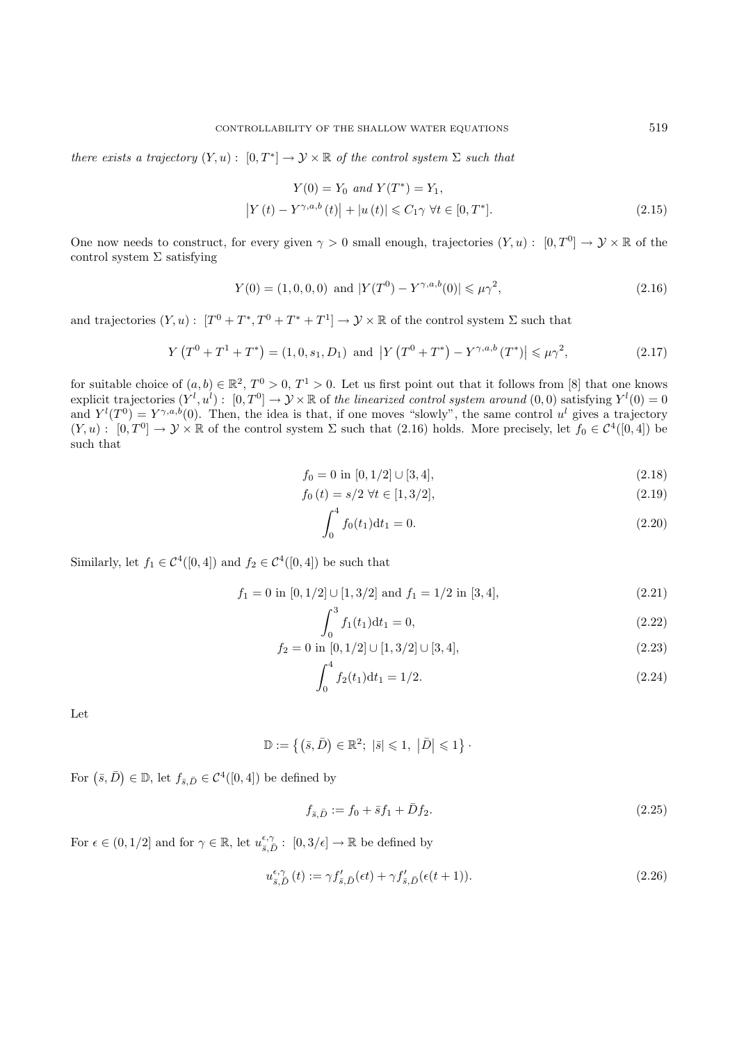*there exists a trajectory* $(Y, u) : [0, T^*] \to \mathcal{Y} \times \mathbb{R}$ *of the control system* $\Sigma$ *such that*

$$
\begin{aligned}
&Y(0) = Y_0 \text{ and } Y(T^*) = Y_1, \\
&\left|Y(t) - Y^{\gamma,a,b}(t)\right| + |u(t)| \leqslant C_1\gamma \;\; \forall t \in [0, T^*].
\end{aligned}
\tag{2.15}
$$

One now needs to construct, for every given $\gamma > 0$ small enough, trajectories $(Y, u) : [0, T^0] \to \mathcal{Y} \times \mathbb{R}$ of the control system $\Sigma$ satisfying

$$
Y(0) = (1, 0, 0, 0) \text{ and } |Y(T^0) - Y^{\gamma,a,b}(0)| \leqslant \mu\gamma^2,
\tag{2.16}
$$

and trajectories $(Y, u) : [T^0 + T^*, T^0 + T^* + T^1] \to \mathcal{Y} \times \mathbb{R}$ of the control system $\Sigma$ such that

$$
Y\left(T^0 + T^1 + T^*\right) = (1, 0, s_1, D_1) \text{ and } \left|Y\left(T^0 + T^*\right) - Y^{\gamma,a,b}(T^*)\right| \leqslant \mu\gamma^2,
\tag{2.17}
$$

for suitable choice of $(a, b) \in \mathbb{R}^2$, $T^0 > 0$, $T^1 > 0$. Let us first point out that it follows from [8] that one knows explicit trajectories $(Y^l, u^l) : [0, T^0] \to \mathcal{Y} \times \mathbb{R}$ of *the linearized control system around* $(0, 0)$ satisfying $Y^l(0) = 0$ and $Y^l(T^0) = Y^{\gamma,a,b}(0)$. Then, the idea is that, if one moves "slowly", the same control $u^l$ gives a trajectory $(Y, u) : [0, T^0] \to \mathcal{Y} \times \mathbb{R}$ of the control system $\Sigma$ such that (2.16) holds. More precisely, let $f_0 \in \mathcal{C}^4([0, 4])$ be such that

$$
f_0 = 0 \text{ in } [0, 1/2] \cup [3, 4],
\tag{2.18}
$$

$$
f_0(t) = s/2 \;\; \forall t \in [1, 3/2],
\tag{2.19}
$$

$$
\int_0^4 f_0(t_1)\mathrm{d}t_1 = 0.
\tag{2.20}
$$

Similarly, let $f_1 \in \mathcal{C}^4([0, 4])$ and $f_2 \in \mathcal{C}^4([0, 4])$ be such that

$$
f_1 = 0 \text{ in } [0, 1/2] \cup [1, 3/2] \text{ and } f_1 = 1/2 \text{ in } [3, 4],
\tag{2.21}
$$

$$
\int_0^3 f_1(t_1)\mathrm{d}t_1 = 0,
\tag{2.22}
$$

$$
f_2 = 0 \text{ in } [0, 1/2] \cup [1, 3/2] \cup [3, 4],
\tag{2.23}
$$

$$
\int_0^4 f_2(t_1)\mathrm{d}t_1 = 1/2.
\tag{2.24}
$$

Let

$$
\mathbb{D} := \left\{ \left(\bar{s}, \bar{D}\right) \in \mathbb{R}^2;\; |\bar{s}| \leqslant 1,\; \left|\bar{D}\right| \leqslant 1 \right\}.
$$

For $\left(\bar{s}, \bar{D}\right) \in \mathbb{D}$, let $f_{\bar{s},\bar{D}} \in \mathcal{C}^4([0, 4])$ be defined by

$$
f_{\bar{s},\bar{D}} := f_0 + \bar{s}f_1 + \bar{D}f_2.
\tag{2.25}
$$

For $\epsilon \in (0, 1/2]$ and for $\gamma \in \mathbb{R}$, let $u^{\epsilon,\gamma}_{\bar{s},\bar{D}} : [0, 3/\epsilon] \to \mathbb{R}$ be defined by

$$
u^{\epsilon,\gamma}_{\bar{s},\bar{D}}(t) := \gamma f'_{\bar{s},\bar{D}}(\epsilon t) + \gamma f'_{\bar{s},\bar{D}}(\epsilon(t + 1)).
\tag{2.26}
$$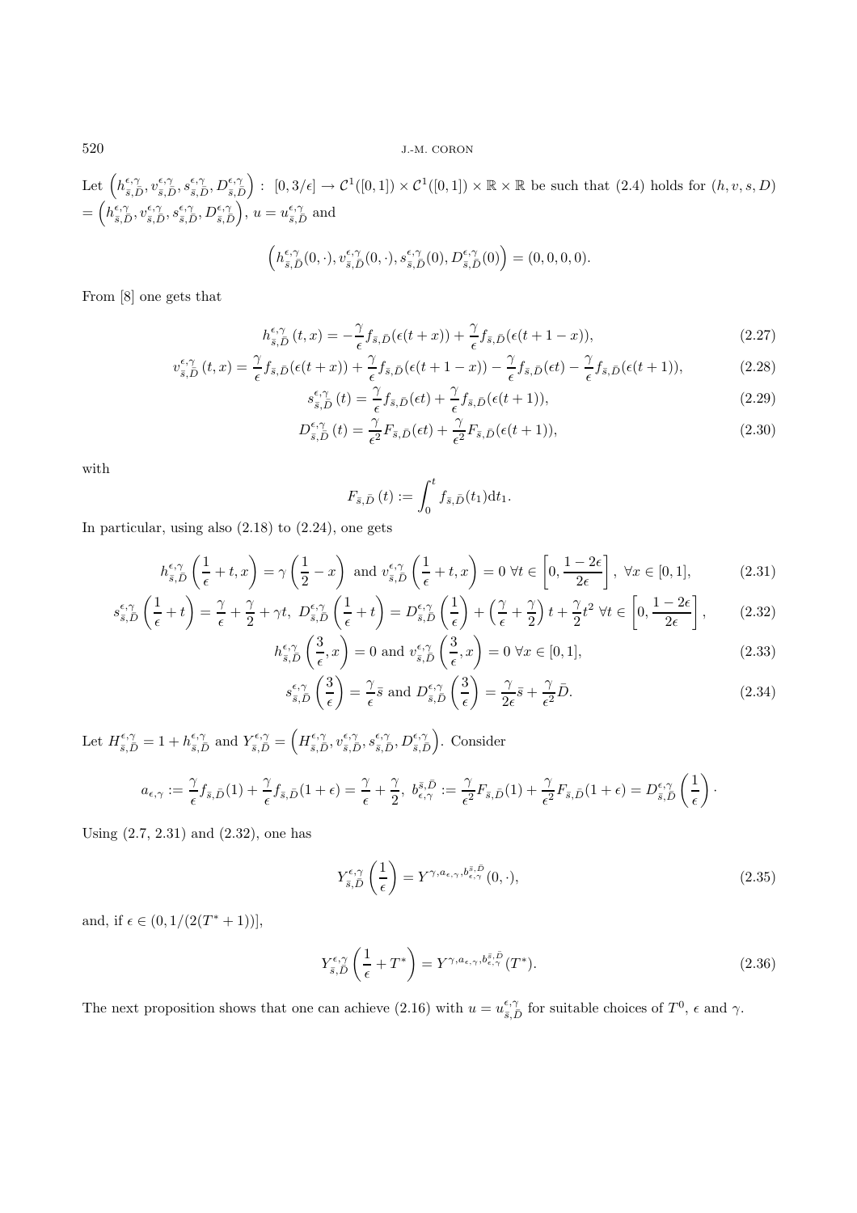Let $\left(h^{\epsilon,\gamma}_{\bar{s},\bar{D}}, v^{\epsilon,\gamma}_{\bar{s},\bar{D}}, s^{\epsilon,\gamma}_{\bar{s},\bar{D}}, D^{\epsilon,\gamma}_{\bar{s},\bar{D}}\right) : [0,3/\epsilon] \to \mathcal{C}^1([0,1]) \times \mathcal{C}^1([0,1]) \times \mathbb{R} \times \mathbb{R}$ be such that (2.4) holds for $(h,v,s,D) = \left(h^{\epsilon,\gamma}_{\bar{s},\bar{D}}, v^{\epsilon,\gamma}_{\bar{s},\bar{D}}, s^{\epsilon,\gamma}_{\bar{s},\bar{D}}, D^{\epsilon,\gamma}_{\bar{s},\bar{D}}\right)$, $u = u^{\epsilon,\gamma}_{\bar{s},\bar{D}}$ and

$$\left(h^{\epsilon,\gamma}_{\bar{s},\bar{D}}(0,\cdot), v^{\epsilon,\gamma}_{\bar{s},\bar{D}}(0,\cdot), s^{\epsilon,\gamma}_{\bar{s},\bar{D}}(0), D^{\epsilon,\gamma}_{\bar{s},\bar{D}}(0)\right) = (0,0,0,0).$$

From [8] one gets that

$$h^{\epsilon,\gamma}_{\bar{s},\bar{D}}(t,x) = -\frac{\gamma}{\epsilon} f_{\bar{s},\bar{D}}(\epsilon(t+x)) + \frac{\gamma}{\epsilon} f_{\bar{s},\bar{D}}(\epsilon(t+1-x)), \tag{2.27}$$

$$v^{\epsilon,\gamma}_{\bar{s},\bar{D}}(t,x) = \frac{\gamma}{\epsilon} f_{\bar{s},\bar{D}}(\epsilon(t+x)) + \frac{\gamma}{\epsilon} f_{\bar{s},\bar{D}}(\epsilon(t+1-x)) - \frac{\gamma}{\epsilon} f_{\bar{s},\bar{D}}(\epsilon t) - \frac{\gamma}{\epsilon} f_{\bar{s},\bar{D}}(\epsilon(t+1)), \tag{2.28}$$

$$s^{\epsilon,\gamma}_{\bar{s},\bar{D}}(t) = \frac{\gamma}{\epsilon} f_{\bar{s},\bar{D}}(\epsilon t) + \frac{\gamma}{\epsilon} f_{\bar{s},\bar{D}}(\epsilon(t+1)), \tag{2.29}$$

$$D^{\epsilon,\gamma}_{\bar{s},\bar{D}}(t) = \frac{\gamma}{\epsilon^2} F_{\bar{s},\bar{D}}(\epsilon t) + \frac{\gamma}{\epsilon^2} F_{\bar{s},\bar{D}}(\epsilon(t+1)), \tag{2.30}$$

with

$$F_{\bar{s},\bar{D}}(t) := \int_0^t f_{\bar{s},\bar{D}}(t_1)\mathrm{d}t_1.$$

In particular, using also (2.18) to (2.24), one gets

$$h^{\epsilon,\gamma}_{\bar{s},\bar{D}}\left(\frac{1}{\epsilon}+t,x\right) = \gamma\left(\frac{1}{2}-x\right) \text{ and } v^{\epsilon,\gamma}_{\bar{s},\bar{D}}\left(\frac{1}{\epsilon}+t,x\right) = 0 \ \forall t \in \left[0, \frac{1-2\epsilon}{2\epsilon}\right], \ \forall x \in [0,1], \tag{2.31}$$

$$s^{\epsilon,\gamma}_{\bar{s},\bar{D}}\left(\frac{1}{\epsilon}+t\right) = \frac{\gamma}{\epsilon} + \frac{\gamma}{2} + \gamma t, \ D^{\epsilon,\gamma}_{\bar{s},\bar{D}}\left(\frac{1}{\epsilon}+t\right) = D^{\epsilon,\gamma}_{\bar{s},\bar{D}}\left(\frac{1}{\epsilon}\right) + \left(\frac{\gamma}{\epsilon}+\frac{\gamma}{2}\right)t + \frac{\gamma}{2}t^2 \ \forall t \in \left[0, \frac{1-2\epsilon}{2\epsilon}\right], \tag{2.32}$$

$$h^{\epsilon,\gamma}_{\bar{s},\bar{D}}\left(\frac{3}{\epsilon},x\right) = 0 \text{ and } v^{\epsilon,\gamma}_{\bar{s},\bar{D}}\left(\frac{3}{\epsilon},x\right) = 0 \ \forall x \in [0,1], \tag{2.33}$$

$$s^{\epsilon,\gamma}_{\bar{s},\bar{D}}\left(\frac{3}{\epsilon}\right) = \frac{\gamma}{\epsilon}\bar{s} \text{ and } D^{\epsilon,\gamma}_{\bar{s},\bar{D}}\left(\frac{3}{\epsilon}\right) = \frac{\gamma}{2\epsilon}\bar{s} + \frac{\gamma}{\epsilon^2}\bar{D}. \tag{2.34}$$

Let $H^{\epsilon,\gamma}_{\bar{s},\bar{D}} = 1 + h^{\epsilon,\gamma}_{\bar{s},\bar{D}}$ and $Y^{\epsilon,\gamma}_{\bar{s},\bar{D}} = \left(H^{\epsilon,\gamma}_{\bar{s},\bar{D}}, v^{\epsilon,\gamma}_{\bar{s},\bar{D}}, s^{\epsilon,\gamma}_{\bar{s},\bar{D}}, D^{\epsilon,\gamma}_{\bar{s},\bar{D}}\right)$. Consider

$$a_{\epsilon,\gamma} := \frac{\gamma}{\epsilon} f_{\bar{s},\bar{D}}(1) + \frac{\gamma}{\epsilon} f_{\bar{s},\bar{D}}(1+\epsilon) = \frac{\gamma}{\epsilon} + \frac{\gamma}{2}, \ b^{\bar{s},\bar{D}}_{\epsilon,\gamma} := \frac{\gamma}{\epsilon^2} F_{\bar{s},\bar{D}}(1) + \frac{\gamma}{\epsilon^2} F_{\bar{s},\bar{D}}(1+\epsilon) = D^{\epsilon,\gamma}_{\bar{s},\bar{D}}\left(\frac{1}{\epsilon}\right)\cdot$$

Using (2.7, 2.31) and (2.32), one has

$$Y^{\epsilon,\gamma}_{\bar{s},\bar{D}}\left(\frac{1}{\epsilon}\right) = Y^{\gamma,a_{\epsilon,\gamma},b^{\bar{s},\bar{D}}_{\epsilon,\gamma}}(0,\cdot), \tag{2.35}$$

and, if $\epsilon \in (0, 1/(2(T^*+1))]$,

$$Y^{\epsilon,\gamma}_{\bar{s},\bar{D}}\left(\frac{1}{\epsilon}+T^*\right) = Y^{\gamma,a_{\epsilon,\gamma},b^{\bar{s},\bar{D}}_{\epsilon,\gamma}}(T^*). \tag{2.36}$$

The next proposition shows that one can achieve (2.16) with $u = u^{\epsilon,\gamma}_{\bar{s},\bar{D}}$ for suitable choices of $T^0$, $\epsilon$ and $\gamma$.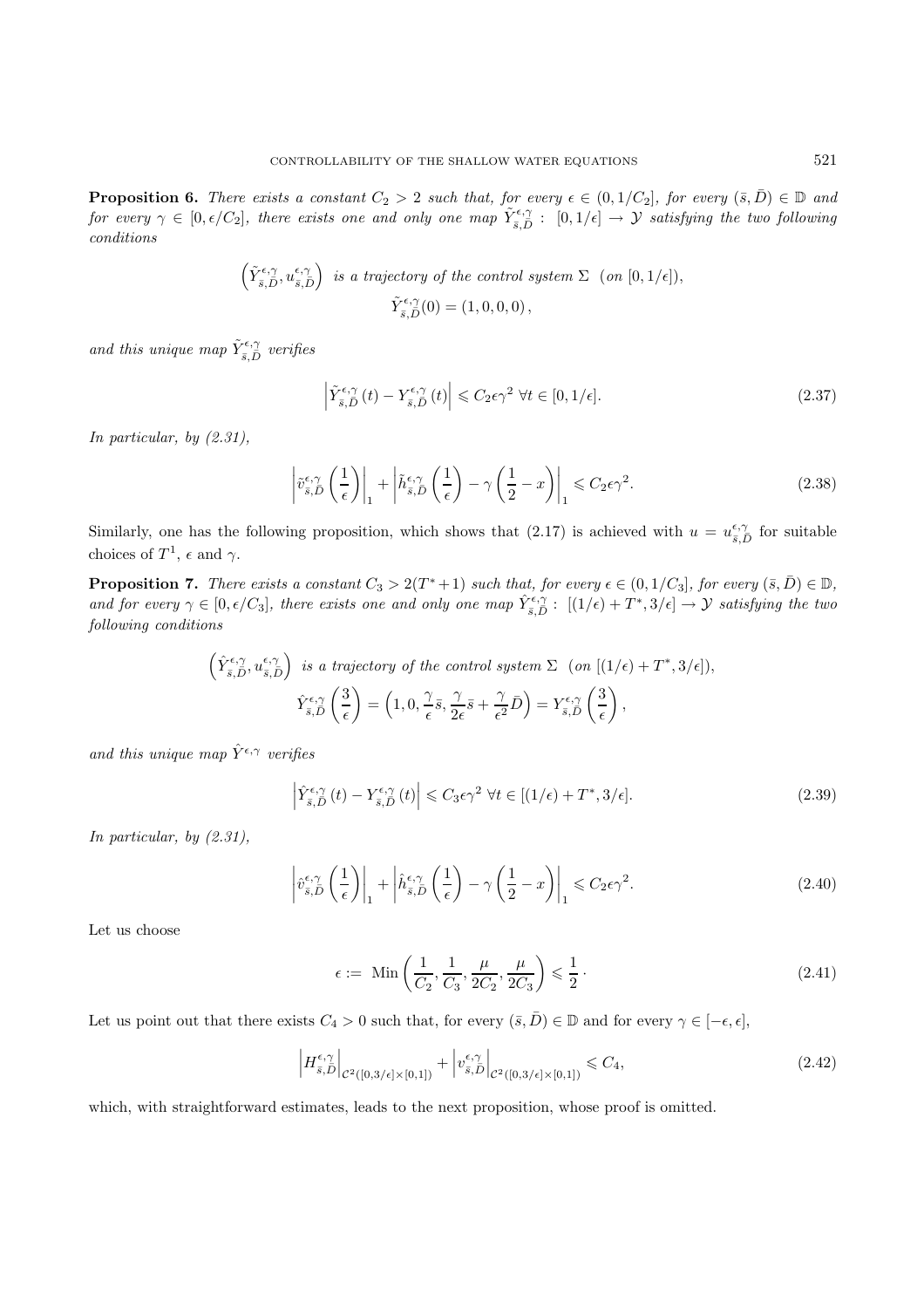**Proposition 6.** *There exists a constant $C_2 > 2$ such that, for every $\epsilon \in (0, 1/C_2]$, for every $(\bar{s}, \bar{D}) \in \mathbb{D}$ and for every $\gamma \in [0, \epsilon/C_2]$, there exists one and only one map $\tilde{Y}^{\epsilon,\gamma}_{\bar{s},\bar{D}} : [0, 1/\epsilon] \to \mathcal{Y}$ satisfying the two following conditions*

$$\left(\tilde{Y}^{\epsilon,\gamma}_{\bar{s},\bar{D}}, u^{\epsilon,\gamma}_{\bar{s},\bar{D}}\right) \text{ is a trajectory of the control system } \Sigma \text{ (on } [0, 1/\epsilon]),$$
$$\tilde{Y}^{\epsilon,\gamma}_{\bar{s},\bar{D}}(0) = (1, 0, 0, 0),$$

*and this unique map $\tilde{Y}^{\epsilon,\gamma}_{\bar{s},\bar{D}}$ verifies*

$$\left|\tilde{Y}^{\epsilon,\gamma}_{\bar{s},\bar{D}}(t) - Y^{\epsilon,\gamma}_{\bar{s},\bar{D}}(t)\right| \leqslant C_2 \epsilon \gamma^2 \ \forall t \in [0, 1/\epsilon]. \tag{2.37}$$

*In particular, by (2.31),*

$$\left|\tilde{v}^{\epsilon,\gamma}_{\bar{s},\bar{D}}\left(\frac{1}{\epsilon}\right)\right|_1 + \left|\tilde{h}^{\epsilon,\gamma}_{\bar{s},\bar{D}}\left(\frac{1}{\epsilon}\right) - \gamma\left(\frac{1}{2} - x\right)\right|_1 \leqslant C_2 \epsilon \gamma^2. \tag{2.38}$$

Similarly, one has the following proposition, which shows that (2.17) is achieved with $u = u^{\epsilon,\gamma}_{\bar{s},\bar{D}}$ for suitable choices of $T^1$, $\epsilon$ and $\gamma$.

**Proposition 7.** *There exists a constant $C_3 > 2(T^* + 1)$ such that, for every $\epsilon \in (0, 1/C_3]$, for every $(\bar{s}, \bar{D}) \in \mathbb{D}$, and for every $\gamma \in [0, \epsilon/C_3]$, there exists one and only one map $\hat{Y}^{\epsilon,\gamma}_{\bar{s},\bar{D}} : [(1/\epsilon) + T^*, 3/\epsilon] \to \mathcal{Y}$ satisfying the two following conditions*

$$\left(\hat{Y}^{\epsilon,\gamma}_{\bar{s},\bar{D}}, u^{\epsilon,\gamma}_{\bar{s},\bar{D}}\right) \text{ is a trajectory of the control system } \Sigma \text{ (on } [(1/\epsilon) + T^*, 3/\epsilon]),$$
$$\hat{Y}^{\epsilon,\gamma}_{\bar{s},\bar{D}}\left(\frac{3}{\epsilon}\right) = \left(1, 0, \frac{\gamma}{\epsilon}\bar{s}, \frac{\gamma}{2\epsilon}\bar{s} + \frac{\gamma}{\epsilon^2}\bar{D}\right) = Y^{\epsilon,\gamma}_{\bar{s},\bar{D}}\left(\frac{3}{\epsilon}\right),$$

*and this unique map $\hat{Y}^{\epsilon,\gamma}$ verifies*

$$\left|\hat{Y}^{\epsilon,\gamma}_{\bar{s},\bar{D}}(t) - Y^{\epsilon,\gamma}_{\bar{s},\bar{D}}(t)\right| \leqslant C_3 \epsilon \gamma^2 \ \forall t \in [(1/\epsilon) + T^*, 3/\epsilon]. \tag{2.39}$$

*In particular, by (2.31),*

$$\left|\hat{v}^{\epsilon,\gamma}_{\bar{s},\bar{D}}\left(\frac{1}{\epsilon}\right)\right|_1 + \left|\hat{h}^{\epsilon,\gamma}_{\bar{s},\bar{D}}\left(\frac{1}{\epsilon}\right) - \gamma\left(\frac{1}{2} - x\right)\right|_1 \leqslant C_2 \epsilon \gamma^2. \tag{2.40}$$

Let us choose

$$\epsilon := \text{ Min}\left(\frac{1}{C_2}, \frac{1}{C_3}, \frac{\mu}{2C_2}, \frac{\mu}{2C_3}\right) \leqslant \frac{1}{2}\cdot \tag{2.41}$$

Let us point out that there exists $C_4 > 0$ such that, for every $(\bar{s}, \bar{D}) \in \mathbb{D}$ and for every $\gamma \in [-\epsilon, \epsilon]$,

$$\left|H^{\epsilon,\gamma}_{\bar{s},\bar{D}}\right|_{\mathcal{C}^2([0,3/\epsilon]\times[0,1])} + \left|v^{\epsilon,\gamma}_{\bar{s},\bar{D}}\right|_{\mathcal{C}^2([0,3/\epsilon]\times[0,1])} \leqslant C_4, \tag{2.42}$$

which, with straightforward estimates, leads to the next proposition, whose proof is omitted.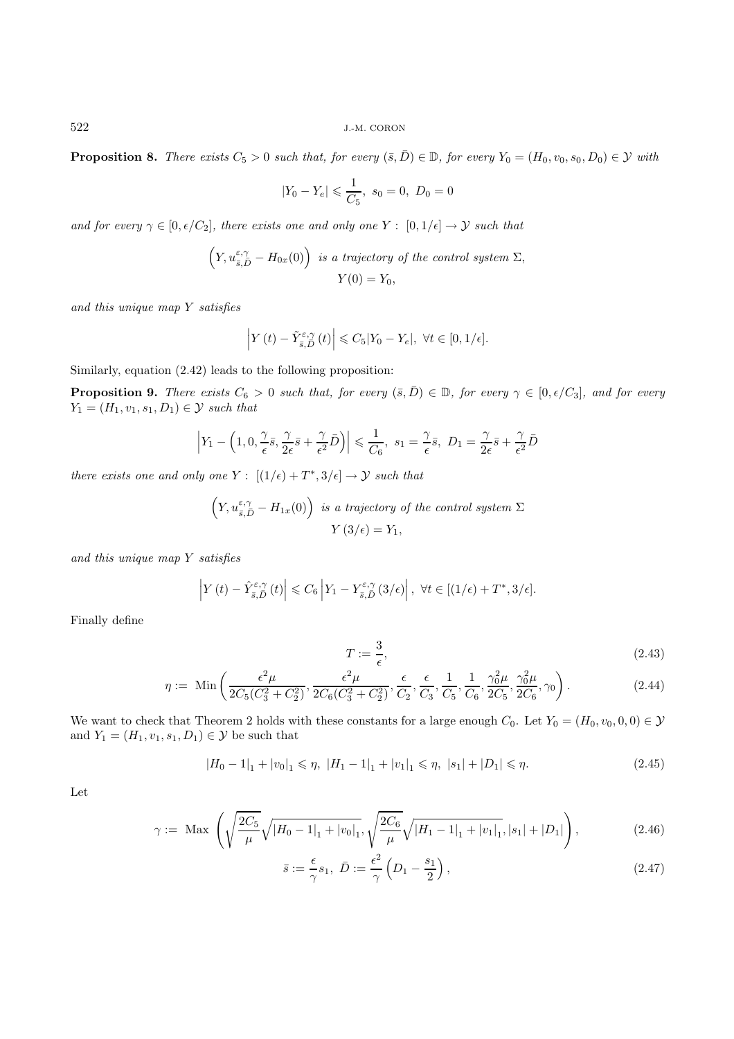**Proposition 8.** *There exists $C_5 > 0$ such that, for every $(\bar{s}, \bar{D}) \in \mathbb{D}$, for every $Y_0 = (H_0, v_0, s_0, D_0) \in \mathcal{Y}$ with*

$$|Y_0 - Y_e| \leqslant \frac{1}{C_5},\ s_0 = 0,\ D_0 = 0$$

*and for every $\gamma \in [0, \epsilon/C_2]$, there exists one and only one $Y : [0, 1/\epsilon] \to \mathcal{Y}$ such that*

$$\left(Y, u^{\varepsilon,\gamma}_{\bar{s},\bar{D}} - H_{0x}(0)\right) \text{ is a trajectory of the control system } \Sigma,$$
$$Y(0) = Y_0,$$

*and this unique map $Y$ satisfies*

$$\left|Y(t) - \tilde{Y}^{\varepsilon,\gamma}_{\bar{s},\bar{D}}(t)\right| \leqslant C_5 |Y_0 - Y_e|,\ \forall t \in [0, 1/\epsilon].$$

Similarly, equation (2.42) leads to the following proposition:

**Proposition 9.** *There exists $C_6 > 0$ such that, for every $(\bar{s}, \bar{D}) \in \mathbb{D}$, for every $\gamma \in [0, \epsilon/C_3]$, and for every $Y_1 = (H_1, v_1, s_1, D_1) \in \mathcal{Y}$ such that*

$$\left|Y_1 - \left(1, 0, \frac{\gamma}{\epsilon}\bar{s}, \frac{\gamma}{2\epsilon}\bar{s} + \frac{\gamma}{\epsilon^2}\bar{D}\right)\right| \leqslant \frac{1}{C_6},\ s_1 = \frac{\gamma}{\epsilon}\bar{s},\ D_1 = \frac{\gamma}{2\epsilon}\bar{s} + \frac{\gamma}{\epsilon^2}\bar{D}$$

*there exists one and only one $Y : [(1/\epsilon) + T^*, 3/\epsilon] \to \mathcal{Y}$ such that*

$$\left(Y, u^{\varepsilon,\gamma}_{\bar{s},\bar{D}} - H_{1x}(0)\right) \text{ is a trajectory of the control system } \Sigma$$
$$Y(3/\epsilon) = Y_1,$$

*and this unique map $Y$ satisfies*

$$\left|Y(t) - \hat{Y}^{\varepsilon,\gamma}_{\bar{s},\bar{D}}(t)\right| \leqslant C_6 \left|Y_1 - Y^{\varepsilon,\gamma}_{\bar{s},\bar{D}}(3/\epsilon)\right|,\ \forall t \in [(1/\epsilon) + T^*, 3/\epsilon].$$

Finally define

$$T := \frac{3}{\epsilon}, \tag{2.43}$$

$$\eta := \operatorname{Min}\left(\frac{\epsilon^2\mu}{2C_5(C_3^2 + C_2^2)}, \frac{\epsilon^2\mu}{2C_6(C_3^2 + C_2^2)}, \frac{\epsilon}{C_2}, \frac{\epsilon}{C_3}, \frac{1}{C_5}, \frac{1}{C_6}, \frac{\gamma_0^2\mu}{2C_5}, \frac{\gamma_0^2\mu}{2C_6}, \gamma_0\right). \tag{2.44}$$

We want to check that Theorem 2 holds with these constants for a large enough $C_0$. Let $Y_0 = (H_0, v_0, 0, 0) \in \mathcal{Y}$ and $Y_1 = (H_1, v_1, s_1, D_1) \in \mathcal{Y}$ be such that

$$|H_0 - 1|_1 + |v_0|_1 \leqslant \eta,\ |H_1 - 1|_1 + |v_1|_1 \leqslant \eta,\ |s_1| + |D_1| \leqslant \eta. \tag{2.45}$$

Let

$$\gamma := \operatorname{Max}\left(\sqrt{\frac{2C_5}{\mu}}\sqrt{|H_0 - 1|_1 + |v_0|_1}, \sqrt{\frac{2C_6}{\mu}}\sqrt{|H_1 - 1|_1 + |v_1|_1}, |s_1| + |D_1|\right), \tag{2.46}$$

$$\bar{s} := \frac{\epsilon}{\gamma}s_1,\ \bar{D} := \frac{\epsilon^2}{\gamma}\left(D_1 - \frac{s_1}{2}\right), \tag{2.47}$$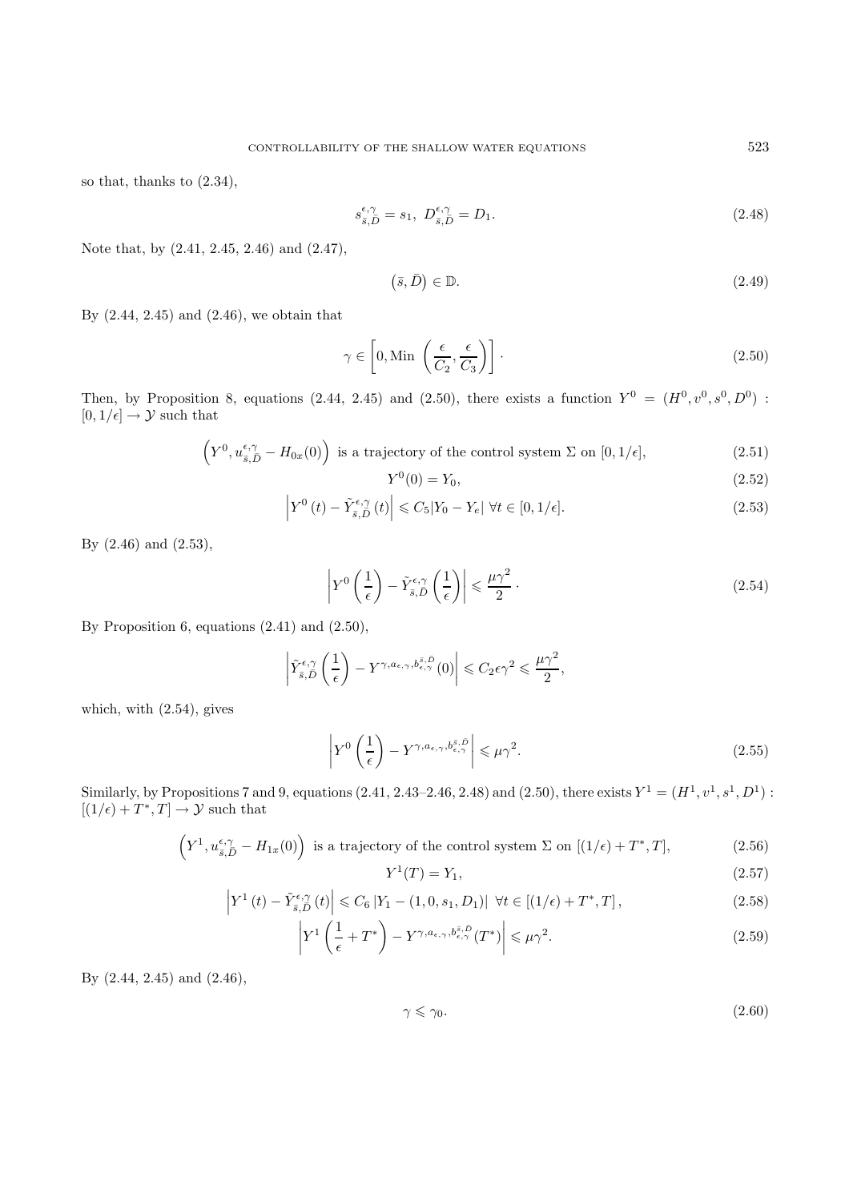so that, thanks to (2.34),

$$s_{\bar{s},\bar{D}}^{\epsilon,\gamma} = s_1,\ D_{\bar{s},\bar{D}}^{\epsilon,\gamma} = D_1. \tag{2.48}$$

Note that, by (2.41, 2.45, 2.46) and (2.47),

$$\left(\bar{s}, \bar{D}\right) \in \mathbb{D}. \tag{2.49}$$

By (2.44, 2.45) and (2.46), we obtain that

$$\gamma \in \left[0, \text{Min}\ \left(\frac{\epsilon}{C_2}, \frac{\epsilon}{C_3}\right)\right]\cdot \tag{2.50}$$

Then, by Proposition 8, equations (2.44, 2.45) and (2.50), there exists a function $Y^0 = (H^0, v^0, s^0, D^0)$ : $[0, 1/\epsilon] \to \mathcal{Y}$ such that

$$\left(Y^0, u_{\bar{s},\bar{D}}^{\epsilon,\gamma} - H_{0x}(0)\right) \text{ is a trajectory of the control system } \Sigma \text{ on } [0, 1/\epsilon], \tag{2.51}$$

$$Y^0(0) = Y_0, \tag{2.52}$$

$$\left|Y^0\left(t\right) - \tilde{Y}_{\bar{s},\bar{D}}^{\epsilon,\gamma}\left(t\right)\right| \leqslant C_5|Y_0 - Y_e|\ \forall t \in [0, 1/\epsilon]. \tag{2.53}$$

By (2.46) and (2.53),

$$\left|Y^0\left(\frac{1}{\epsilon}\right) - \tilde{Y}_{\bar{s},\bar{D}}^{\epsilon,\gamma}\left(\frac{1}{\epsilon}\right)\right| \leqslant \frac{\mu\gamma^2}{2}\cdot \tag{2.54}$$

By Proposition 6, equations (2.41) and (2.50),

$$\left|\tilde{Y}_{\bar{s},\bar{D}}^{\epsilon,\gamma}\left(\frac{1}{\epsilon}\right) - Y^{\gamma,a_{\epsilon,\gamma},b_{\epsilon,\gamma}^{\bar{s},\bar{D}}}(0)\right| \leqslant C_2\epsilon\gamma^2 \leqslant \frac{\mu\gamma^2}{2},$$

which, with (2.54), gives

$$\left|Y^0\left(\frac{1}{\epsilon}\right) - Y^{\gamma,a_{\epsilon,\gamma},b_{\epsilon,\gamma}^{\bar{s},\bar{D}}}\right| \leqslant \mu\gamma^2. \tag{2.55}$$

Similarly, by Propositions 7 and 9, equations (2.41, 2.43–2.46, 2.48) and (2.50), there exists $Y^1 = (H^1, v^1, s^1, D^1)$ : $[(1/\epsilon) + T^*, T] \to \mathcal{Y}$ such that

$$\left(Y^1, u_{\bar{s},\bar{D}}^{\epsilon,\gamma} - H_{1x}(0)\right) \text{ is a trajectory of the control system } \Sigma \text{ on } [(1/\epsilon) + T^*, T], \tag{2.56}$$

$$Y^1(T) = Y_1, \tag{2.57}$$

$$\left|Y^1\left(t\right) - \tilde{Y}_{\bar{s},\bar{D}}^{\epsilon,\gamma}\left(t\right)\right| \leqslant C_6\left|Y_1 - (1, 0, s_1, D_1)\right|\ \forall t \in \left[(1/\epsilon) + T^*, T\right], \tag{2.58}$$

$$\left|Y^1\left(\frac{1}{\epsilon} + T^*\right) - Y^{\gamma,a_{\epsilon,\gamma},b_{\epsilon,\gamma}^{\bar{s},\bar{D}}}(T^*)\right| \leqslant \mu\gamma^2. \tag{2.59}$$

By (2.44, 2.45) and (2.46),

$$\gamma \leqslant \gamma_0. \tag{2.60}$$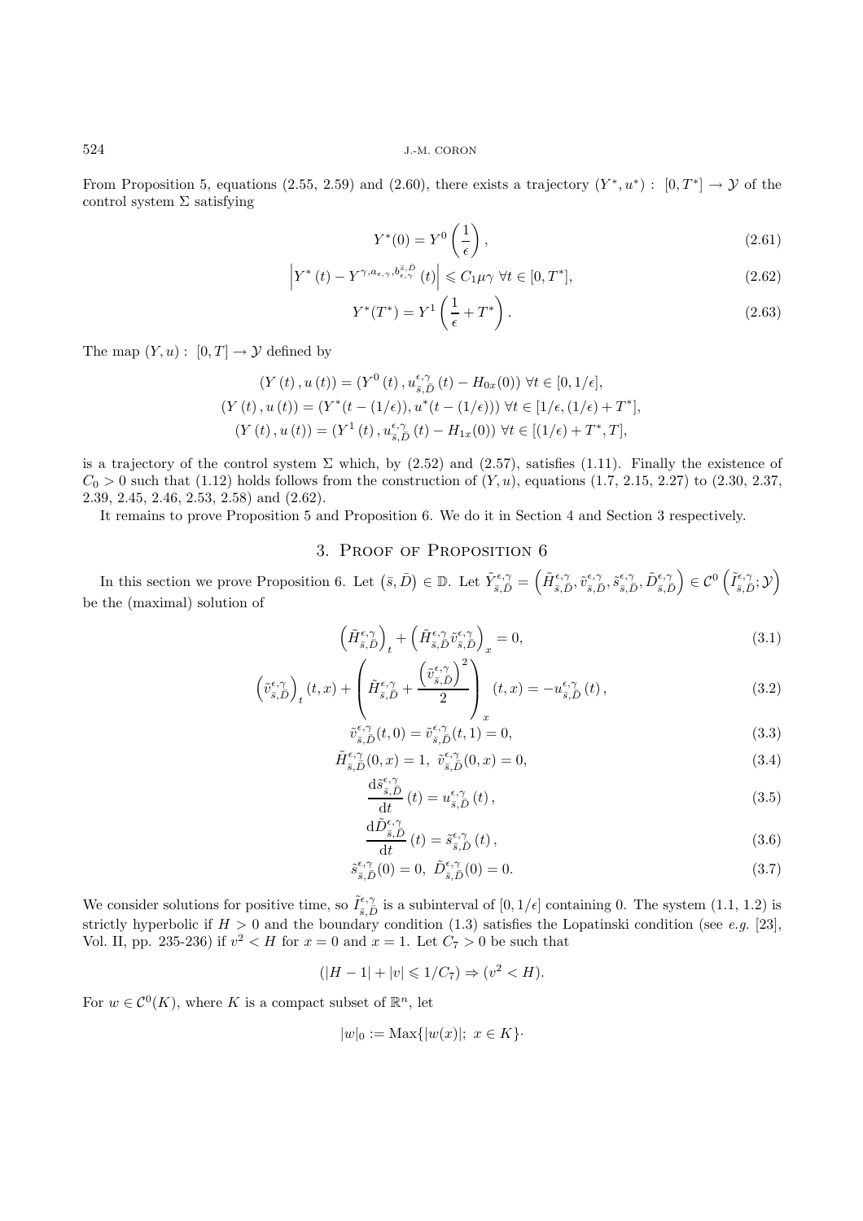From Proposition 5, equations (2.55, 2.59) and (2.60), there exists a trajectory $(Y^*, u^*) : [0, T^*] \to \mathcal{Y}$ of the control system $\Sigma$ satisfying

$$Y^*(0) = Y^0\left(\frac{1}{\epsilon}\right), \tag{2.61}$$

$$\left|Y^*(t) - Y^{\gamma, a_{\epsilon,\gamma}, b_{\epsilon,\gamma}^{\bar{s},\bar{D}}}(t)\right| \leqslant C_1 \mu \gamma \ \forall t \in [0, T^*], \tag{2.62}$$

$$Y^*(T^*) = Y^1\left(\frac{1}{\epsilon} + T^*\right). \tag{2.63}$$

The map $(Y, u) : [0, T] \to \mathcal{Y}$ defined by

$$(Y(t), u(t)) = (Y^0(t), u_{\bar{s},\bar{D}}^{\epsilon,\gamma}(t) - H_{0x}(0)) \ \forall t \in [0, 1/\epsilon],$$
$$(Y(t), u(t)) = (Y^*(t - (1/\epsilon)), u^*(t - (1/\epsilon))) \ \forall t \in [1/\epsilon, (1/\epsilon) + T^*],$$
$$(Y(t), u(t)) = (Y^1(t), u_{\bar{s},\bar{D}}^{\epsilon,\gamma}(t) - H_{1x}(0)) \ \forall t \in [(1/\epsilon) + T^*, T],$$

is a trajectory of the control system $\Sigma$ which, by (2.52) and (2.57), satisfies (1.11). Finally the existence of $C_0 > 0$ such that (1.12) holds follows from the construction of $(Y, u)$, equations (1.7, 2.15, 2.27) to (2.30, 2.37, 2.39, 2.45, 2.46, 2.53, 2.58) and (2.62).

It remains to prove Proposition 5 and Proposition 6. We do it in Section 4 and Section 3 respectively.

## 3. Proof of Proposition 6

In this section we prove Proposition 6. Let $(\bar{s}, \bar{D}) \in \mathbb{D}$. Let $\tilde{Y}_{\bar{s},\bar{D}}^{\epsilon,\gamma} = \left(\tilde{H}_{\bar{s},\bar{D}}^{\epsilon,\gamma}, \tilde{v}_{\bar{s},\bar{D}}^{\epsilon,\gamma}, \tilde{s}_{\bar{s},\bar{D}}^{\epsilon,\gamma}, \tilde{D}_{\bar{s},\bar{D}}^{\epsilon,\gamma}\right) \in \mathcal{C}^0\left(\tilde{I}_{\bar{s},\bar{D}}^{\epsilon,\gamma}; \mathcal{Y}\right)$ be the (maximal) solution of

$$\left(\tilde{H}_{\bar{s},\bar{D}}^{\epsilon,\gamma}\right)_t + \left(\tilde{H}_{\bar{s},\bar{D}}^{\epsilon,\gamma} \tilde{v}_{\bar{s},\bar{D}}^{\epsilon,\gamma}\right)_x = 0, \tag{3.1}$$

$$\left(\tilde{v}_{\bar{s},\bar{D}}^{\epsilon,\gamma}\right)_t(t,x) + \left(\tilde{H}_{\bar{s},\bar{D}}^{\epsilon,\gamma} + \frac{\left(\tilde{v}_{\bar{s},\bar{D}}^{\epsilon,\gamma}\right)^2}{2}\right)_x(t,x) = -u_{\bar{s},\bar{D}}^{\epsilon,\gamma}(t), \tag{3.2}$$

$$\tilde{v}_{\bar{s},\bar{D}}^{\epsilon,\gamma}(t,0) = \tilde{v}_{\bar{s},\bar{D}}^{\epsilon,\gamma}(t,1) = 0, \tag{3.3}$$

$$\tilde{H}_{\bar{s},\bar{D}}^{\epsilon,\gamma}(0,x) = 1, \ \tilde{v}_{\bar{s},\bar{D}}^{\epsilon,\gamma}(0,x) = 0, \tag{3.4}$$

$$\frac{\mathrm{d}\tilde{s}_{\bar{s},\bar{D}}^{\epsilon,\gamma}}{\mathrm{d}t}(t) = u_{\bar{s},\bar{D}}^{\epsilon,\gamma}(t), \tag{3.5}$$

$$\frac{\mathrm{d}\tilde{D}_{\bar{s},\bar{D}}^{\epsilon,\gamma}}{\mathrm{d}t}(t) = \tilde{s}_{\bar{s},\bar{D}}^{\epsilon,\gamma}(t), \tag{3.6}$$

$$\tilde{s}_{\bar{s},\bar{D}}^{\epsilon,\gamma}(0) = 0, \ \tilde{D}_{\bar{s},\bar{D}}^{\epsilon,\gamma}(0) = 0. \tag{3.7}$$

We consider solutions for positive time, so $\tilde{I}_{\bar{s},\bar{D}}^{\epsilon,\gamma}$ is a subinterval of $[0, 1/\epsilon]$ containing 0. The system (1.1, 1.2) is strictly hyperbolic if $H > 0$ and the boundary condition (1.3) satisfies the Lopatinski condition (see *e.g.* [23], Vol. II, pp. 235-236) if $v^2 < H$ for $x = 0$ and $x = 1$. Let $C_7 > 0$ be such that

$$(|H - 1| + |v| \leqslant 1/C_7) \Rightarrow (v^2 < H).$$

For $w \in \mathcal{C}^0(K)$, where $K$ is a compact subset of $\mathbb{R}^n$, let

$$|w|_0 := \mathrm{Max}\{|w(x)|; \ x \in K\}\cdot$$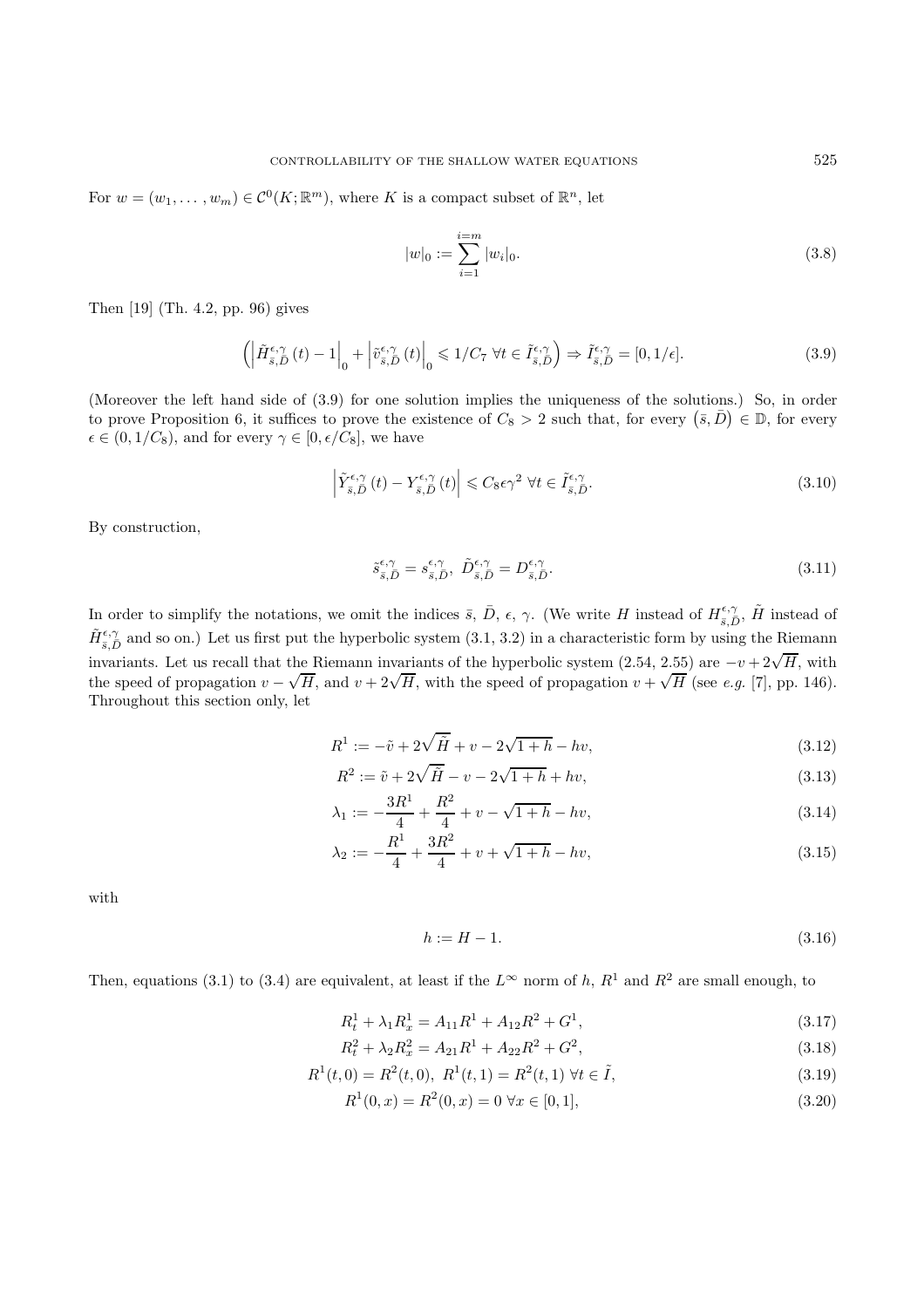For $w = (w_1, \dots, w_m) \in \mathcal{C}^0(K; \mathbb{R}^m)$, where $K$ is a compact subset of $\mathbb{R}^n$, let

$$|w|_0 := \sum_{i=1}^{i=m} |w_i|_0. \tag{3.8}$$

Then [19] (Th. 4.2, pp. 96) gives

$$\left( \left| \tilde{H}^{\epsilon,\gamma}_{\bar{s},\bar{D}}(t) - 1 \right|_0 + \left| \tilde{v}^{\epsilon,\gamma}_{\bar{s},\bar{D}}(t) \right|_0 \leqslant 1/C_7 \ \forall t \in \tilde{I}^{\epsilon,\gamma}_{\bar{s},\bar{D}} \right) \Rightarrow \tilde{I}^{\epsilon,\gamma}_{\bar{s},\bar{D}} = [0, 1/\epsilon]. \tag{3.9}$$

(Moreover the left hand side of (3.9) for one solution implies the uniqueness of the solutions.) So, in order to prove Proposition 6, it suffices to prove the existence of $C_8 > 2$ such that, for every $(\bar{s}, \bar{D}) \in \mathbb{D}$, for every $\epsilon \in (0, 1/C_8)$, and for every $\gamma \in [0, \epsilon/C_8]$, we have

$$\left| \tilde{Y}^{\epsilon,\gamma}_{\bar{s},\bar{D}}(t) - Y^{\epsilon,\gamma}_{\bar{s},\bar{D}}(t) \right| \leqslant C_8 \epsilon \gamma^2 \ \forall t \in \tilde{I}^{\epsilon,\gamma}_{\bar{s},\bar{D}}. \tag{3.10}$$

By construction,

$$\tilde{s}^{\epsilon,\gamma}_{\bar{s},\bar{D}} = s^{\epsilon,\gamma}_{\bar{s},\bar{D}}, \ \tilde{D}^{\epsilon,\gamma}_{\bar{s},\bar{D}} = D^{\epsilon,\gamma}_{\bar{s},\bar{D}}. \tag{3.11}$$

In order to simplify the notations, we omit the indices $\bar{s}$, $\bar{D}$, $\epsilon$, $\gamma$. (We write $H$ instead of $H^{\epsilon,\gamma}_{\bar{s},\bar{D}}$, $\tilde{H}$ instead of $\tilde{H}^{\epsilon,\gamma}_{\bar{s},\bar{D}}$ and so on.) Let us first put the hyperbolic system (3.1, 3.2) in a characteristic form by using the Riemann invariants. Let us recall that the Riemann invariants of the hyperbolic system (2.54, 2.55) are $-v + 2\sqrt{H}$, with the speed of propagation $v - \sqrt{H}$, and $v + 2\sqrt{H}$, with the speed of propagation $v + \sqrt{H}$ (see *e.g.* [7], pp. 146). Throughout this section only, let

$$R^1 := -\tilde{v} + 2\sqrt{\tilde{H}} + v - 2\sqrt{1+h} - hv, \tag{3.12}$$

$$R^2 := \tilde{v} + 2\sqrt{\tilde{H}} - v - 2\sqrt{1+h} + hv, \tag{3.13}$$

$$\lambda_1 := -\frac{3R^1}{4} + \frac{R^2}{4} + v - \sqrt{1+h} - hv, \tag{3.14}$$

$$\lambda_2 := -\frac{R^1}{4} + \frac{3R^2}{4} + v + \sqrt{1+h} - hv, \tag{3.15}$$

with

$$h := H - 1. \tag{3.16}$$

Then, equations (3.1) to (3.4) are equivalent, at least if the $L^\infty$ norm of $h$, $R^1$ and $R^2$ are small enough, to

$$R^1_t + \lambda_1 R^1_x = A_{11} R^1 + A_{12} R^2 + G^1, \tag{3.17}$$

$$R^2_t + \lambda_2 R^2_x = A_{21} R^1 + A_{22} R^2 + G^2, \tag{3.18}$$

$$R^1(t, 0) = R^2(t, 0), \ R^1(t, 1) = R^2(t, 1) \ \forall t \in \tilde{I}, \tag{3.19}$$

$$R^1(0, x) = R^2(0, x) = 0 \ \forall x \in [0, 1], \tag{3.20}$$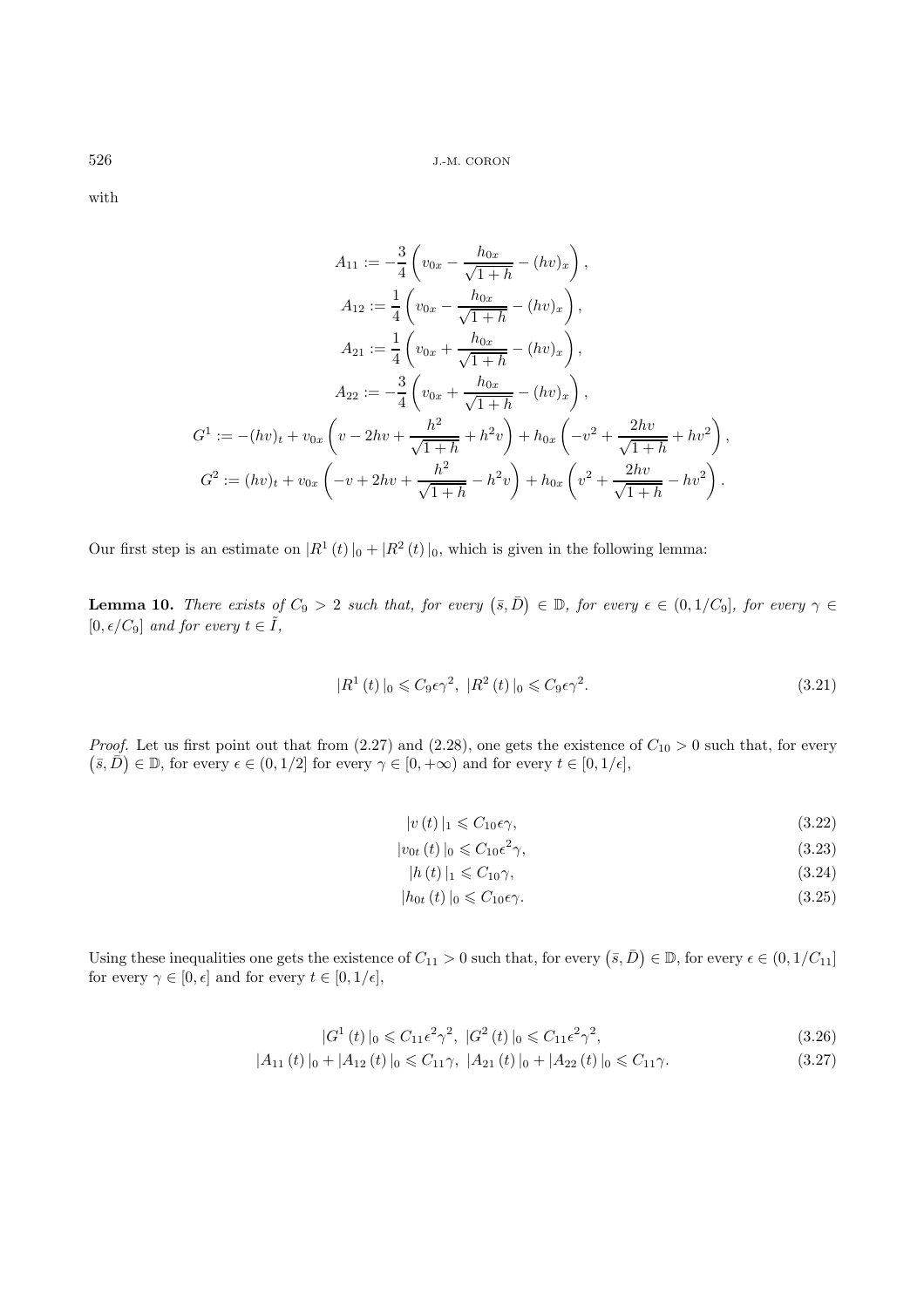with

$$
\begin{aligned}
A_{11} &:= -\frac{3}{4}\left(v_{0x} - \frac{h_{0x}}{\sqrt{1+h}} - (hv)_x\right),\\
A_{12} &:= \frac{1}{4}\left(v_{0x} - \frac{h_{0x}}{\sqrt{1+h}} - (hv)_x\right),\\
A_{21} &:= \frac{1}{4}\left(v_{0x} + \frac{h_{0x}}{\sqrt{1+h}} - (hv)_x\right),\\
A_{22} &:= -\frac{3}{4}\left(v_{0x} + \frac{h_{0x}}{\sqrt{1+h}} - (hv)_x\right),\\
G^1 &:= -(hv)_t + v_{0x}\left(v - 2hv + \frac{h^2}{\sqrt{1+h}} + h^2 v\right) + h_{0x}\left(-v^2 + \frac{2hv}{\sqrt{1+h}} + hv^2\right),\\
G^2 &:= (hv)_t + v_{0x}\left(-v + 2hv + \frac{h^2}{\sqrt{1+h}} - h^2 v\right) + h_{0x}\left(v^2 + \frac{2hv}{\sqrt{1+h}} - hv^2\right).
\end{aligned}
$$

Our first step is an estimate on $|R^1(t)|_0 + |R^2(t)|_0$, which is given in the following lemma:

**Lemma 10.** *There exists of $C_9 > 2$ such that, for every $(\bar{s}, \bar{D}) \in \mathbb{D}$, for every $\epsilon \in (0, 1/C_9]$, for every $\gamma \in [0, \epsilon/C_9]$ and for every $t \in \tilde{I}$,*

$$
|R^1(t)|_0 \leqslant C_9 \epsilon \gamma^2, \; |R^2(t)|_0 \leqslant C_9 \epsilon \gamma^2. \tag{3.21}
$$

*Proof.* Let us first point out that from (2.27) and (2.28), one gets the existence of $C_{10} > 0$ such that, for every $(\bar{s}, \bar{D}) \in \mathbb{D}$, for every $\epsilon \in (0, 1/2]$ for every $\gamma \in [0, +\infty)$ and for every $t \in [0, 1/\epsilon]$,

$$
|v(t)|_1 \leqslant C_{10} \epsilon \gamma, \tag{3.22}
$$

$$
|v_{0t}(t)|_0 \leqslant C_{10} \epsilon^2 \gamma, \tag{3.23}
$$

$$
|h(t)|_1 \leqslant C_{10} \gamma, \tag{3.24}
$$

$$
|h_{0t}(t)|_0 \leqslant C_{10} \epsilon \gamma. \tag{3.25}
$$

Using these inequalities one gets the existence of $C_{11} > 0$ such that, for every $(\bar{s}, \bar{D}) \in \mathbb{D}$, for every $\epsilon \in (0, 1/C_{11}]$ for every $\gamma \in [0, \epsilon]$ and for every $t \in [0, 1/\epsilon]$,

$$
|G^1(t)|_0 \leqslant C_{11} \epsilon^2 \gamma^2, \; |G^2(t)|_0 \leqslant C_{11} \epsilon^2 \gamma^2, \tag{3.26}
$$

$$
|A_{11}(t)|_0 + |A_{12}(t)|_0 \leqslant C_{11} \gamma, \; |A_{21}(t)|_0 + |A_{22}(t)|_0 \leqslant C_{11} \gamma. \tag{3.27}
$$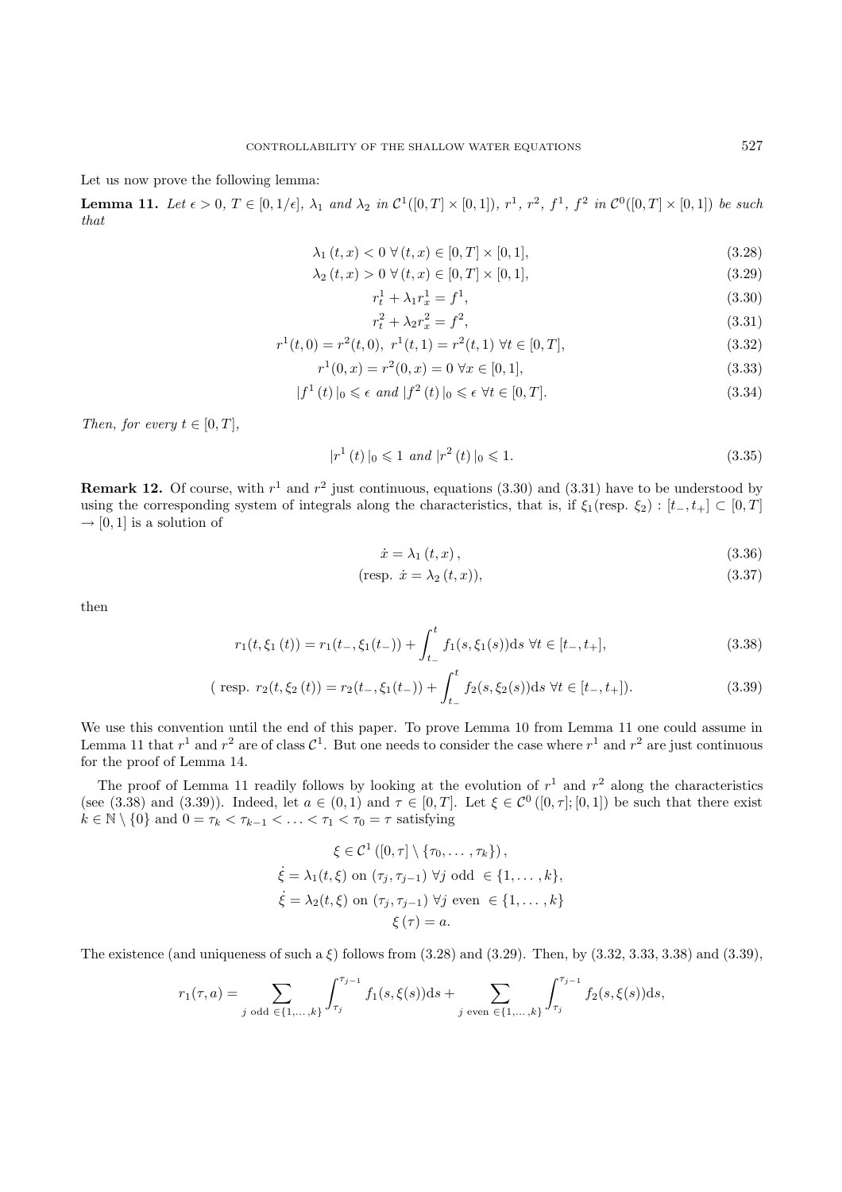Let us now prove the following lemma:

**Lemma 11.** *Let $\epsilon > 0$, $T \in [0, 1/\epsilon]$, $\lambda_1$ and $\lambda_2$ in $\mathcal{C}^1([0,T]\times[0,1])$, $r^1$, $r^2$, $f^1$, $f^2$ in $\mathcal{C}^0([0,T]\times[0,1])$ be such that*

$$\lambda_1\,(t,x) < 0 \;\forall\,(t,x) \in [0,T]\times[0,1], \tag{3.28}$$

$$\lambda_2\,(t,x) > 0 \;\forall\,(t,x) \in [0,T]\times[0,1], \tag{3.29}$$

$$r^1_t + \lambda_1 r^1_x = f^1, \tag{3.30}$$

$$r^2_t + \lambda_2 r^2_x = f^2, \tag{3.31}$$

$$r^1(t,0) = r^2(t,0),\; r^1(t,1) = r^2(t,1) \;\forall t \in [0,T], \tag{3.32}$$

$$r^1(0,x) = r^2(0,x) = 0 \;\forall x \in [0,1], \tag{3.33}$$

$$|f^1\,(t)\,|_0 \leqslant \epsilon \text{ and } |f^2\,(t)\,|_0 \leqslant \epsilon \;\forall t \in [0,T]. \tag{3.34}$$

*Then, for every $t \in [0,T]$,*

$$|r^1\,(t)\,|_0 \leqslant 1 \text{ and } |r^2\,(t)\,|_0 \leqslant 1. \tag{3.35}$$

**Remark 12.** Of course, with $r^1$ and $r^2$ just continuous, equations (3.30) and (3.31) have to be understood by using the corresponding system of integrals along the characteristics, that is, if $\xi_1$(resp. $\xi_2$) : $[t_-, t_+] \subset [0,T] \to [0,1]$ is a solution of

$$\dot{x} = \lambda_1\,(t,x)\,, \tag{3.36}$$

$$(\text{resp. } \dot{x} = \lambda_2\,(t,x)), \tag{3.37}$$

then

$$r_1(t, \xi_1\,(t)) = r_1(t_-, \xi_1(t_-)) + \int_{t_-}^{t} f_1(s, \xi_1(s))\mathrm{d}s \;\forall t \in [t_-, t_+], \tag{3.38}$$

$$(\text{ resp. } r_2(t, \xi_2\,(t)) = r_2(t_-, \xi_1(t_-)) + \int_{t_-}^{t} f_2(s, \xi_2(s))\mathrm{d}s \;\forall t \in [t_-, t_+]). \tag{3.39}$$

We use this convention until the end of this paper. To prove Lemma 10 from Lemma 11 one could assume in Lemma 11 that $r^1$ and $r^2$ are of class $\mathcal{C}^1$. But one needs to consider the case where $r^1$ and $r^2$ are just continuous for the proof of Lemma 14.

The proof of Lemma 11 readily follows by looking at the evolution of $r^1$ and $r^2$ along the characteristics (see (3.38) and (3.39)). Indeed, let $a \in (0,1)$ and $\tau \in [0,T]$. Let $\xi \in \mathcal{C}^0\,([0,\tau];[0,1])$ be such that there exist $k \in \mathbb{N}\setminus\{0\}$ and $0 = \tau_k < \tau_{k-1} < \ldots < \tau_1 < \tau_0 = \tau$ satisfying

$$\xi \in \mathcal{C}^1\,([0,\tau]\setminus\{\tau_0,\ldots,\tau_k\})\,,$$
$$\dot{\xi} = \lambda_1(t,\xi) \text{ on } (\tau_j, \tau_{j-1}) \;\forall j \text{ odd } \in \{1,\ldots,k\},$$
$$\dot{\xi} = \lambda_2(t,\xi) \text{ on } (\tau_j, \tau_{j-1}) \;\forall j \text{ even } \in \{1,\ldots,k\}$$
$$\xi\,(\tau) = a.$$

The existence (and uniqueness of such a $\xi$) follows from (3.28) and (3.29). Then, by (3.32, 3.33, 3.38) and (3.39),

$$r_1(\tau, a) = \sum_{j \text{ odd } \in\{1,\ldots,k\}} \int_{\tau_j}^{\tau_{j-1}} f_1(s,\xi(s))\mathrm{d}s + \sum_{j \text{ even } \in\{1,\ldots,k\}} \int_{\tau_j}^{\tau_{j-1}} f_2(s,\xi(s))\mathrm{d}s,$$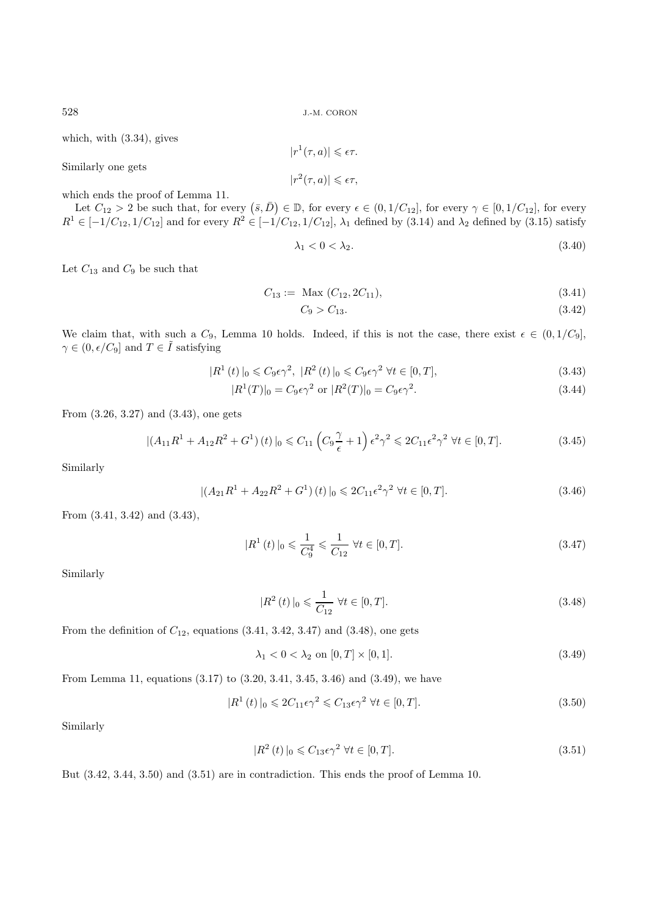which, with (3.34), gives

$$|r^1(\tau, a)| \leqslant \epsilon\tau.$$

Similarly one gets

$$|r^2(\tau, a)| \leqslant \epsilon\tau,$$

which ends the proof of Lemma 11.

Let $C_{12} > 2$ be such that, for every $(\bar{s}, \bar{D}) \in \mathbb{D}$, for every $\epsilon \in (0, 1/C_{12}]$, for every $\gamma \in [0, 1/C_{12}]$, for every $R^1 \in [-1/C_{12}, 1/C_{12}]$ and for every $R^2 \in [-1/C_{12}, 1/C_{12}]$, $\lambda_1$ defined by (3.14) and $\lambda_2$ defined by (3.15) satisfy

$$\lambda_1 < 0 < \lambda_2. \tag{3.40}$$

Let $C_{13}$ and $C_9$ be such that

$$C_{13} := \text{ Max } (C_{12}, 2C_{11}), \tag{3.41}$$

$$C_9 > C_{13}. \tag{3.42}$$

We claim that, with such a $C_9$, Lemma 10 holds. Indeed, if this is not the case, there exist $\epsilon \in (0, 1/C_9]$, $\gamma \in (0, \epsilon/C_9]$ and $T \in \tilde{I}$ satisfying

$$|R^1(t)|_0 \leqslant C_9\epsilon\gamma^2, \ |R^2(t)|_0 \leqslant C_9\epsilon\gamma^2 \ \forall t \in [0, T], \tag{3.43}$$

$$|R^1(T)|_0 = C_9\epsilon\gamma^2 \text{ or } |R^2(T)|_0 = C_9\epsilon\gamma^2. \tag{3.44}$$

From (3.26, 3.27) and (3.43), one gets

$$|(A_{11}R^1 + A_{12}R^2 + G^1)(t)|_0 \leqslant C_{11}\left(C_9\frac{\gamma}{\epsilon} + 1\right)\epsilon^2\gamma^2 \leqslant 2C_{11}\epsilon^2\gamma^2 \ \forall t \in [0, T]. \tag{3.45}$$

Similarly

$$|(A_{21}R^1 + A_{22}R^2 + G^1)(t)|_0 \leqslant 2C_{11}\epsilon^2\gamma^2 \ \forall t \in [0, T]. \tag{3.46}$$

From (3.41, 3.42) and (3.43),

$$|R^1(t)|_0 \leqslant \frac{1}{C_9^4} \leqslant \frac{1}{C_{12}} \ \forall t \in [0, T]. \tag{3.47}$$

Similarly

$$|R^2(t)|_0 \leqslant \frac{1}{C_{12}} \ \forall t \in [0, T]. \tag{3.48}$$

From the definition of $C_{12}$, equations (3.41, 3.42, 3.47) and (3.48), one gets

$$\lambda_1 < 0 < \lambda_2 \text{ on } [0, T] \times [0, 1]. \tag{3.49}$$

From Lemma 11, equations (3.17) to (3.20, 3.41, 3.45, 3.46) and (3.49), we have

$$|R^1(t)|_0 \leqslant 2C_{11}\epsilon\gamma^2 \leqslant C_{13}\epsilon\gamma^2 \ \forall t \in [0, T]. \tag{3.50}$$

Similarly

$$|R^2(t)|_0 \leqslant C_{13}\epsilon\gamma^2 \ \forall t \in [0, T]. \tag{3.51}$$

But (3.42, 3.44, 3.50) and (3.51) are in contradiction. This ends the proof of Lemma 10.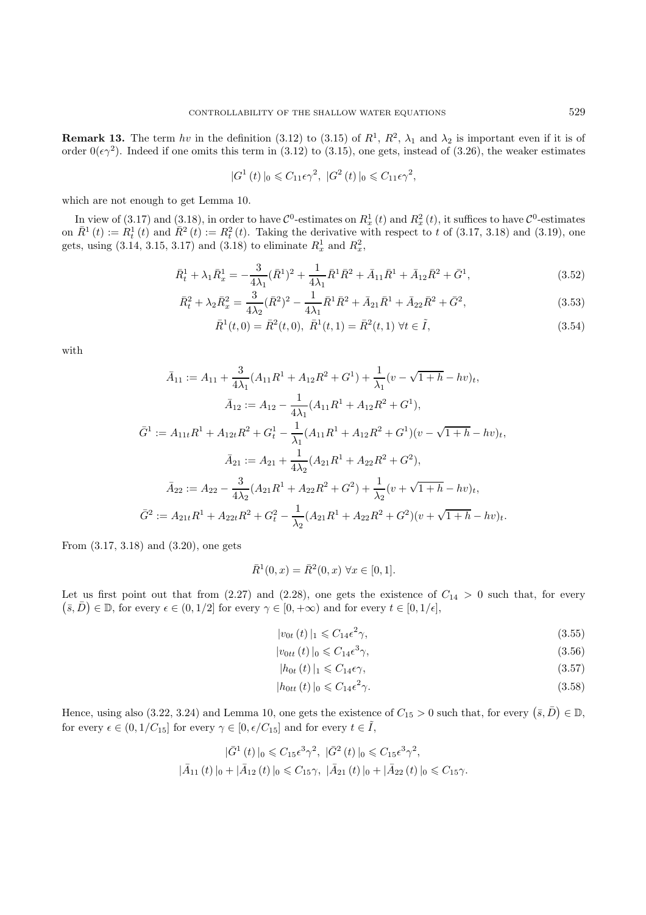**Remark 13.** The term $hv$ in the definition (3.12) to (3.15) of $R^1$, $R^2$, $\lambda_1$ and $\lambda_2$ is important even if it is of order $0(\epsilon\gamma^2)$. Indeed if one omits this term in (3.12) to (3.15), one gets, instead of (3.26), the weaker estimates

$$|G^1(t)|_0 \leqslant C_{11}\epsilon\gamma^2,\ |G^2(t)|_0 \leqslant C_{11}\epsilon\gamma^2,$$

which are not enough to get Lemma 10.

In view of (3.17) and (3.18), in order to have $\mathcal{C}^0$-estimates on $R^1_x(t)$ and $R^2_x(t)$, it suffices to have $\mathcal{C}^0$-estimates on $\bar{R}^1(t) := R^1_t(t)$ and $\bar{R}^2(t) := R^2_t(t)$. Taking the derivative with respect to $t$ of (3.17, 3.18) and (3.19), one gets, using (3.14, 3.15, 3.17) and (3.18) to eliminate $R^1_x$ and $R^2_x$,

$$\bar{R}^1_t + \lambda_1 \bar{R}^1_x = -\frac{3}{4\lambda_1}(\bar{R}^1)^2 + \frac{1}{4\lambda_1}\bar{R}^1\bar{R}^2 + \bar{A}_{11}\bar{R}^1 + \bar{A}_{12}\bar{R}^2 + \bar{G}^1, \tag{3.52}$$

$$\bar{R}^2_t + \lambda_2 \bar{R}^2_x = \frac{3}{4\lambda_2}(\bar{R}^2)^2 - \frac{1}{4\lambda_1}\bar{R}^1\bar{R}^2 + \bar{A}_{21}\bar{R}^1 + \bar{A}_{22}\bar{R}^2 + \bar{G}^2, \tag{3.53}$$

$$\bar{R}^1(t,0) = \bar{R}^2(t,0),\ \bar{R}^1(t,1) = \bar{R}^2(t,1)\ \forall t \in \tilde{I}, \tag{3.54}$$

with

$$\bar{A}_{11} := A_{11} + \frac{3}{4\lambda_1}(A_{11}R^1 + A_{12}R^2 + G^1) + \frac{1}{\lambda_1}(v - \sqrt{1+h} - hv)_t,$$

$$\bar{A}_{12} := A_{12} - \frac{1}{4\lambda_1}(A_{11}R^1 + A_{12}R^2 + G^1),$$

$$\bar{G}^1 := A_{11t}R^1 + A_{12t}R^2 + G^1_t - \frac{1}{\lambda_1}(A_{11}R^1 + A_{12}R^2 + G^1)(v - \sqrt{1+h} - hv)_t,$$

$$\bar{A}_{21} := A_{21} + \frac{1}{4\lambda_2}(A_{21}R^1 + A_{22}R^2 + G^2),$$

$$\bar{A}_{22} := A_{22} - \frac{3}{4\lambda_2}(A_{21}R^1 + A_{22}R^2 + G^2) + \frac{1}{\lambda_2}(v + \sqrt{1+h} - hv)_t,$$

$$\bar{G}^2 := A_{21t}R^1 + A_{22t}R^2 + G^2_t - \frac{1}{\lambda_2}(A_{21}R^1 + A_{22}R^2 + G^2)(v + \sqrt{1+h} - hv)_t.$$

From (3.17, 3.18) and (3.20), one gets

$$\bar{R}^1(0,x) = \bar{R}^2(0,x)\ \forall x \in [0,1].$$

Let us first point out that from (2.27) and (2.28), one gets the existence of $C_{14} > 0$ such that, for every $(\bar{s},\bar{D}) \in \mathbb{D}$, for every $\epsilon \in (0,1/2]$ for every $\gamma \in [0,+\infty)$ and for every $t \in [0,1/\epsilon]$,

$$|v_{0t}(t)|_1 \leqslant C_{14}\epsilon^2\gamma, \tag{3.55}$$

$$|v_{0tt}(t)|_0 \leqslant C_{14}\epsilon^3\gamma, \tag{3.56}$$

$$|h_{0t}(t)|_1 \leqslant C_{14}\epsilon\gamma, \tag{3.57}$$

$$|h_{0tt}(t)|_0 \leqslant C_{14}\epsilon^2\gamma. \tag{3.58}$$

Hence, using also (3.22, 3.24) and Lemma 10, one gets the existence of $C_{15} > 0$ such that, for every $(\bar{s},\bar{D}) \in \mathbb{D}$, for every $\epsilon \in (0,1/C_{15}]$ for every $\gamma \in [0,\epsilon/C_{15}]$ and for every $t \in \tilde{I}$,

$$|\bar{G}^1(t)|_0 \leqslant C_{15}\epsilon^3\gamma^2,\ |\bar{G}^2(t)|_0 \leqslant C_{15}\epsilon^3\gamma^2,$$

$$|\bar{A}_{11}(t)|_0 + |\bar{A}_{12}(t)|_0 \leqslant C_{15}\gamma,\ |\bar{A}_{21}(t)|_0 + |\bar{A}_{22}(t)|_0 \leqslant C_{15}\gamma.$$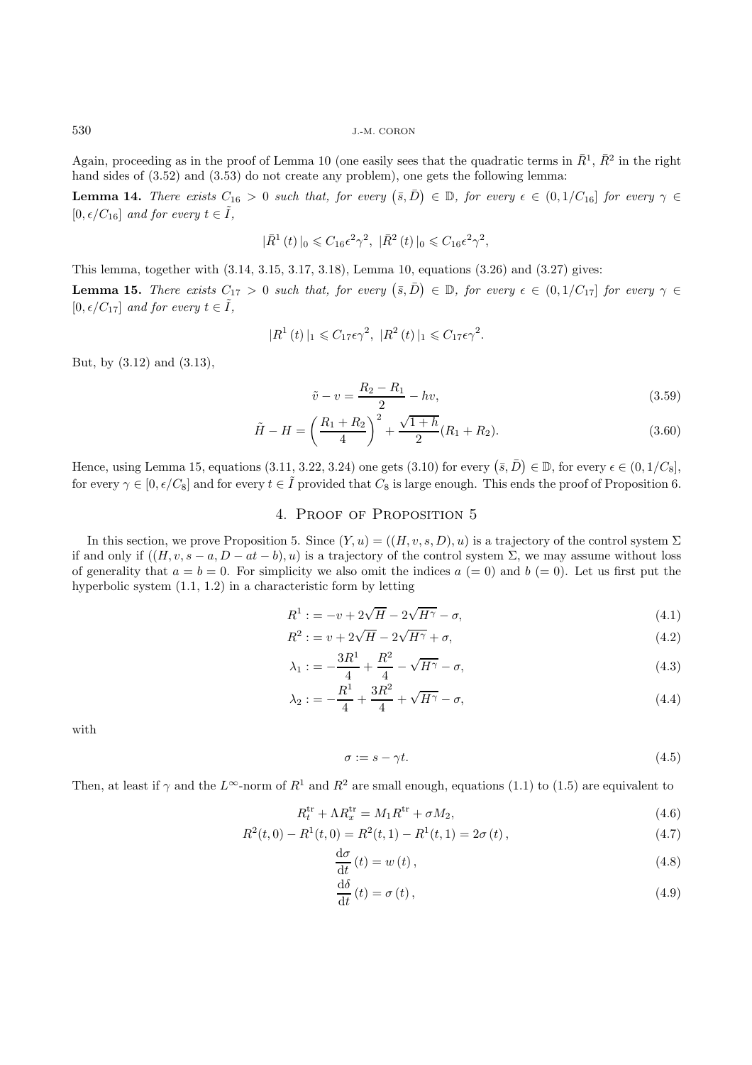Again, proceeding as in the proof of Lemma 10 (one easily sees that the quadratic terms in $\bar{R}^1$, $\bar{R}^2$ in the right hand sides of (3.52) and (3.53) do not create any problem), one gets the following lemma:

**Lemma 14.** *There exists $C_{16} > 0$ such that, for every $(\bar{s}, \bar{D}) \in \mathbb{D}$, for every $\epsilon \in (0, 1/C_{16}]$ for every $\gamma \in [0, \epsilon/C_{16}]$ and for every $t \in \tilde{I}$,*

$$|\bar{R}^1(t)|_0 \leqslant C_{16}\epsilon^2\gamma^2, \; |\bar{R}^2(t)|_0 \leqslant C_{16}\epsilon^2\gamma^2,$$

This lemma, together with (3.14, 3.15, 3.17, 3.18), Lemma 10, equations (3.26) and (3.27) gives:

**Lemma 15.** *There exists $C_{17} > 0$ such that, for every $(\bar{s}, \bar{D}) \in \mathbb{D}$, for every $\epsilon \in (0, 1/C_{17}]$ for every $\gamma \in [0, \epsilon/C_{17}]$ and for every $t \in \tilde{I}$,*

$$|R^1(t)|_1 \leqslant C_{17}\epsilon\gamma^2, \; |R^2(t)|_1 \leqslant C_{17}\epsilon\gamma^2.$$

But, by (3.12) and (3.13),

$$\tilde{v} - v = \frac{R_2 - R_1}{2} - hv, \tag{3.59}$$

$$\tilde{H} - H = \left(\frac{R_1 + R_2}{4}\right)^2 + \frac{\sqrt{1+h}}{2}(R_1 + R_2). \tag{3.60}$$

Hence, using Lemma 15, equations (3.11, 3.22, 3.24) one gets (3.10) for every $(\bar{s}, \bar{D}) \in \mathbb{D}$, for every $\epsilon \in (0, 1/C_8]$, for every $\gamma \in [0, \epsilon/C_8]$ and for every $t \in \tilde{I}$ provided that $C_8$ is large enough. This ends the proof of Proposition 6.

## 4. Proof of Proposition 5

In this section, we prove Proposition 5. Since $(Y, u) = ((H, v, s, D), u)$ is a trajectory of the control system $\Sigma$ if and only if $((H, v, s - a, D - at - b), u)$ is a trajectory of the control system $\Sigma$, we may assume without loss of generality that $a = b = 0$. For simplicity we also omit the indices $a$ $(= 0)$ and $b$ $(= 0)$. Let us first put the hyperbolic system (1.1, 1.2) in a characteristic form by letting

$$R^1 := -v + 2\sqrt{H} - 2\sqrt{H^\gamma} - \sigma, \tag{4.1}$$

$$R^2 := v + 2\sqrt{H} - 2\sqrt{H^\gamma} + \sigma, \tag{4.2}$$

$$\lambda_1 := -\frac{3R^1}{4} + \frac{R^2}{4} - \sqrt{H^\gamma} - \sigma, \tag{4.3}$$

$$\lambda_2 := -\frac{R^1}{4} + \frac{3R^2}{4} + \sqrt{H^\gamma} - \sigma, \tag{4.4}$$

with

$$\sigma := s - \gamma t. \tag{4.5}$$

Then, at least if $\gamma$ and the $L^\infty$-norm of $R^1$ and $R^2$ are small enough, equations (1.1) to (1.5) are equivalent to

$$R_t^{\text{tr}} + \Lambda R_x^{\text{tr}} = M_1 R^{\text{tr}} + \sigma M_2, \tag{4.6}$$

$$R^2(t, 0) - R^1(t, 0) = R^2(t, 1) - R^1(t, 1) = 2\sigma(t), \tag{4.7}$$

$$\frac{\mathrm{d}\sigma}{\mathrm{d}t}(t) = w(t), \tag{4.8}$$

$$\frac{\mathrm{d}\delta}{\mathrm{d}t}(t) = \sigma(t), \tag{4.9}$$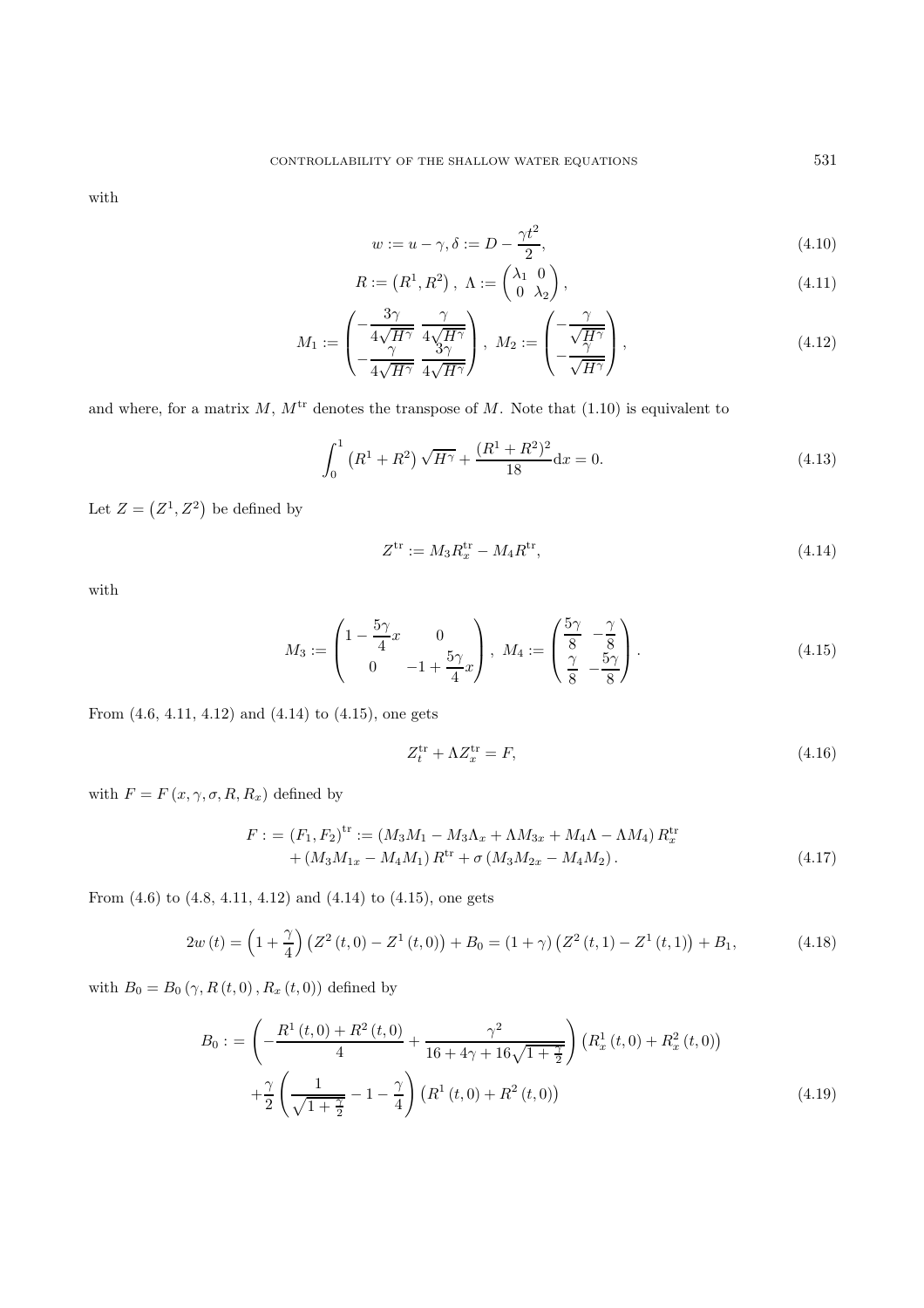with

$$
w := u - \gamma, \delta := D - \frac{\gamma t^2}{2}, \tag{4.10}
$$

$$
R := \left(R^1, R^2\right), \; \Lambda := \begin{pmatrix} \lambda_1 & 0 \\ 0 & \lambda_2 \end{pmatrix}, \tag{4.11}
$$

$$
M_1 := \begin{pmatrix} -\dfrac{3\gamma}{4\sqrt{H^\gamma}} & \dfrac{\gamma}{4\sqrt{H^\gamma}} \\ -\dfrac{\gamma}{4\sqrt{H^\gamma}} & \dfrac{3\gamma}{4\sqrt{H^\gamma}} \end{pmatrix}, \; M_2 := \begin{pmatrix} -\dfrac{\gamma}{\sqrt{H^\gamma}} \\ -\dfrac{\gamma}{\sqrt{H^\gamma}} \end{pmatrix}, \tag{4.12}
$$

and where, for a matrix $M$, $M^{\mathrm{tr}}$ denotes the transpose of $M$. Note that (1.10) is equivalent to

$$
\int_0^1 \left(R^1 + R^2\right)\sqrt{H^\gamma} + \frac{(R^1+R^2)^2}{18} \mathrm{d}x = 0. \tag{4.13}
$$

Let $Z = \left(Z^1, Z^2\right)$ be defined by

$$
Z^{\mathrm{tr}} := M_3 R_x^{\mathrm{tr}} - M_4 R^{\mathrm{tr}}, \tag{4.14}
$$

with

$$
M_3 := \begin{pmatrix} 1 - \dfrac{5\gamma}{4}x & 0 \\ 0 & -1 + \dfrac{5\gamma}{4}x \end{pmatrix}, \; M_4 := \begin{pmatrix} \dfrac{5\gamma}{8} & -\dfrac{\gamma}{8} \\ \dfrac{\gamma}{8} & -\dfrac{5\gamma}{8} \end{pmatrix}. \tag{4.15}
$$

From (4.6, 4.11, 4.12) and (4.14) to (4.15), one gets

$$
Z_t^{\mathrm{tr}} + \Lambda Z_x^{\mathrm{tr}} = F, \tag{4.16}
$$

with $F = F\left(x, \gamma, \sigma, R, R_x\right)$ defined by

$$
\begin{aligned}
F :&= \left(F_1, F_2\right)^{\mathrm{tr}} := \left(M_3 M_1 - M_3 \Lambda_x + \Lambda M_{3x} + M_4 \Lambda - \Lambda M_4\right) R_x^{\mathrm{tr}} \\
&\quad + \left(M_3 M_{1x} - M_4 M_1\right) R^{\mathrm{tr}} + \sigma \left(M_3 M_{2x} - M_4 M_2\right).
\end{aligned} \tag{4.17}
$$

From (4.6) to (4.8, 4.11, 4.12) and (4.14) to (4.15), one gets

$$
2w\left(t\right) = \left(1 + \frac{\gamma}{4}\right)\left(Z^2\left(t,0\right) - Z^1\left(t,0\right)\right) + B_0 = \left(1+\gamma\right)\left(Z^2\left(t,1\right) - Z^1\left(t,1\right)\right) + B_1, \tag{4.18}
$$

with $B_0 = B_0\left(\gamma, R\left(t,0\right), R_x\left(t,0\right)\right)$ defined by

$$
\begin{aligned}
B_0 :&= \left(-\frac{R^1\left(t,0\right) + R^2\left(t,0\right)}{4} + \frac{\gamma^2}{16 + 4\gamma + 16\sqrt{1+\frac{\gamma}{2}}}\right)\left(R_x^1\left(t,0\right) + R_x^2\left(t,0\right)\right) \\
&\quad + \frac{\gamma}{2}\left(\frac{1}{\sqrt{1+\frac{\gamma}{2}}} - 1 - \frac{\gamma}{4}\right)\left(R^1\left(t,0\right) + R^2\left(t,0\right)\right)
\end{aligned} \tag{4.19}
$$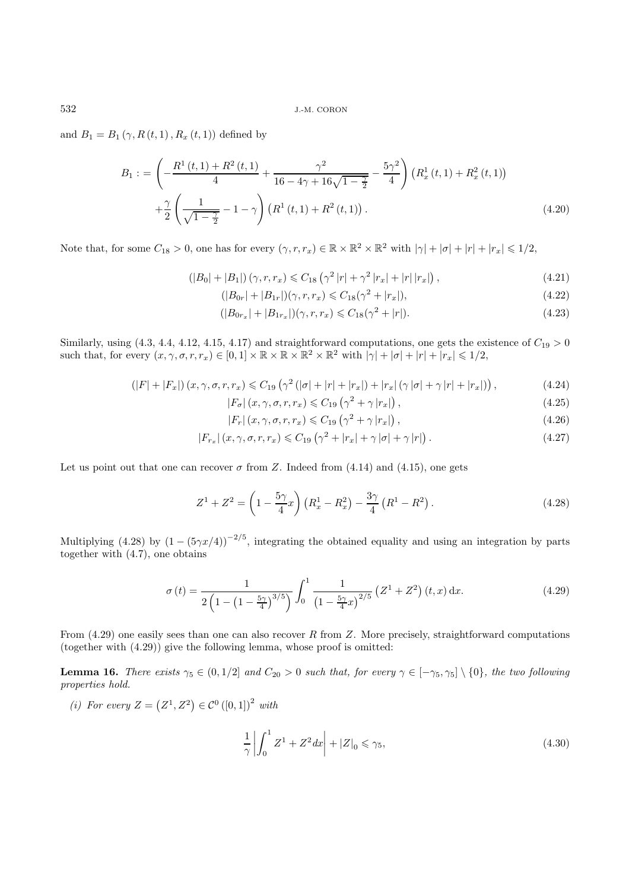and $B_1 = B_1(\gamma, R(t,1), R_x(t,1))$ defined by

$$
\begin{aligned}
B_1 := & \left( -\frac{R^1(t,1) + R^2(t,1)}{4} + \frac{\gamma^2}{16 - 4\gamma + 16\sqrt{1-\frac{\gamma}{2}}} - \frac{5\gamma^2}{4} \right) \left( R_x^1(t,1) + R_x^2(t,1) \right) \\
& + \frac{\gamma}{2} \left( \frac{1}{\sqrt{1-\frac{\gamma}{2}}} - 1 - \gamma \right) \left( R^1(t,1) + R^2(t,1) \right).
\end{aligned} \tag{4.20}
$$

Note that, for some $C_{18} > 0$, one has for every $(\gamma, r, r_x) \in \mathbb{R} \times \mathbb{R}^2 \times \mathbb{R}^2$ with $|\gamma| + |\sigma| + |r| + |r_x| \leqslant 1/2$,

$$
(|B_0| + |B_1|)(\gamma, r, r_x) \leqslant C_{18} \left( \gamma^2 |r| + \gamma^2 |r_x| + |r| \, |r_x| \right), \tag{4.21}
$$

$$
(|B_{0r}| + |B_{1r}|)(\gamma, r, r_x) \leqslant C_{18}(\gamma^2 + |r_x|), \tag{4.22}
$$

$$
(|B_{0r_x}| + |B_{1r_x}|)(\gamma, r, r_x) \leqslant C_{18}(\gamma^2 + |r|). \tag{4.23}
$$

Similarly, using (4.3, 4.4, 4.12, 4.15, 4.17) and straightforward computations, one gets the existence of $C_{19} > 0$ such that, for every $(x, \gamma, \sigma, r, r_x) \in [0,1] \times \mathbb{R} \times \mathbb{R} \times \mathbb{R}^2 \times \mathbb{R}^2$ with $|\gamma| + |\sigma| + |r| + |r_x| \leqslant 1/2$,

$$
(|F| + |F_x|)(x, \gamma, \sigma, r, r_x) \leqslant C_{19} \left( \gamma^2 (|\sigma| + |r| + |r_x|) + |r_x| \left( \gamma |\sigma| + \gamma |r| + |r_x| \right) \right), \tag{4.24}
$$

$$
|F_\sigma|(x, \gamma, \sigma, r, r_x) \leqslant C_{19} \left( \gamma^2 + \gamma |r_x| \right), \tag{4.25}
$$

$$
|F_r|(x, \gamma, \sigma, r, r_x) \leqslant C_{19} \left( \gamma^2 + \gamma |r_x| \right), \tag{4.26}
$$

$$
|F_{r_x}|(x, \gamma, \sigma, r, r_x) \leqslant C_{19} \left( \gamma^2 + |r_x| + \gamma |\sigma| + \gamma |r| \right). \tag{4.27}
$$

Let us point out that one can recover $\sigma$ from $Z$. Indeed from (4.14) and (4.15), one gets

$$
Z^1 + Z^2 = \left( 1 - \frac{5\gamma}{4} x \right) \left( R_x^1 - R_x^2 \right) - \frac{3\gamma}{4} \left( R^1 - R^2 \right). \tag{4.28}
$$

Multiplying (4.28) by $(1 - (5\gamma x/4))^{-2/5}$, integrating the obtained equality and using an integration by parts together with (4.7), one obtains

$$
\sigma(t) = \frac{1}{2\left( 1 - \left( 1 - \frac{5\gamma}{4} \right)^{3/5} \right)} \int_0^1 \frac{1}{\left( 1 - \frac{5\gamma}{4} x \right)^{2/5}} \left( Z^1 + Z^2 \right)(t, x) \, \mathrm{d}x. \tag{4.29}
$$

From (4.29) one easily sees than one can also recover $R$ from $Z$. More precisely, straightforward computations (together with (4.29)) give the following lemma, whose proof is omitted:

**Lemma 16.** *There exists $\gamma_5 \in (0, 1/2]$ and $C_{20} > 0$ such that, for every $\gamma \in [-\gamma_5, \gamma_5] \setminus \{0\}$, the two following properties hold.*

*(i) For every $Z = \left( Z^1, Z^2 \right) \in \mathcal{C}^0([0,1])^2$ with*

$$
\frac{1}{\gamma} \left| \int_0^1 Z^1 + Z^2 dx \right| + |Z|_0 \leqslant \gamma_5, \tag{4.30}
$$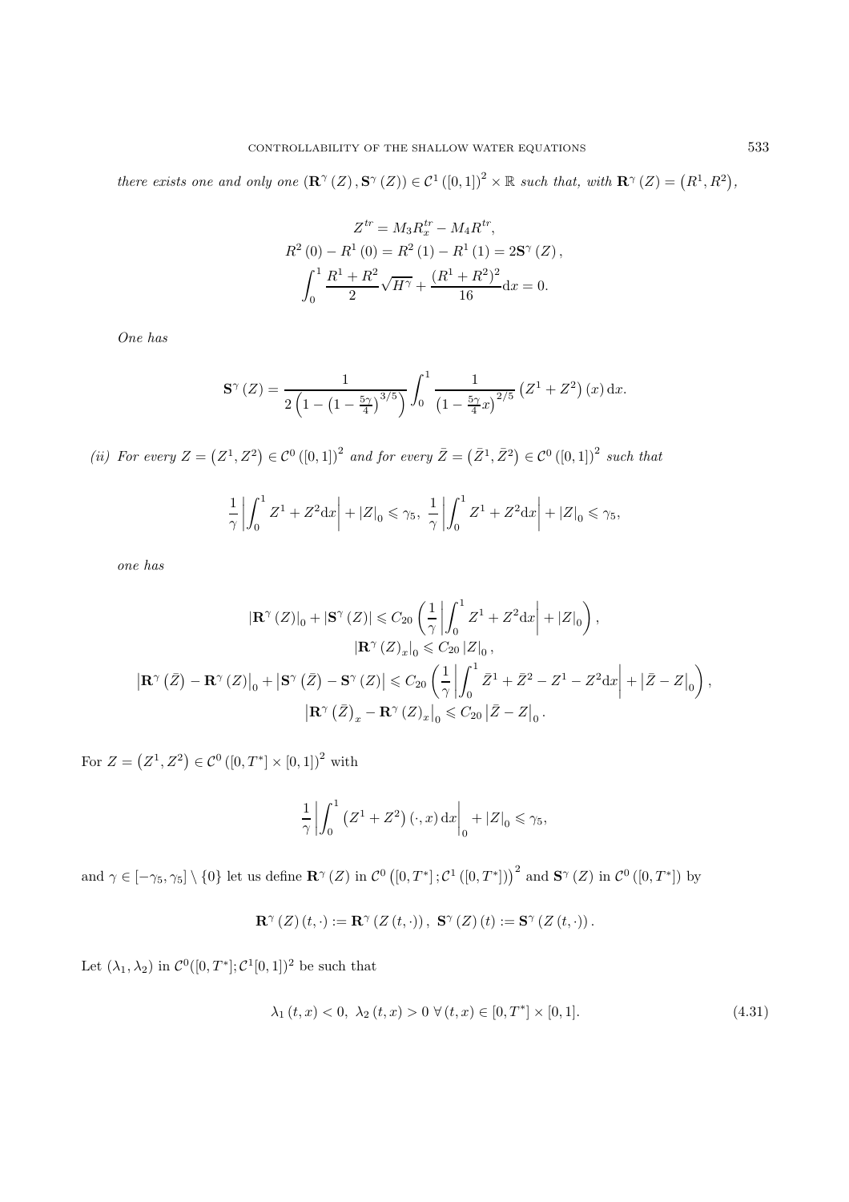*there exists one and only one* $(\mathbf{R}^{\gamma}(Z), \mathbf{S}^{\gamma}(Z)) \in \mathcal{C}^1([0,1])^2 \times \mathbb{R}$ *such that, with* $\mathbf{R}^{\gamma}(Z) = (R^1, R^2)$,

$$
\begin{gathered}
Z^{tr} = M_3 R_x^{tr} - M_4 R^{tr}, \\
R^2(0) - R^1(0) = R^2(1) - R^1(1) = 2\mathbf{S}^{\gamma}(Z), \\
\int_0^1 \frac{R^1 + R^2}{2}\sqrt{H^{\gamma}} + \frac{(R^1+R^2)^2}{16} \mathrm{d}x = 0.
\end{gathered}
$$

*One has*

$$
\mathbf{S}^{\gamma}(Z) = \frac{1}{2\left(1 - \left(1 - \frac{5\gamma}{4}\right)^{3/5}\right)} \int_0^1 \frac{1}{\left(1 - \frac{5\gamma}{4}x\right)^{2/5}} \left(Z^1 + Z^2\right)(x)\,\mathrm{d}x.
$$

*(ii) For every* $Z = (Z^1, Z^2) \in \mathcal{C}^0([0,1])^2$ *and for every* $\bar{Z} = (\bar{Z}^1, \bar{Z}^2) \in \mathcal{C}^0([0,1])^2$ *such that*

$$
\frac{1}{\gamma}\left|\int_0^1 Z^1 + Z^2 \mathrm{d}x\right| + |Z|_0 \leqslant \gamma_5,\ \frac{1}{\gamma}\left|\int_0^1 Z^1 + Z^2 \mathrm{d}x\right| + |Z|_0 \leqslant \gamma_5,
$$

*one has*

$$
\begin{gathered}
|\mathbf{R}^{\gamma}(Z)|_0 + |\mathbf{S}^{\gamma}(Z)| \leqslant C_{20}\left(\frac{1}{\gamma}\left|\int_0^1 Z^1 + Z^2 \mathrm{d}x\right| + |Z|_0\right), \\
|\mathbf{R}^{\gamma}(Z)_x|_0 \leqslant C_{20}|Z|_0, \\
\left|\mathbf{R}^{\gamma}(\bar{Z}) - \mathbf{R}^{\gamma}(Z)\right|_0 + \left|\mathbf{S}^{\gamma}(\bar{Z}) - \mathbf{S}^{\gamma}(Z)\right| \leqslant C_{20}\left(\frac{1}{\gamma}\left|\int_0^1 \bar{Z}^1 + \bar{Z}^2 - Z^1 - Z^2 \mathrm{d}x\right| + \left|\bar{Z} - Z\right|_0\right), \\
\left|\mathbf{R}^{\gamma}(\bar{Z})_x - \mathbf{R}^{\gamma}(Z)_x\right|_0 \leqslant C_{20}\left|\bar{Z} - Z\right|_0.
\end{gathered}
$$

For $Z = (Z^1, Z^2) \in \mathcal{C}^0([0, T^*] \times [0,1])^2$ with

$$
\frac{1}{\gamma}\left|\int_0^1 \left(Z^1 + Z^2\right)(\cdot, x)\,\mathrm{d}x\right|_0 + |Z|_0 \leqslant \gamma_5,
$$

and $\gamma \in [-\gamma_5, \gamma_5] \setminus \{0\}$ let us define $\mathbf{R}^{\gamma}(Z)$ in $\mathcal{C}^0\left([0,T^*]; \mathcal{C}^1([0,T^*])\right)^2$ and $\mathbf{S}^{\gamma}(Z)$ in $\mathcal{C}^0([0,T^*])$ by

$$
\mathbf{R}^{\gamma}(Z)(t, \cdot) := \mathbf{R}^{\gamma}(Z(t, \cdot)),\ \mathbf{S}^{\gamma}(Z)(t) := \mathbf{S}^{\gamma}(Z(t, \cdot)).
$$

Let $(\lambda_1, \lambda_2)$ in $\mathcal{C}^0([0,T^*]; \mathcal{C}^1[0,1])^2$ be such that

$$
\lambda_1(t,x) < 0,\ \lambda_2(t,x) > 0\ \forall (t,x) \in [0,T^*] \times [0,1]. \tag{4.31}
$$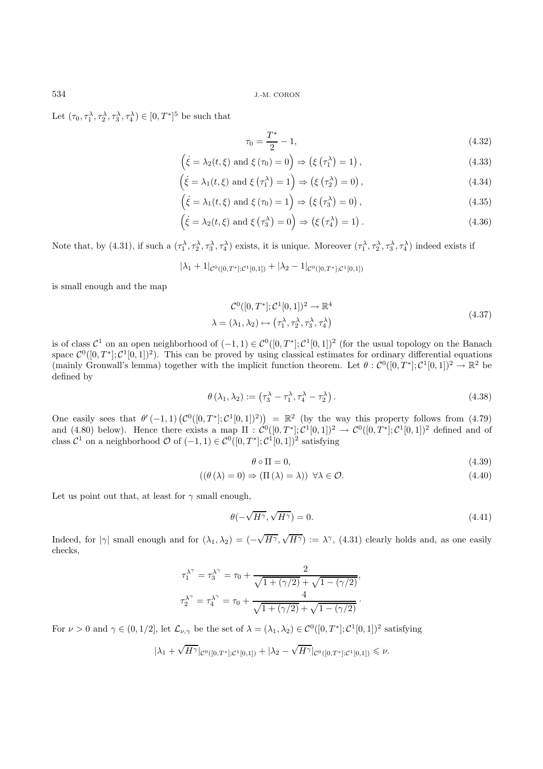Let $(\tau_0, \tau_1^\lambda, \tau_2^\lambda, \tau_3^\lambda, \tau_4^\lambda) \in [0, T^*]^5$ be such that

$$
\tau_0 = \frac{T^*}{2} - 1, \tag{4.32}
$$

$$
\left(\dot{\xi} = \lambda_2(t,\xi) \text{ and } \xi\left(\tau_0\right) = 0\right) \Rightarrow \left(\xi\left(\tau_1^\lambda\right) = 1\right), \tag{4.33}
$$

$$
\left(\dot{\xi} = \lambda_1(t,\xi) \text{ and } \xi\left(\tau_1^\lambda\right) = 1\right) \Rightarrow \left(\xi\left(\tau_2^\lambda\right) = 0\right), \tag{4.34}
$$

$$
\left(\dot{\xi} = \lambda_1(t,\xi) \text{ and } \xi\left(\tau_0\right) = 1\right) \Rightarrow \left(\xi\left(\tau_3^\lambda\right) = 0\right), \tag{4.35}
$$

$$
\left(\dot{\xi} = \lambda_2(t,\xi) \text{ and } \xi\left(\tau_3^\lambda\right) = 0\right) \Rightarrow \left(\xi\left(\tau_4^\lambda\right) = 1\right). \tag{4.36}
$$

Note that, by (4.31), if such a $(\tau_1^\lambda, \tau_2^\lambda, \tau_3^\lambda, \tau_4^\lambda)$ exists, it is unique. Moreover $(\tau_1^\lambda, \tau_2^\lambda, \tau_3^\lambda, \tau_4^\lambda)$ indeed exists if

$$
|\lambda_1 + 1|_{\mathcal{C}^0([0,T^*];\mathcal{C}^1[0,1])} + |\lambda_2 - 1|_{\mathcal{C}^0([0,T^*];\mathcal{C}^1[0,1])}
$$

is small enough and the map

$$
\begin{aligned}
\mathcal{C}^0([0,T^*];\mathcal{C}^1[0,1])^2 &\to \mathbb{R}^4 \\
\lambda = (\lambda_1, \lambda_2) &\mapsto \left(\tau_1^\lambda, \tau_2^\lambda, \tau_3^\lambda, \tau_4^\lambda\right)
\end{aligned} \tag{4.37}
$$

is of class $\mathcal{C}^1$ on an open neighborhood of $(-1,1) \in \mathcal{C}^0([0,T^*];\mathcal{C}^1[0,1])^2$ (for the usual topology on the Banach space $\mathcal{C}^0([0,T^*];\mathcal{C}^1[0,1])^2$). This can be proved by using classical estimates for ordinary differential equations (mainly Gronwall's lemma) together with the implicit function theorem. Let $\theta : \mathcal{C}^0([0,T^*];\mathcal{C}^1[0,1])^2 \to \mathbb{R}^2$ be defined by

$$
\theta\left(\lambda_1, \lambda_2\right) := \left(\tau_3^\lambda - \tau_1^\lambda, \tau_4^\lambda - \tau_2^\lambda\right). \tag{4.38}
$$

One easily sees that $\theta'\left(-1,1\right)\left(\mathcal{C}^0([0,T^*];\mathcal{C}^1[0,1])^2\right) = \mathbb{R}^2$ (by the way this property follows from (4.79) and (4.80) below). Hence there exists a map $\Pi : \mathcal{C}^0([0,T^*];\mathcal{C}^1[0,1])^2 \to \mathcal{C}^0([0,T^*];\mathcal{C}^1[0,1])^2$ defined and of class $\mathcal{C}^1$ on a neighborhood $\mathcal{O}$ of $(-1,1) \in \mathcal{C}^0([0,T^*];\mathcal{C}^1[0,1])^2$ satisfying

$$
\theta \circ \Pi = 0, \tag{4.39}
$$

$$
\left(\left(\theta\left(\lambda\right) = 0\right) \Rightarrow \left(\Pi\left(\lambda\right) = \lambda\right)\right) \ \forall \lambda \in \mathcal{O}. \tag{4.40}
$$

Let us point out that, at least for $\gamma$ small enough,

$$
\theta(-\sqrt{H^\gamma}, \sqrt{H^\gamma}) = 0. \tag{4.41}
$$

Indeed, for $|\gamma|$ small enough and for $(\lambda_1, \lambda_2) = (-\sqrt{H^\gamma}, \sqrt{H^\gamma}) := \lambda^\gamma$, (4.31) clearly holds and, as one easily checks,

$$
\begin{aligned}
\tau_1^{\lambda^\gamma} = \tau_3^{\lambda^\gamma} &= \tau_0 + \frac{2}{\sqrt{1+(\gamma/2)} + \sqrt{1-(\gamma/2)}}, \\
\tau_2^{\lambda^\gamma} = \tau_4^{\lambda^\gamma} &= \tau_0 + \frac{4}{\sqrt{1+(\gamma/2)} + \sqrt{1-(\gamma/2)}}\cdot
\end{aligned}
$$

For $\nu > 0$ and $\gamma \in (0, 1/2]$, let $\mathcal{L}_{\nu,\gamma}$ be the set of $\lambda = (\lambda_1, \lambda_2) \in \mathcal{C}^0([0,T^*];\mathcal{C}^1[0,1])^2$ satisfying

$$
|\lambda_1 + \sqrt{H^\gamma}|_{\mathcal{C}^0([0,T^*];\mathcal{C}^1[0,1])} + |\lambda_2 - \sqrt{H^\gamma}|_{\mathcal{C}^0([0,T^*];\mathcal{C}^1[0,1])} \leqslant \nu.
$$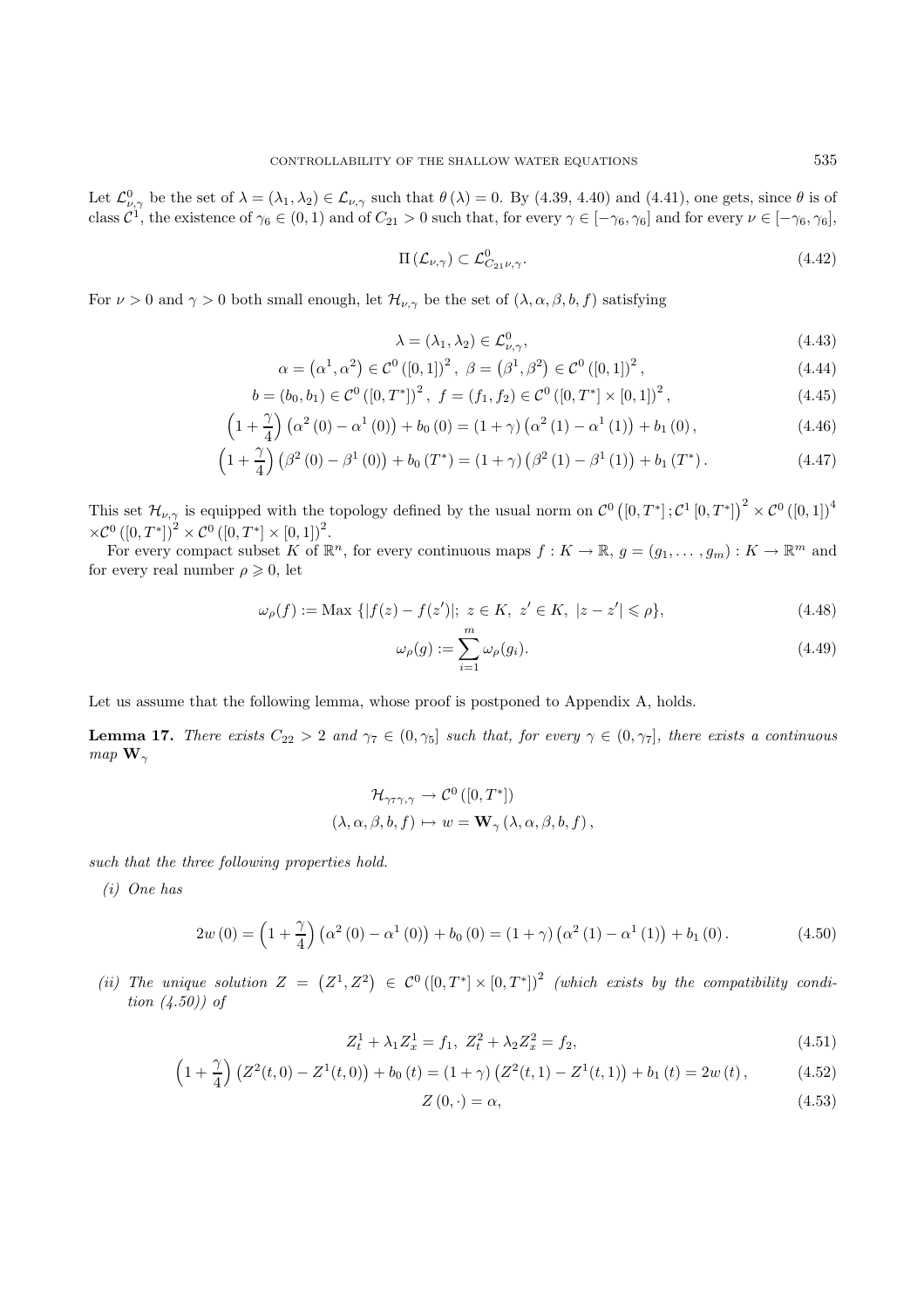Let $\mathcal{L}^0_{\nu,\gamma}$ be the set of $\lambda = (\lambda_1, \lambda_2) \in \mathcal{L}_{\nu,\gamma}$ such that $\theta(\lambda) = 0$. By (4.39, 4.40) and (4.41), one gets, since $\theta$ is of class $\mathcal{C}^1$, the existence of $\gamma_6 \in (0,1)$ and of $C_{21} > 0$ such that, for every $\gamma \in [-\gamma_6, \gamma_6]$ and for every $\nu \in [-\gamma_6, \gamma_6]$,

$$\Pi\left(\mathcal{L}_{\nu,\gamma}\right) \subset \mathcal{L}^0_{C_{21}\nu,\gamma}. \tag{4.42}$$

For $\nu > 0$ and $\gamma > 0$ both small enough, let $\mathcal{H}_{\nu,\gamma}$ be the set of $(\lambda, \alpha, \beta, b, f)$ satisfying

$$\lambda = (\lambda_1, \lambda_2) \in \mathcal{L}^0_{\nu,\gamma}, \tag{4.43}$$

$$\alpha = \left(\alpha^1, \alpha^2\right) \in \mathcal{C}^0\left([0,1]\right)^2, \ \beta = \left(\beta^1, \beta^2\right) \in \mathcal{C}^0\left([0,1]\right)^2, \tag{4.44}$$

$$b = (b_0, b_1) \in \mathcal{C}^0\left([0,T^*]\right)^2, \ f = (f_1, f_2) \in \mathcal{C}^0\left([0,T^*] \times [0,1]\right)^2, \tag{4.45}$$

$$\left(1 + \frac{\gamma}{4}\right)\left(\alpha^2(0) - \alpha^1(0)\right) + b_0(0) = (1+\gamma)\left(\alpha^2(1) - \alpha^1(1)\right) + b_1(0), \tag{4.46}$$

$$\left(1 + \frac{\gamma}{4}\right)\left(\beta^2(0) - \beta^1(0)\right) + b_0(T^*) = (1+\gamma)\left(\beta^2(1) - \beta^1(1)\right) + b_1(T^*). \tag{4.47}$$

This set $\mathcal{H}_{\nu,\gamma}$ is equipped with the topology defined by the usual norm on $\mathcal{C}^0\left([0,T^*]; \mathcal{C}^1[0,T^*]\right)^2 \times \mathcal{C}^0\left([0,1]\right)^4$ $\times \mathcal{C}^0\left([0,T^*]\right)^2 \times \mathcal{C}^0\left([0,T^*] \times [0,1]\right)^2$.

For every compact subset $K$ of $\mathbb{R}^n$, for every continuous maps $f : K \to \mathbb{R}$, $g = (g_1, \ldots, g_m) : K \to \mathbb{R}^m$ and for every real number $\rho \geqslant 0$, let

$$\omega_\rho(f) := \text{Max}\ \{|f(z) - f(z')|;\ z \in K,\ z' \in K,\ |z - z'| \leqslant \rho\}, \tag{4.48}$$

$$\omega_\rho(g) := \sum_{i=1}^m \omega_\rho(g_i). \tag{4.49}$$

Let us assume that the following lemma, whose proof is postponed to Appendix A, holds.

**Lemma 17.** *There exists $C_{22} > 2$ and $\gamma_7 \in (0, \gamma_5]$ such that, for every $\gamma \in (0, \gamma_7]$, there exists a continuous map $\mathbf{W}_\gamma$*

$$\mathcal{H}_{\gamma_7\gamma,\gamma} \to \mathcal{C}^0\left([0,T^*]\right)$$
$$(\lambda, \alpha, \beta, b, f) \mapsto w = \mathbf{W}_\gamma\left(\lambda, \alpha, \beta, b, f\right),$$

*such that the three following properties hold.*

*(i) One has*

$$2w(0) = \left(1 + \frac{\gamma}{4}\right)\left(\alpha^2(0) - \alpha^1(0)\right) + b_0(0) = (1+\gamma)\left(\alpha^2(1) - \alpha^1(1)\right) + b_1(0). \tag{4.50}$$

*(ii) The unique solution $Z = \left(Z^1, Z^2\right) \in \mathcal{C}^0\left([0,T^*] \times [0,T^*]\right)^2$ (which exists by the compatibility condition (4.50)) of*

$$Z^1_t + \lambda_1 Z^1_x = f_1,\ Z^2_t + \lambda_2 Z^2_x = f_2, \tag{4.51}$$

$$\left(1 + \frac{\gamma}{4}\right)\left(Z^2(t,0) - Z^1(t,0)\right) + b_0(t) = (1+\gamma)\left(Z^2(t,1) - Z^1(t,1)\right) + b_1(t) = 2w(t), \tag{4.52}$$

$$Z(0,\cdot) = \alpha, \tag{4.53}$$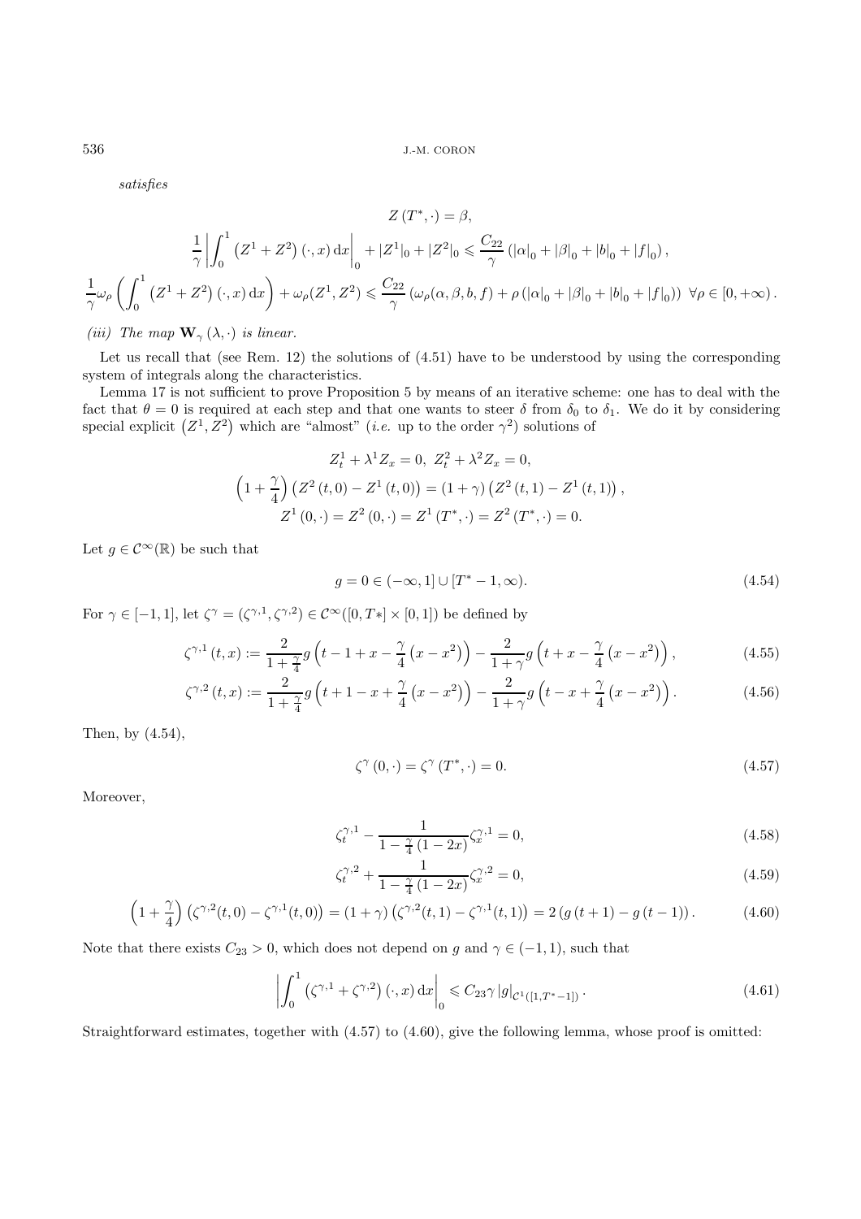*satisfies*

$$Z(T^*,\cdot) = \beta,$$

$$\frac{1}{\gamma}\left|\int_0^1 \left(Z^1+Z^2\right)(\cdot,x)\,\mathrm{d}x\right|_0 + |Z^1|_0 + |Z^2|_0 \leqslant \frac{C_{22}}{\gamma}\left(|\alpha|_0 + |\beta|_0 + |b|_0 + |f|_0\right),$$

$$\frac{1}{\gamma}\omega_\rho\left(\int_0^1 \left(Z^1+Z^2\right)(\cdot,x)\,\mathrm{d}x\right) + \omega_\rho(Z^1,Z^2) \leqslant \frac{C_{22}}{\gamma}\left(\omega_\rho(\alpha,\beta,b,f) + \rho\left(|\alpha|_0 + |\beta|_0 + |b|_0 + |f|_0\right)\right)\ \forall \rho \in [0,+\infty).$$

*(iii) The map $\mathbf{W}_\gamma(\lambda,\cdot)$ is linear.*

Let us recall that (see Rem. 12) the solutions of (4.51) have to be understood by using the corresponding system of integrals along the characteristics.

Lemma 17 is not sufficient to prove Proposition 5 by means of an iterative scheme: one has to deal with the fact that $\theta = 0$ is required at each step and that one wants to steer $\delta$ from $\delta_0$ to $\delta_1$. We do it by considering special explicit $\left(Z^1, Z^2\right)$ which are "almost" (*i.e.* up to the order $\gamma^2$) solutions of

$$Z_t^1 + \lambda^1 Z_x = 0,\ Z_t^2 + \lambda^2 Z_x = 0,$$
$$\left(1+\frac{\gamma}{4}\right)\left(Z^2(t,0) - Z^1(t,0)\right) = (1+\gamma)\left(Z^2(t,1) - Z^1(t,1)\right),$$
$$Z^1(0,\cdot) = Z^2(0,\cdot) = Z^1(T^*,\cdot) = Z^2(T^*,\cdot) = 0.$$

Let $g \in \mathcal{C}^\infty(\mathbb{R})$ be such that

$$g = 0 \in (-\infty,1] \cup [T^*-1,\infty). \tag{4.54}$$

For $\gamma \in [-1,1]$, let $\zeta^\gamma = (\zeta^{\gamma,1},\zeta^{\gamma,2}) \in \mathcal{C}^\infty([0,T*]\times[0,1])$ be defined by

$$\zeta^{\gamma,1}(t,x) := \frac{2}{1+\frac{\gamma}{4}} g\left(t-1+x-\frac{\gamma}{4}\left(x-x^2\right)\right) - \frac{2}{1+\gamma} g\left(t+x-\frac{\gamma}{4}\left(x-x^2\right)\right), \tag{4.55}$$

$$\zeta^{\gamma,2}(t,x) := \frac{2}{1+\frac{\gamma}{4}} g\left(t+1-x+\frac{\gamma}{4}\left(x-x^2\right)\right) - \frac{2}{1+\gamma} g\left(t-x+\frac{\gamma}{4}\left(x-x^2\right)\right). \tag{4.56}$$

Then, by (4.54),

$$\zeta^\gamma(0,\cdot) = \zeta^\gamma(T^*,\cdot) = 0. \tag{4.57}$$

Moreover,

$$\zeta_t^{\gamma,1} - \frac{1}{1-\frac{\gamma}{4}(1-2x)}\zeta_x^{\gamma,1} = 0, \tag{4.58}$$

$$\zeta_t^{\gamma,2} + \frac{1}{1-\frac{\gamma}{4}(1-2x)}\zeta_x^{\gamma,2} = 0, \tag{4.59}$$

$$\left(1+\frac{\gamma}{4}\right)\left(\zeta^{\gamma,2}(t,0) - \zeta^{\gamma,1}(t,0)\right) = (1+\gamma)\left(\zeta^{\gamma,2}(t,1) - \zeta^{\gamma,1}(t,1)\right) = 2\left(g(t+1) - g(t-1)\right). \tag{4.60}$$

Note that there exists $C_{23} > 0$, which does not depend on $g$ and $\gamma \in (-1,1)$, such that

$$\left|\int_0^1 \left(\zeta^{\gamma,1} + \zeta^{\gamma,2}\right)(\cdot,x)\,\mathrm{d}x\right|_0 \leqslant C_{23}\gamma\,|g|_{\mathcal{C}^1([1,T^*-1])}. \tag{4.61}$$

Straightforward estimates, together with (4.57) to (4.60), give the following lemma, whose proof is omitted: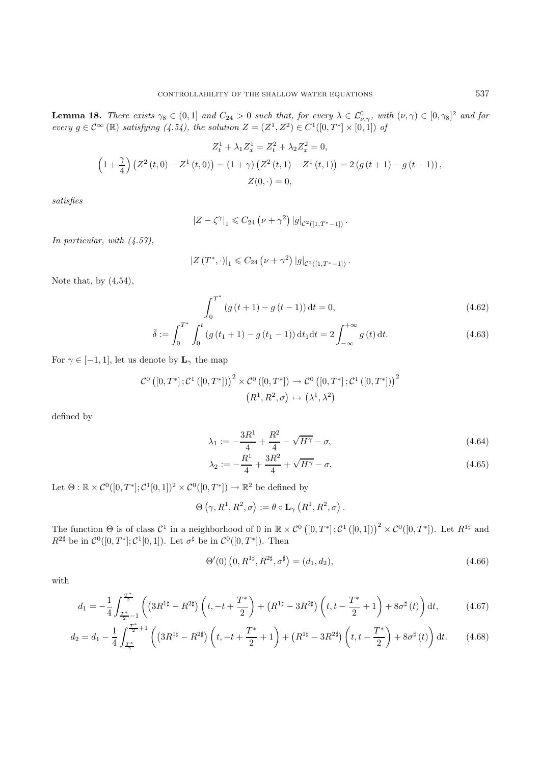**Lemma 18.** *There exists $\gamma_8 \in (0,1]$ and $C_{24} > 0$ such that, for every $\lambda \in \mathcal{L}^0_{\nu,\gamma}$, with $(\nu,\gamma) \in [0,\gamma_8]^2$ and for every $g \in \mathcal{C}^\infty(\mathbb{R})$ satisfying (4.54), the solution $Z = (Z^1, Z^2) \in C^1([0,T^*] \times [0,1])$ of*

$$Z_t^1 + \lambda_1 Z_x^1 = Z_t^2 + \lambda_2 Z_x^2 = 0,$$
$$\left(1 + \frac{\gamma}{4}\right)\left(Z^2(t,0) - Z^1(t,0)\right) = (1+\gamma)\left(Z^2(t,1) - Z^1(t,1)\right) = 2\left(g(t+1) - g(t-1)\right),$$
$$Z(0,\cdot) = 0,$$

*satisfies*

$$|Z - \zeta^\gamma|_1 \leqslant C_{24}\left(\nu + \gamma^2\right)|g|_{\mathcal{C}^2([1,T^*-1])}.$$

*In particular, with (4.57),*

$$|Z(T^*,\cdot)|_1 \leqslant C_{24}\left(\nu + \gamma^2\right)|g|_{\mathcal{C}^2([1,T^*-1])}.$$

Note that, by (4.54),

$$\int_0^{T^*} \left(g(t+1) - g(t-1)\right)\mathrm{d}t = 0, \tag{4.62}$$

$$\bar{\delta} := \int_0^{T^*}\int_0^t \left(g(t_1+1) - g(t_1-1)\right)\mathrm{d}t_1\mathrm{d}t = 2\int_{-\infty}^{+\infty} g(t)\,\mathrm{d}t. \tag{4.63}$$

For $\gamma \in [-1,1]$, let us denote by $\mathbf{L}_\gamma$ the map

$$\mathcal{C}^0\left([0,T^*];\mathcal{C}^1([0,T^*])\right)^2 \times \mathcal{C}^0([0,T^*]) \to \mathcal{C}^0\left([0,T^*];\mathcal{C}^1([0,T^*])\right)^2$$
$$\left(R^1, R^2, \sigma\right) \mapsto \left(\lambda^1, \lambda^2\right)$$

defined by

$$\lambda_1 := -\frac{3R^1}{4} + \frac{R^2}{4} - \sqrt{H^\gamma} - \sigma, \tag{4.64}$$

$$\lambda_2 := -\frac{R^1}{4} + \frac{3R^2}{4} + \sqrt{H^\gamma} - \sigma. \tag{4.65}$$

Let $\Theta : \mathbb{R} \times \mathcal{C}^0([0,T^*];\mathcal{C}^1[0,1])^2 \times \mathcal{C}^0([0,T^*]) \to \mathbb{R}^2$ be defined by

$$\Theta\left(\gamma, R^1, R^2, \sigma\right) := \theta \circ \mathbf{L}_\gamma\left(R^1, R^2, \sigma\right).$$

The function $\Theta$ is of class $\mathcal{C}^1$ in a neighborhood of 0 in $\mathbb{R} \times \mathcal{C}^0\left([0,T^*];\mathcal{C}^1([0,1])\right)^2 \times \mathcal{C}^0([0,T^*])$. Let $R^{1\sharp}$ and $R^{2\sharp}$ be in $\mathcal{C}^0([0,T^*];\mathcal{C}^1[0,1])$. Let $\sigma^\sharp$ be in $\mathcal{C}^0([0,T^*])$. Then

$$\Theta'(0)\left(0, R^{1\sharp}, R^{2\sharp}, \sigma^\sharp\right) = (d_1, d_2), \tag{4.66}$$

with

$$d_1 = -\frac{1}{4}\int_{\frac{T^*}{2}-1}^{\frac{T^*}{2}} \left(\left(3R^{1\sharp} - R^{2\sharp}\right)\left(t, -t + \frac{T^*}{2}\right) + \left(R^{1\sharp} - 3R^{2\sharp}\right)\left(t, t - \frac{T^*}{2} + 1\right) + 8\sigma^\sharp(t)\right)\mathrm{d}t, \tag{4.67}$$

$$d_2 = d_1 - \frac{1}{4}\int_{\frac{T^*}{2}}^{\frac{T^*}{2}+1} \left(\left(3R^{1\sharp} - R^{2\sharp}\right)\left(t, -t + \frac{T^*}{2} + 1\right) + \left(R^{1\sharp} - 3R^{2\sharp}\right)\left(t, t - \frac{T^*}{2}\right) + 8\sigma^\sharp(t)\right)\mathrm{d}t. \tag{4.68}$$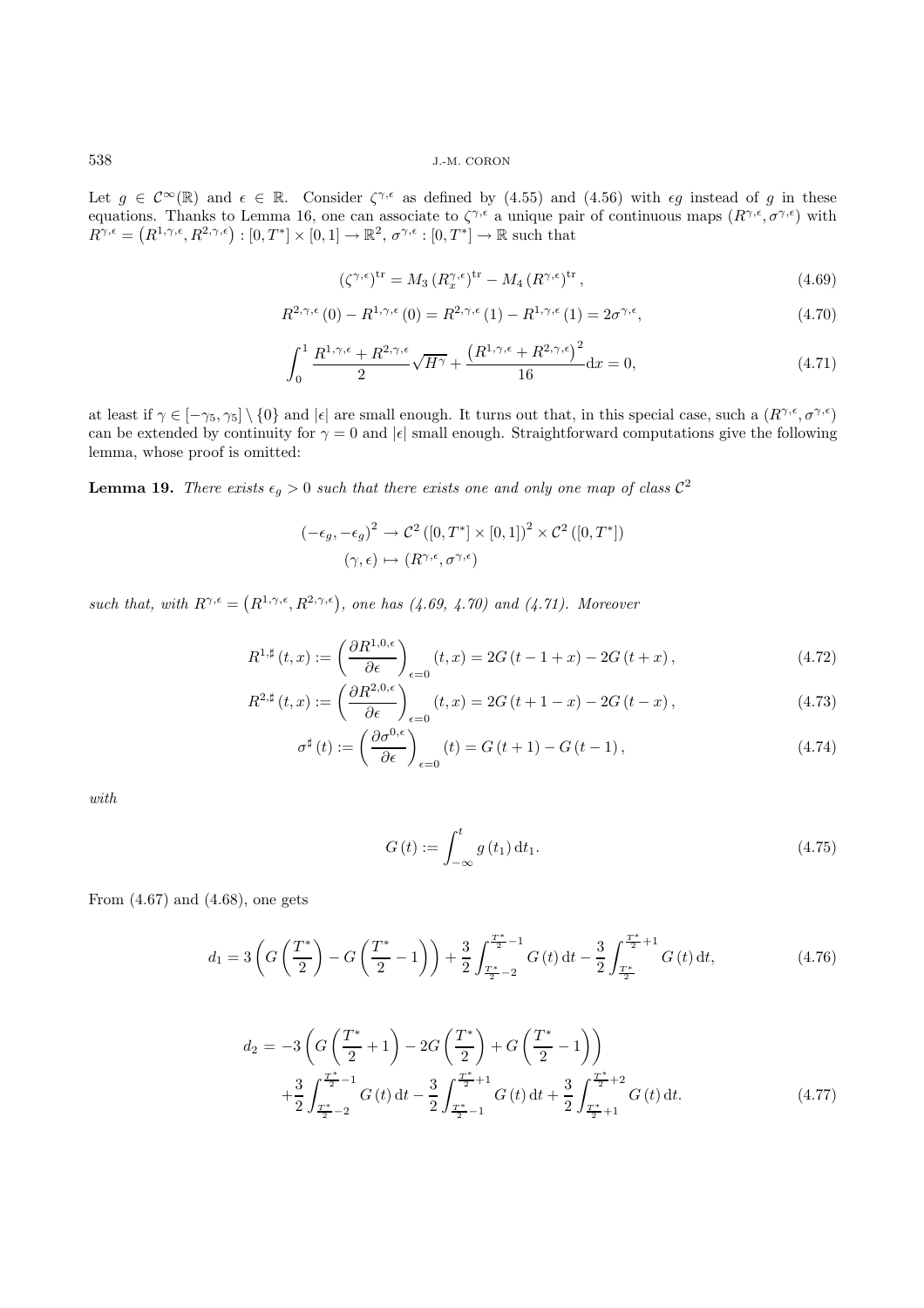Let $g \in \mathcal{C}^{\infty}(\mathbb{R})$ and $\epsilon \in \mathbb{R}$. Consider $\zeta^{\gamma,\epsilon}$ as defined by (4.55) and (4.56) with $\epsilon g$ instead of $g$ in these equations. Thanks to Lemma 16, one can associate to $\zeta^{\gamma,\epsilon}$ a unique pair of continuous maps $(R^{\gamma,\epsilon},\sigma^{\gamma,\epsilon})$ with $R^{\gamma,\epsilon} = \left(R^{1,\gamma,\epsilon}, R^{2,\gamma,\epsilon}\right) : [0,T^*]\times[0,1] \to \mathbb{R}^2$, $\sigma^{\gamma,\epsilon} : [0,T^*] \to \mathbb{R}$ such that

$$(\zeta^{\gamma,\epsilon})^{\mathrm{tr}} = M_3 \,(R_x^{\gamma,\epsilon})^{\mathrm{tr}} - M_4 \,(R^{\gamma,\epsilon})^{\mathrm{tr}}, \tag{4.69}$$

$$R^{2,\gamma,\epsilon}(0) - R^{1,\gamma,\epsilon}(0) = R^{2,\gamma,\epsilon}(1) - R^{1,\gamma,\epsilon}(1) = 2\sigma^{\gamma,\epsilon}, \tag{4.70}$$

$$\int_0^1 \frac{R^{1,\gamma,\epsilon} + R^{2,\gamma,\epsilon}}{2}\sqrt{H^{\gamma}} + \frac{\left(R^{1,\gamma,\epsilon} + R^{2,\gamma,\epsilon}\right)^2}{16}\mathrm{d}x = 0, \tag{4.71}$$

at least if $\gamma \in [-\gamma_5,\gamma_5]\setminus\{0\}$ and $|\epsilon|$ are small enough. It turns out that, in this special case, such a $(R^{\gamma,\epsilon},\sigma^{\gamma,\epsilon})$ can be extended by continuity for $\gamma = 0$ and $|\epsilon|$ small enough. Straightforward computations give the following lemma, whose proof is omitted:

**Lemma 19.** *There exists $\epsilon_g > 0$ such that there exists one and only one map of class $\mathcal{C}^2$*

$$\begin{aligned}
(-\epsilon_g,-\epsilon_g)^2 &\to \mathcal{C}^2\left([0,T^*]\times[0,1]\right)^2 \times \mathcal{C}^2\left([0,T^*]\right)\\
(\gamma,\epsilon) &\mapsto (R^{\gamma,\epsilon},\sigma^{\gamma,\epsilon})
\end{aligned}$$

*such that, with $R^{\gamma,\epsilon} = \left(R^{1,\gamma,\epsilon}, R^{2,\gamma,\epsilon}\right)$, one has (4.69, 4.70) and (4.71). Moreover*

$$R^{1,\sharp}(t,x) := \left(\frac{\partial R^{1,0,\epsilon}}{\partial \epsilon}\right)_{\epsilon=0}(t,x) = 2G(t-1+x) - 2G(t+x), \tag{4.72}$$

$$R^{2,\sharp}(t,x) := \left(\frac{\partial R^{2,0,\epsilon}}{\partial \epsilon}\right)_{\epsilon=0}(t,x) = 2G(t+1-x) - 2G(t-x), \tag{4.73}$$

$$\sigma^{\sharp}(t) := \left(\frac{\partial \sigma^{0,\epsilon}}{\partial \epsilon}\right)_{\epsilon=0}(t) = G(t+1) - G(t-1), \tag{4.74}$$

*with*

$$G(t) := \int_{-\infty}^{t} g(t_1)\,\mathrm{d}t_1. \tag{4.75}$$

From (4.67) and (4.68), one gets

$$d_1 = 3\left(G\left(\frac{T^*}{2}\right) - G\left(\frac{T^*}{2}-1\right)\right) + \frac{3}{2}\int_{\frac{T^*}{2}-2}^{\frac{T^*}{2}-1} G(t)\,\mathrm{d}t - \frac{3}{2}\int_{\frac{T^*}{2}}^{\frac{T^*}{2}+1} G(t)\,\mathrm{d}t, \tag{4.76}$$

$$\begin{aligned}
d_2 = &-3\left(G\left(\frac{T^*}{2}+1\right) - 2G\left(\frac{T^*}{2}\right) + G\left(\frac{T^*}{2}-1\right)\right)\\
&+\frac{3}{2}\int_{\frac{T^*}{2}-2}^{\frac{T^*}{2}-1} G(t)\,\mathrm{d}t - \frac{3}{2}\int_{\frac{T^*}{2}-1}^{\frac{T^*}{2}+1} G(t)\,\mathrm{d}t + \frac{3}{2}\int_{\frac{T^*}{2}+1}^{\frac{T^*}{2}+2} G(t)\,\mathrm{d}t.
\end{aligned} \tag{4.77}$$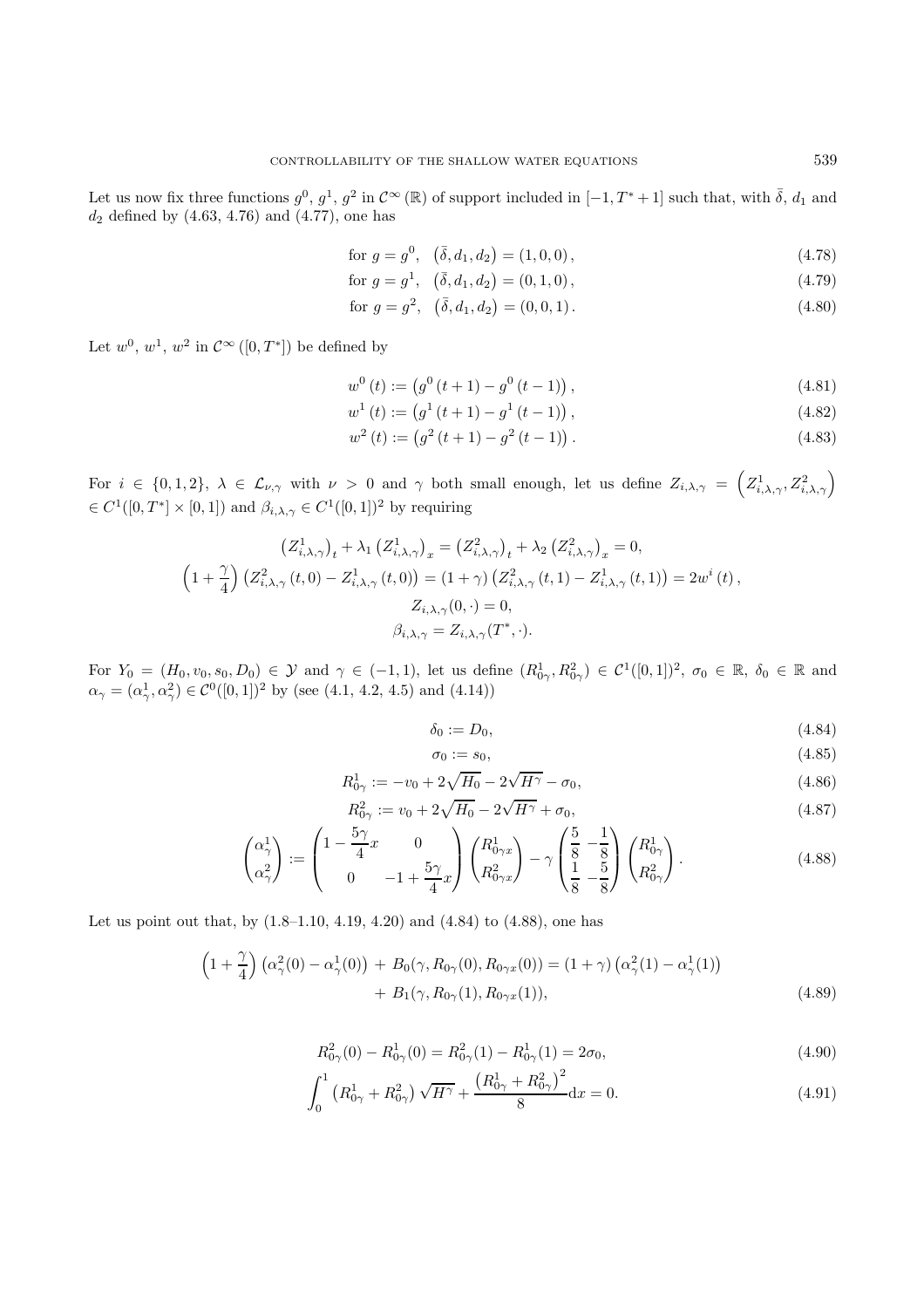Let us now fix three functions $g^0$, $g^1$, $g^2$ in $\mathcal{C}^\infty(\mathbb{R})$ of support included in $[-1, T^*+1]$ such that, with $\bar{\delta}$, $d_1$ and $d_2$ defined by (4.63, 4.76) and (4.77), one has

$$\text{for } g = g^0, \quad \left(\bar{\delta}, d_1, d_2\right) = (1, 0, 0), \tag{4.78}$$

$$\text{for } g = g^1, \quad \left(\bar{\delta}, d_1, d_2\right) = (0, 1, 0), \tag{4.79}$$

$$\text{for } g = g^2, \quad \left(\bar{\delta}, d_1, d_2\right) = (0, 0, 1). \tag{4.80}$$

Let $w^0$, $w^1$, $w^2$ in $\mathcal{C}^\infty([0, T^*])$ be defined by

$$w^0(t) := \left(g^0(t+1) - g^0(t-1)\right), \tag{4.81}$$

$$w^1(t) := \left(g^1(t+1) - g^1(t-1)\right), \tag{4.82}$$

$$w^2(t) := \left(g^2(t+1) - g^2(t-1)\right). \tag{4.83}$$

For $i \in \{0, 1, 2\}$, $\lambda \in \mathcal{L}_{\nu,\gamma}$ with $\nu > 0$ and $\gamma$ both small enough, let us define $Z_{i,\lambda,\gamma} = \left(Z^1_{i,\lambda,\gamma}, Z^2_{i,\lambda,\gamma}\right) \in C^1([0, T^*] \times [0, 1])$ and $\beta_{i,\lambda,\gamma} \in C^1([0, 1])^2$ by requiring

$$\left(Z^1_{i,\lambda,\gamma}\right)_t + \lambda_1 \left(Z^1_{i,\lambda,\gamma}\right)_x = \left(Z^2_{i,\lambda,\gamma}\right)_t + \lambda_2 \left(Z^2_{i,\lambda,\gamma}\right)_x = 0,$$

$$\left(1 + \frac{\gamma}{4}\right)\left(Z^2_{i,\lambda,\gamma}(t, 0) - Z^1_{i,\lambda,\gamma}(t, 0)\right) = (1+\gamma)\left(Z^2_{i,\lambda,\gamma}(t, 1) - Z^1_{i,\lambda,\gamma}(t, 1)\right) = 2w^i(t),$$

$$Z_{i,\lambda,\gamma}(0, \cdot) = 0,$$

$$\beta_{i,\lambda,\gamma} = Z_{i,\lambda,\gamma}(T^*, \cdot).$$

For $Y_0 = (H_0, v_0, s_0, D_0) \in \mathcal{Y}$ and $\gamma \in (-1, 1)$, let us define $(R^1_{0\gamma}, R^2_{0\gamma}) \in \mathcal{C}^1([0, 1])^2$, $\sigma_0 \in \mathbb{R}$, $\delta_0 \in \mathbb{R}$ and $\alpha_\gamma = (\alpha^1_\gamma, \alpha^2_\gamma) \in \mathcal{C}^0([0, 1])^2$ by (see (4.1, 4.2, 4.5) and (4.14))

$$\delta_0 := D_0, \tag{4.84}$$

$$\sigma_0 := s_0, \tag{4.85}$$

$$R^1_{0\gamma} := -v_0 + 2\sqrt{H_0} - 2\sqrt{H^\gamma} - \sigma_0, \tag{4.86}$$

$$R^2_{0\gamma} := v_0 + 2\sqrt{H_0} - 2\sqrt{H^\gamma} + \sigma_0, \tag{4.87}$$

$$\begin{pmatrix}\alpha^1_\gamma \\ \alpha^2_\gamma\end{pmatrix} := \begin{pmatrix} 1 - \frac{5\gamma}{4}x & 0 \\ 0 & -1 + \frac{5\gamma}{4}x \end{pmatrix} \begin{pmatrix} R^1_{0\gamma x} \\ R^2_{0\gamma x}\end{pmatrix} - \gamma \begin{pmatrix} \frac{5}{8} & -\frac{1}{8} \\ \frac{1}{8} & -\frac{5}{8}\end{pmatrix} \begin{pmatrix} R^1_{0\gamma} \\ R^2_{0\gamma}\end{pmatrix}. \tag{4.88}$$

Let us point out that, by (1.8–1.10, 4.19, 4.20) and (4.84) to (4.88), one has

$$\begin{aligned}\left(1 + \frac{\gamma}{4}\right)\left(\alpha^2_\gamma(0) - \alpha^1_\gamma(0)\right) \,+\, B_0(\gamma, R_{0\gamma}(0), R_{0\gamma x}(0)) = (1+\gamma)\left(\alpha^2_\gamma(1) - \alpha^1_\gamma(1)\right) \\ +\, B_1(\gamma, R_{0\gamma}(1), R_{0\gamma x}(1)),\end{aligned} \tag{4.89}$$

$$R^2_{0\gamma}(0) - R^1_{0\gamma}(0) = R^2_{0\gamma}(1) - R^1_{0\gamma}(1) = 2\sigma_0, \tag{4.90}$$

$$\int_0^1 \left(R^1_{0\gamma} + R^2_{0\gamma}\right)\sqrt{H^\gamma} + \frac{\left(R^1_{0\gamma} + R^2_{0\gamma}\right)^2}{8} \mathrm{d}x = 0. \tag{4.91}$$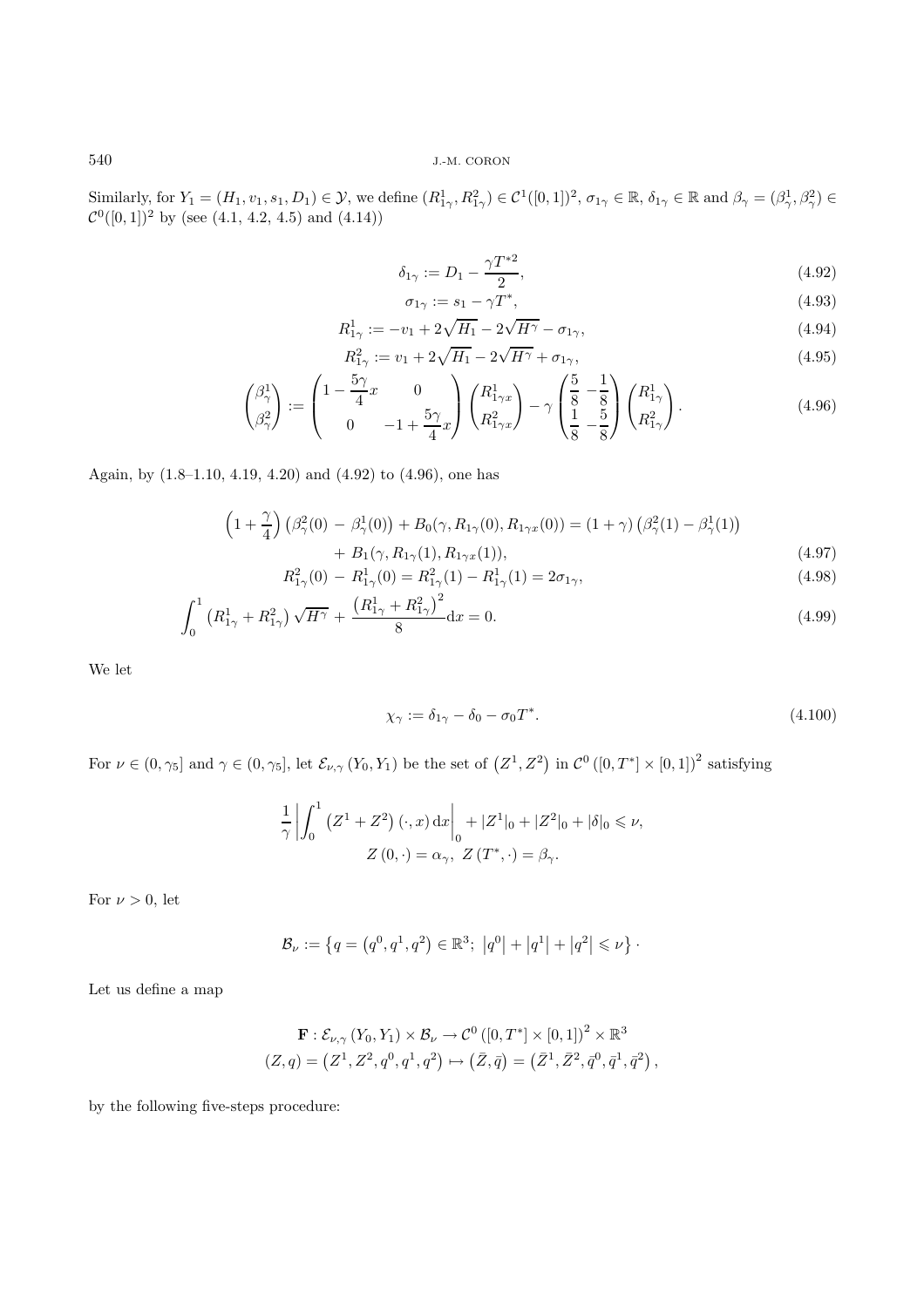Similarly, for $Y_1 = (H_1, v_1, s_1, D_1) \in \mathcal{Y}$, we define $(R^1_{1\gamma}, R^2_{1\gamma}) \in \mathcal{C}^1([0,1])^2$, $\sigma_{1\gamma} \in \mathbb{R}$, $\delta_{1\gamma} \in \mathbb{R}$ and $\beta_\gamma = (\beta^1_\gamma, \beta^2_\gamma) \in \mathcal{C}^0([0,1])^2$ by (see (4.1, 4.2, 4.5) and (4.14))

$$\delta_{1\gamma} := D_1 - \frac{\gamma T^{*2}}{2}, \tag{4.92}$$

$$\sigma_{1\gamma} := s_1 - \gamma T^*, \tag{4.93}$$

$$R^1_{1\gamma} := -v_1 + 2\sqrt{H_1} - 2\sqrt{H^\gamma} - \sigma_{1\gamma}, \tag{4.94}$$

$$R^2_{1\gamma} := v_1 + 2\sqrt{H_1} - 2\sqrt{H^\gamma} + \sigma_{1\gamma}, \tag{4.95}$$

$$\begin{pmatrix} \beta^1_\gamma \\ \beta^2_\gamma \end{pmatrix} := \begin{pmatrix} 1 - \dfrac{5\gamma}{4}x & 0 \\ 0 & -1 + \dfrac{5\gamma}{4}x \end{pmatrix} \begin{pmatrix} R^1_{1\gamma x} \\ R^2_{1\gamma x} \end{pmatrix} - \gamma \begin{pmatrix} \dfrac{5}{8} & -\dfrac{1}{8} \\ \dfrac{1}{8} & -\dfrac{5}{8} \end{pmatrix} \begin{pmatrix} R^1_{1\gamma} \\ R^2_{1\gamma} \end{pmatrix}. \tag{4.96}$$

Again, by (1.8–1.10, 4.19, 4.20) and (4.92) to (4.96), one has

$$\begin{aligned} \left(1 + \frac{\gamma}{4}\right)\left(\beta^2_\gamma(0) - \beta^1_\gamma(0)\right) + B_0(\gamma, R_{1\gamma}(0), R_{1\gamma x}(0)) = (1+\gamma)\left(\beta^2_\gamma(1) - \beta^1_\gamma(1)\right) \\ + B_1(\gamma, R_{1\gamma}(1), R_{1\gamma x}(1)), \end{aligned} \tag{4.97}$$

$$R^2_{1\gamma}(0) - R^1_{1\gamma}(0) = R^2_{1\gamma}(1) - R^1_{1\gamma}(1) = 2\sigma_{1\gamma}, \tag{4.98}$$

$$\int_0^1 \left(R^1_{1\gamma} + R^2_{1\gamma}\right)\sqrt{H^\gamma} + \frac{\left(R^1_{1\gamma} + R^2_{1\gamma}\right)^2}{8} \mathrm{d}x = 0. \tag{4.99}$$

We let

$$\chi_\gamma := \delta_{1\gamma} - \delta_0 - \sigma_0 T^*. \tag{4.100}$$

For $\nu \in (0, \gamma_5]$ and $\gamma \in (0, \gamma_5]$, let $\mathcal{E}_{\nu,\gamma}(Y_0, Y_1)$ be the set of $(Z^1, Z^2)$ in $\mathcal{C}^0([0,T^*] \times [0,1])^2$ satisfying

$$\frac{1}{\gamma}\left|\int_0^1 \left(Z^1 + Z^2\right)(\cdot, x)\,\mathrm{d}x\right|_0 + |Z^1|_0 + |Z^2|_0 + |\delta|_0 \leqslant \nu,$$
$$Z(0,\cdot) = \alpha_\gamma,\ Z(T^*,\cdot) = \beta_\gamma.$$

For $\nu > 0$, let

$$\mathcal{B}_\nu := \left\{q = (q^0, q^1, q^2) \in \mathbb{R}^3;\ |q^0| + |q^1| + |q^2| \leqslant \nu\right\}.$$

Let us define a map

$$\begin{aligned} \mathbf{F} : \mathcal{E}_{\nu,\gamma}(Y_0, Y_1) \times \mathcal{B}_\nu &\to \mathcal{C}^0([0,T^*] \times [0,1])^2 \times \mathbb{R}^3 \\ (Z, q) = (Z^1, Z^2, q^0, q^1, q^2) &\mapsto (\bar{Z}, \bar{q}) = (\bar{Z}^1, \bar{Z}^2, \bar{q}^0, \bar{q}^1, \bar{q}^2), \end{aligned}$$

by the following five-steps procedure: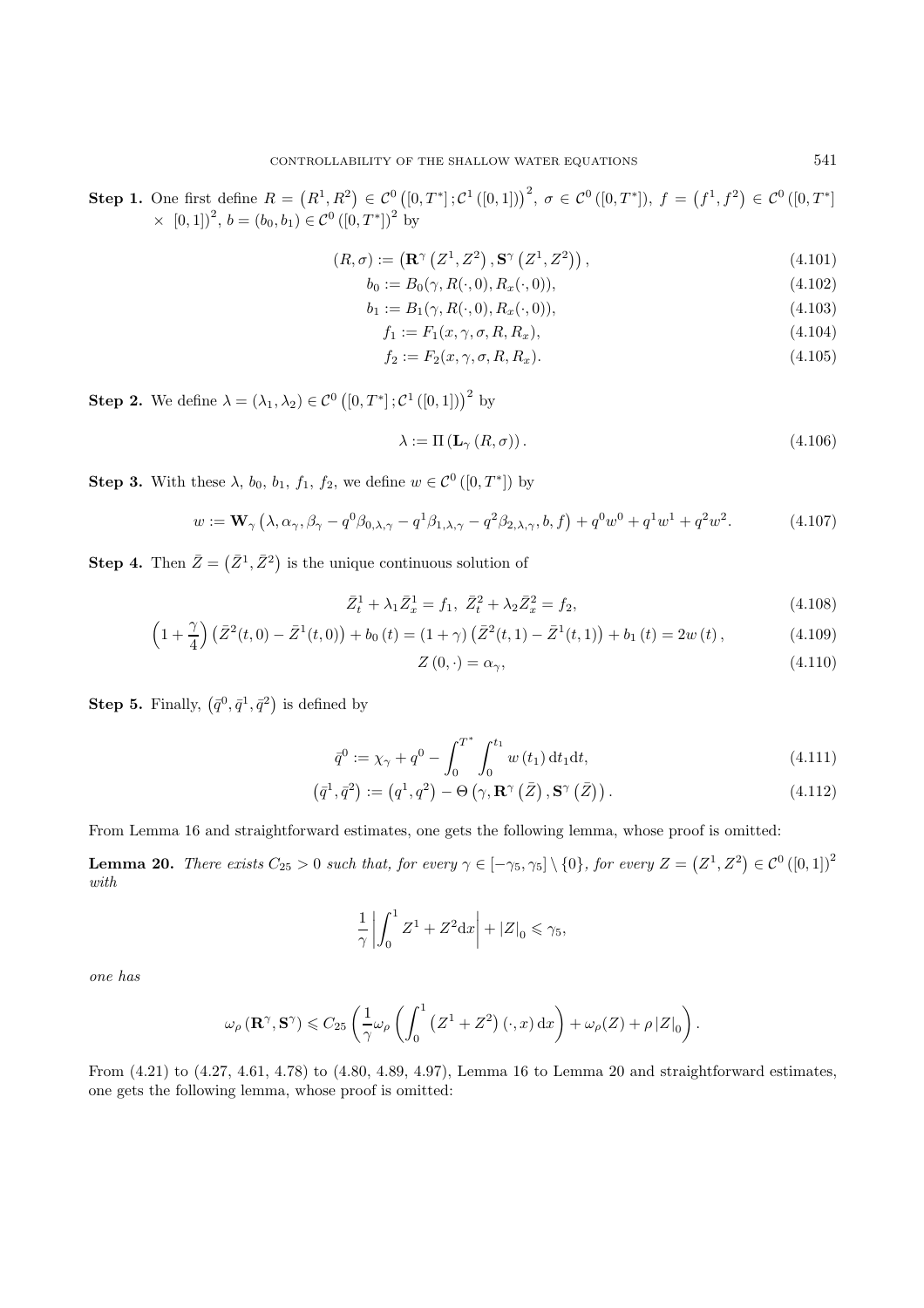**Step 1.** One first define $R = \left(R^1, R^2\right) \in \mathcal{C}^0\left([0,T^*];\mathcal{C}^1([0,1])\right)^2$, $\sigma \in \mathcal{C}^0([0,T^*])$, $f = \left(f^1, f^2\right) \in \mathcal{C}^0([0,T^*] \times [0,1])^2$, $b = (b_0, b_1) \in \mathcal{C}^0([0,T^*])^2$ by

$$(R, \sigma) := \left(\mathbf{R}^\gamma\left(Z^1, Z^2\right), \mathbf{S}^\gamma\left(Z^1, Z^2\right)\right), \tag{4.101}$$

$$b_0 := B_0(\gamma, R(\cdot, 0), R_x(\cdot, 0)), \tag{4.102}$$

$$b_1 := B_1(\gamma, R(\cdot, 0), R_x(\cdot, 0)), \tag{4.103}$$

$$f_1 := F_1(x, \gamma, \sigma, R, R_x), \tag{4.104}$$

$$f_2 := F_2(x, \gamma, \sigma, R, R_x). \tag{4.105}$$

**Step 2.** We define $\lambda = (\lambda_1, \lambda_2) \in \mathcal{C}^0\left([0,T^*];\mathcal{C}^1([0,1])\right)^2$ by

$$\lambda := \Pi\left(\mathbf{L}_\gamma(R, \sigma)\right). \tag{4.106}$$

**Step 3.** With these $\lambda$, $b_0$, $b_1$, $f_1$, $f_2$, we define $w \in \mathcal{C}^0([0,T^*])$ by

$$w := \mathbf{W}_\gamma\left(\lambda, \alpha_\gamma, \beta_\gamma - q^0\beta_{0,\lambda,\gamma} - q^1\beta_{1,\lambda,\gamma} - q^2\beta_{2,\lambda,\gamma}, b, f\right) + q^0w^0 + q^1w^1 + q^2w^2. \tag{4.107}$$

**Step 4.** Then $\bar{Z} = \left(\bar{Z}^1, \bar{Z}^2\right)$ is the unique continuous solution of

$$\bar{Z}^1_t + \lambda_1\bar{Z}^1_x = f_1,\ \bar{Z}^2_t + \lambda_2\bar{Z}^2_x = f_2, \tag{4.108}$$

$$\left(1 + \frac{\gamma}{4}\right)\left(\bar{Z}^2(t,0) - \bar{Z}^1(t,0)\right) + b_0(t) = (1+\gamma)\left(\bar{Z}^2(t,1) - \bar{Z}^1(t,1)\right) + b_1(t) = 2w(t), \tag{4.109}$$

$$Z(0,\cdot) = \alpha_\gamma, \tag{4.110}$$

**Step 5.** Finally, $\left(\bar{q}^0, \bar{q}^1, \bar{q}^2\right)$ is defined by

$$\bar{q}^0 := \chi_\gamma + q^0 - \int_0^{T^*}\int_0^{t_1} w(t_1)\,\mathrm{d}t_1\mathrm{d}t, \tag{4.111}$$

$$\left(\bar{q}^1, \bar{q}^2\right) := \left(q^1, q^2\right) - \Theta\left(\gamma, \mathbf{R}^\gamma\left(\bar{Z}\right), \mathbf{S}^\gamma\left(\bar{Z}\right)\right). \tag{4.112}$$

From Lemma 16 and straightforward estimates, one gets the following lemma, whose proof is omitted:

**Lemma 20.** *There exists $C_{25} > 0$ such that, for every $\gamma \in [-\gamma_5, \gamma_5] \setminus \{0\}$, for every $Z = \left(Z^1, Z^2\right) \in \mathcal{C}^0([0,1])^2$ with*

$$\frac{1}{\gamma}\left|\int_0^1 Z^1 + Z^2\mathrm{d}x\right| + |Z|_0 \leqslant \gamma_5,$$

*one has*

$$\omega_\rho\left(\mathbf{R}^\gamma, \mathbf{S}^\gamma\right) \leqslant C_{25}\left(\frac{1}{\gamma}\omega_\rho\left(\int_0^1\left(Z^1 + Z^2\right)(\cdot, x)\,\mathrm{d}x\right) + \omega_\rho(Z) + \rho\,|Z|_0\right).$$

From (4.21) to (4.27, 4.61, 4.78) to (4.80, 4.89, 4.97), Lemma 16 to Lemma 20 and straightforward estimates, one gets the following lemma, whose proof is omitted: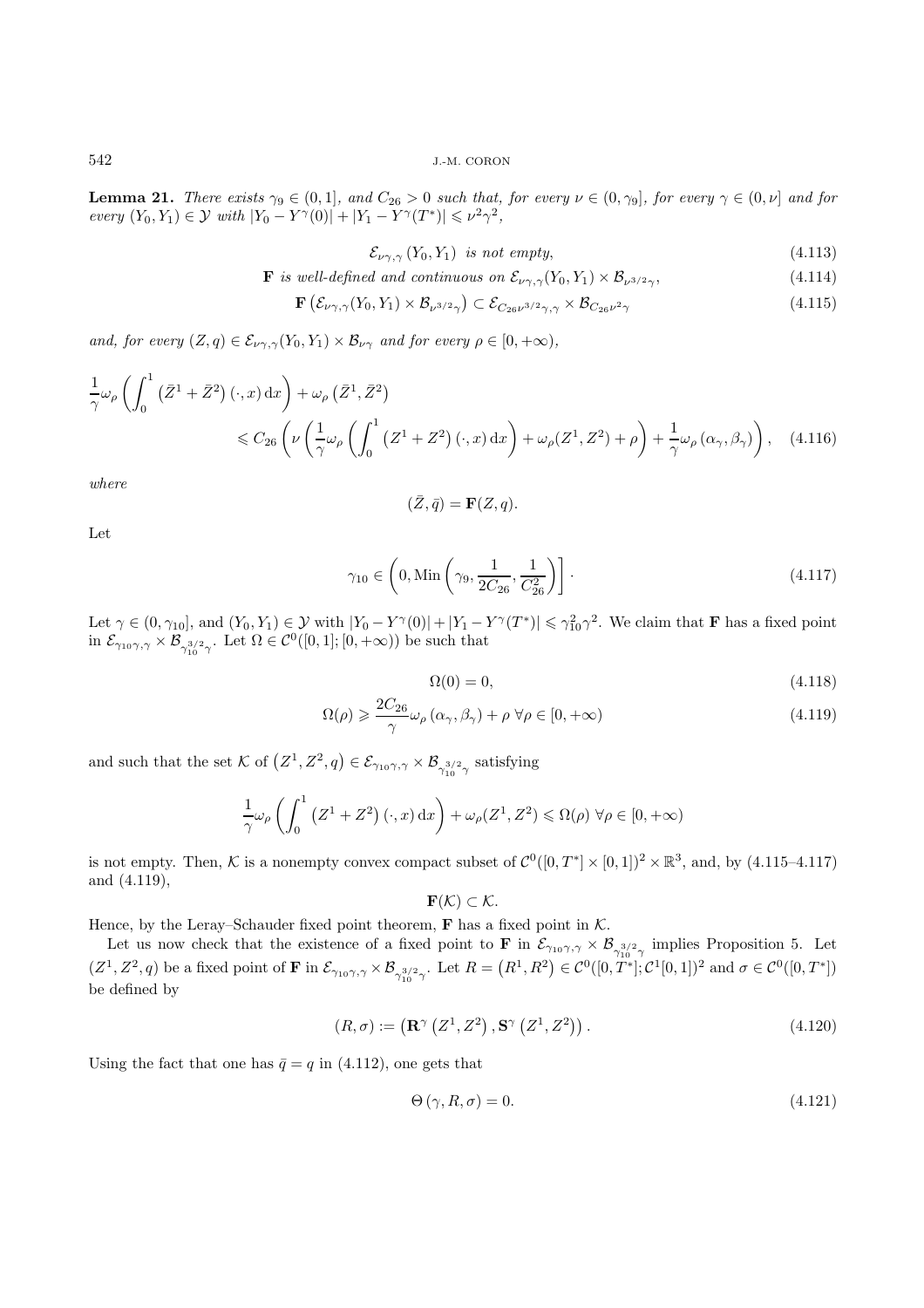**Lemma 21.** *There exists $\gamma_9 \in (0,1]$, and $C_{26} > 0$ such that, for every $\nu \in (0, \gamma_9]$, for every $\gamma \in (0, \nu]$ and for every $(Y_0, Y_1) \in \mathcal{Y}$ with $|Y_0 - Y^\gamma(0)| + |Y_1 - Y^\gamma(T^*)| \leqslant \nu^2\gamma^2$,*

$$\mathcal{E}_{\nu\gamma,\gamma}(Y_0, Y_1) \text{ is not empty,} \tag{4.113}$$

$$\mathbf{F} \text{ is well-defined and continuous on } \mathcal{E}_{\nu\gamma,\gamma}(Y_0, Y_1) \times \mathcal{B}_{\nu^{3/2}\gamma}, \tag{4.114}$$

$$\mathbf{F}\left(\mathcal{E}_{\nu\gamma,\gamma}(Y_0, Y_1) \times \mathcal{B}_{\nu^{3/2}\gamma}\right) \subset \mathcal{E}_{C_{26}\nu^{3/2}\gamma,\gamma} \times \mathcal{B}_{C_{26}\nu^2\gamma} \tag{4.115}$$

*and, for every $(Z, q) \in \mathcal{E}_{\nu\gamma,\gamma}(Y_0, Y_1) \times \mathcal{B}_{\nu\gamma}$ and for every $\rho \in [0, +\infty)$,*

$$\frac{1}{\gamma}\omega_\rho\left(\int_0^1 \left(\bar{Z}^1 + \bar{Z}^2\right)(\cdot, x)\,\mathrm{d}x\right) + \omega_\rho\left(\bar{Z}^1, \bar{Z}^2\right) \leqslant C_{26}\left(\nu\left(\frac{1}{\gamma}\omega_\rho\left(\int_0^1 \left(Z^1 + Z^2\right)(\cdot, x)\,\mathrm{d}x\right) + \omega_\rho(Z^1, Z^2) + \rho\right) + \frac{1}{\gamma}\omega_\rho\left(\alpha_\gamma, \beta_\gamma\right)\right), \tag{4.116}$$

*where*

$$(\bar{Z}, \bar{q}) = \mathbf{F}(Z, q).$$

Let

$$\gamma_{10} \in \left(0, \operatorname{Min}\left(\gamma_9, \frac{1}{2C_{26}}, \frac{1}{C_{26}^2}\right)\right]. \tag{4.117}$$

Let $\gamma \in (0, \gamma_{10}]$, and $(Y_0, Y_1) \in \mathcal{Y}$ with $|Y_0 - Y^\gamma(0)| + |Y_1 - Y^\gamma(T^*)| \leqslant \gamma_{10}^2\gamma^2$. We claim that $\mathbf{F}$ has a fixed point in $\mathcal{E}_{\gamma_{10}\gamma,\gamma} \times \mathcal{B}_{\gamma_{10}^{3/2}\gamma}$. Let $\Omega \in \mathcal{C}^0([0,1]; [0, +\infty))$ be such that

$$\Omega(0) = 0, \tag{4.118}$$

$$\Omega(\rho) \geqslant \frac{2C_{26}}{\gamma}\omega_\rho\left(\alpha_\gamma, \beta_\gamma\right) + \rho \;\forall \rho \in [0, +\infty) \tag{4.119}$$

and such that the set $\mathcal{K}$ of $\left(Z^1, Z^2, q\right) \in \mathcal{E}_{\gamma_{10}\gamma,\gamma} \times \mathcal{B}_{\gamma_{10}^{3/2}\gamma}$ satisfying

$$\frac{1}{\gamma}\omega_\rho\left(\int_0^1 \left(Z^1 + Z^2\right)(\cdot, x)\,\mathrm{d}x\right) + \omega_\rho(Z^1, Z^2) \leqslant \Omega(\rho) \;\forall \rho \in [0, +\infty)$$

is not empty. Then, $\mathcal{K}$ is a nonempty convex compact subset of $\mathcal{C}^0([0, T^*] \times [0,1])^2 \times \mathbb{R}^3$, and, by (4.115–4.117) and (4.119),

$$\mathbf{F}(\mathcal{K}) \subset \mathcal{K}.$$

Hence, by the Leray–Schauder fixed point theorem, $\mathbf{F}$ has a fixed point in $\mathcal{K}$.

Let us now check that the existence of a fixed point to $\mathbf{F}$ in $\mathcal{E}_{\gamma_{10}\gamma,\gamma} \times \mathcal{B}_{\gamma_{10}^{3/2}\gamma}$ implies Proposition 5. Let $(Z^1, Z^2, q)$ be a fixed point of $\mathbf{F}$ in $\mathcal{E}_{\gamma_{10}\gamma,\gamma} \times \mathcal{B}_{\gamma_{10}^{3/2}\gamma}$. Let $R = \left(R^1, R^2\right) \in \mathcal{C}^0([0, T^*]; \mathcal{C}^1[0,1])^2$ and $\sigma \in \mathcal{C}^0([0, T^*])$ be defined by

$$(R, \sigma) := \left(\mathbf{R}^\gamma\left(Z^1, Z^2\right), \mathbf{S}^\gamma\left(Z^1, Z^2\right)\right). \tag{4.120}$$

Using the fact that one has $\bar{q} = q$ in (4.112), one gets that

$$\Theta\left(\gamma, R, \sigma\right) = 0. \tag{4.121}$$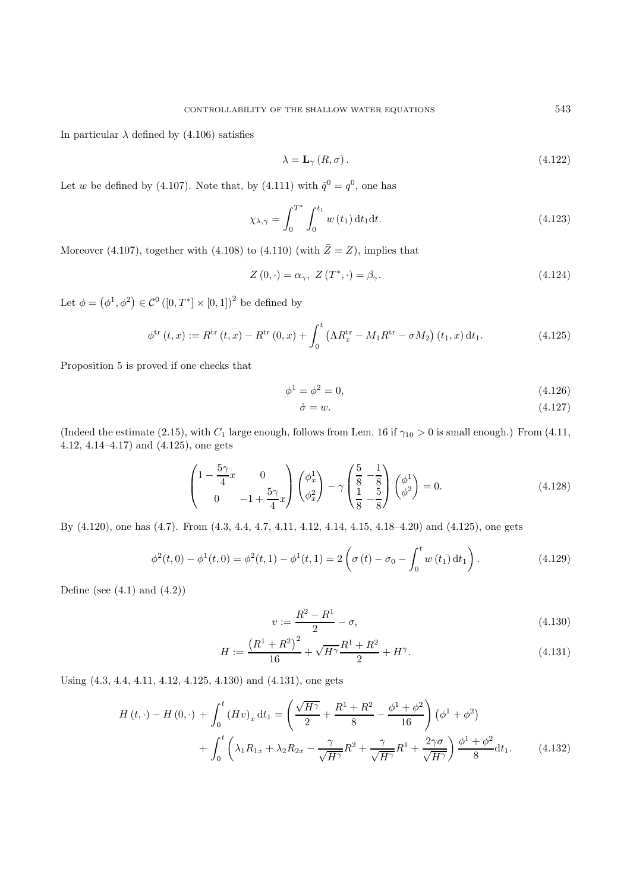In particular $\lambda$ defined by (4.106) satisfies

$$\lambda = \mathbf{L}_{\gamma}\left(R, \sigma\right). \tag{4.122}$$

Let $w$ be defined by (4.107). Note that, by (4.111) with $\bar{q}^0 = q^0$, one has

$$\chi_{\lambda,\gamma} = \int_0^{T^*} \int_0^{t_1} w\left(t_1\right) \mathrm{d}t_1 \mathrm{d}t. \tag{4.123}$$

Moreover (4.107), together with (4.108) to (4.110) (with $\bar{Z} = Z$), implies that

$$Z\left(0, \cdot\right) = \alpha_{\gamma},\ Z\left(T^*, \cdot\right) = \beta_{\gamma}. \tag{4.124}$$

Let $\phi = \left(\phi^1, \phi^2\right) \in \mathcal{C}^0\left([0, T^*] \times [0, 1]\right)^2$ be defined by

$$\phi^{\mathrm{tr}}\left(t, x\right) := R^{\mathrm{tr}}\left(t, x\right) - R^{\mathrm{tr}}\left(0, x\right) + \int_0^t \left(\Lambda R_x^{\mathrm{tr}} - M_1 R^{\mathrm{tr}} - \sigma M_2\right)\left(t_1, x\right) \mathrm{d}t_1. \tag{4.125}$$

Proposition 5 is proved if one checks that

$$\phi^1 = \phi^2 = 0, \tag{4.126}$$

$$\dot{\sigma} = w. \tag{4.127}$$

(Indeed the estimate (2.15), with $C_1$ large enough, follows from Lem. 16 if $\gamma_{10} > 0$ is small enough.) From (4.11, 4.12, 4.14–4.17) and (4.125), one gets

$$\begin{pmatrix} 1 - \dfrac{5\gamma}{4}x & 0 \\ 0 & -1 + \dfrac{5\gamma}{4}x \end{pmatrix} \begin{pmatrix} \phi_x^1 \\ \phi_x^2 \end{pmatrix} - \gamma \begin{pmatrix} \dfrac{5}{8} & -\dfrac{1}{8} \\ \dfrac{1}{8} & -\dfrac{5}{8} \end{pmatrix} \begin{pmatrix} \phi^1 \\ \phi^2 \end{pmatrix} = 0. \tag{4.128}$$

By (4.120), one has (4.7). From (4.3, 4.4, 4.7, 4.11, 4.12, 4.14, 4.15, 4.18–4.20) and (4.125), one gets

$$\phi^2(t, 0) - \phi^1(t, 0) = \phi^2(t, 1) - \phi^1(t, 1) = 2\left(\sigma\left(t\right) - \sigma_0 - \int_0^t w\left(t_1\right) \mathrm{d}t_1\right). \tag{4.129}$$

Define (see (4.1) and (4.2))

$$v := \frac{R^2 - R^1}{2} - \sigma, \tag{4.130}$$

$$H := \frac{\left(R^1 + R^2\right)^2}{16} + \sqrt{H^{\gamma}} \frac{R^1 + R^2}{2} + H^{\gamma}. \tag{4.131}$$

Using (4.3, 4.4, 4.11, 4.12, 4.125, 4.130) and (4.131), one gets

$$\begin{aligned} H\left(t, \cdot\right) - H\left(0, \cdot\right) + \int_0^t \left(Hv\right)_x \mathrm{d}t_1 = {} & \left(\frac{\sqrt{H^{\gamma}}}{2} + \frac{R^1 + R^2}{8} - \frac{\phi^1 + \phi^2}{16}\right)\left(\phi^1 + \phi^2\right) \\ & + \int_0^t \left(\lambda_1 R_{1x} + \lambda_2 R_{2x} - \frac{\gamma}{\sqrt{H^{\gamma}}} R^2 + \frac{\gamma}{\sqrt{H^{\gamma}}} R^1 + \frac{2\gamma\sigma}{\sqrt{H^{\gamma}}}\right) \frac{\phi^1 + \phi^2}{8} \mathrm{d}t_1. \end{aligned} \tag{4.132}$$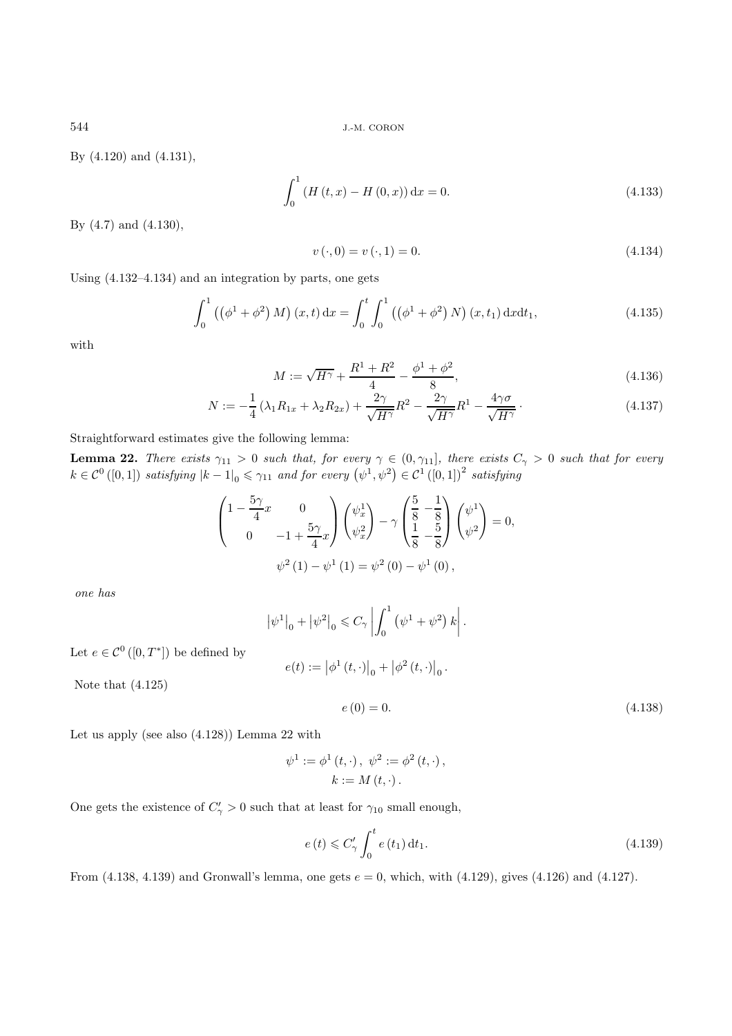By (4.120) and (4.131),

$$\int_0^1 \left(H\left(t,x\right) - H\left(0,x\right)\right) \mathrm{d}x = 0. \tag{4.133}$$

By (4.7) and (4.130),

$$v\left(\cdot,0\right) = v\left(\cdot,1\right) = 0. \tag{4.134}$$

Using (4.132–4.134) and an integration by parts, one gets

$$\int_0^1 \left(\left(\phi^1 + \phi^2\right) M\right)(x,t)\,\mathrm{d}x = \int_0^t \int_0^1 \left(\left(\phi^1 + \phi^2\right) N\right)(x,t_1)\,\mathrm{d}x\mathrm{d}t_1, \tag{4.135}$$

with

$$M := \sqrt{H^\gamma} + \frac{R^1 + R^2}{4} - \frac{\phi^1 + \phi^2}{8}, \tag{4.136}$$

$$N := -\frac{1}{4}\left(\lambda_1 R_{1x} + \lambda_2 R_{2x}\right) + \frac{2\gamma}{\sqrt{H^\gamma}} R^2 - \frac{2\gamma}{\sqrt{H^\gamma}} R^1 - \frac{4\gamma\sigma}{\sqrt{H^\gamma}}\,\cdot \tag{4.137}$$

Straightforward estimates give the following lemma:

**Lemma 22.** *There exists $\gamma_{11} > 0$ such that, for every $\gamma \in (0, \gamma_{11}]$, there exists $C_\gamma > 0$ such that for every $k \in \mathcal{C}^0\left([0,1]\right)$ satisfying $|k-1|_0 \leqslant \gamma_{11}$ and for every $\left(\psi^1, \psi^2\right) \in \mathcal{C}^1\left([0,1]\right)^2$ satisfying*

$$\begin{pmatrix} 1 - \dfrac{5\gamma}{4}x & 0 \\ 0 & -1 + \dfrac{5\gamma}{4}x \end{pmatrix} \begin{pmatrix} \psi^1_x \\ \psi^2_x \end{pmatrix} - \gamma \begin{pmatrix} \dfrac{5}{8} & -\dfrac{1}{8} \\ \dfrac{1}{8} & -\dfrac{5}{8} \end{pmatrix} \begin{pmatrix} \psi^1 \\ \psi^2 \end{pmatrix} = 0,$$

$$\psi^2\left(1\right) - \psi^1\left(1\right) = \psi^2\left(0\right) - \psi^1\left(0\right),$$

*one has*

$$\left|\psi^1\right|_0 + \left|\psi^2\right|_0 \leqslant C_\gamma \left| \int_0^1 \left(\psi^1 + \psi^2\right) k \right|.$$

Let $e \in \mathcal{C}^0\left([0,T^*]\right)$ be defined by

$$e(t) := \left|\phi^1\left(t,\cdot\right)\right|_0 + \left|\phi^2\left(t,\cdot\right)\right|_0.$$

Note that (4.125)

$$e\left(0\right) = 0. \tag{4.138}$$

Let us apply (see also (4.128)) Lemma 22 with

$$\psi^1 := \phi^1\left(t,\cdot\right),\ \psi^2 := \phi^2\left(t,\cdot\right),$$
$$k := M\left(t,\cdot\right).$$

One gets the existence of $C'_\gamma > 0$ such that at least for $\gamma_{10}$ small enough,

$$e\left(t\right) \leqslant C'_\gamma \int_0^t e\left(t_1\right)\mathrm{d}t_1. \tag{4.139}$$

From (4.138, 4.139) and Gronwall's lemma, one gets $e = 0$, which, with (4.129), gives (4.126) and (4.127).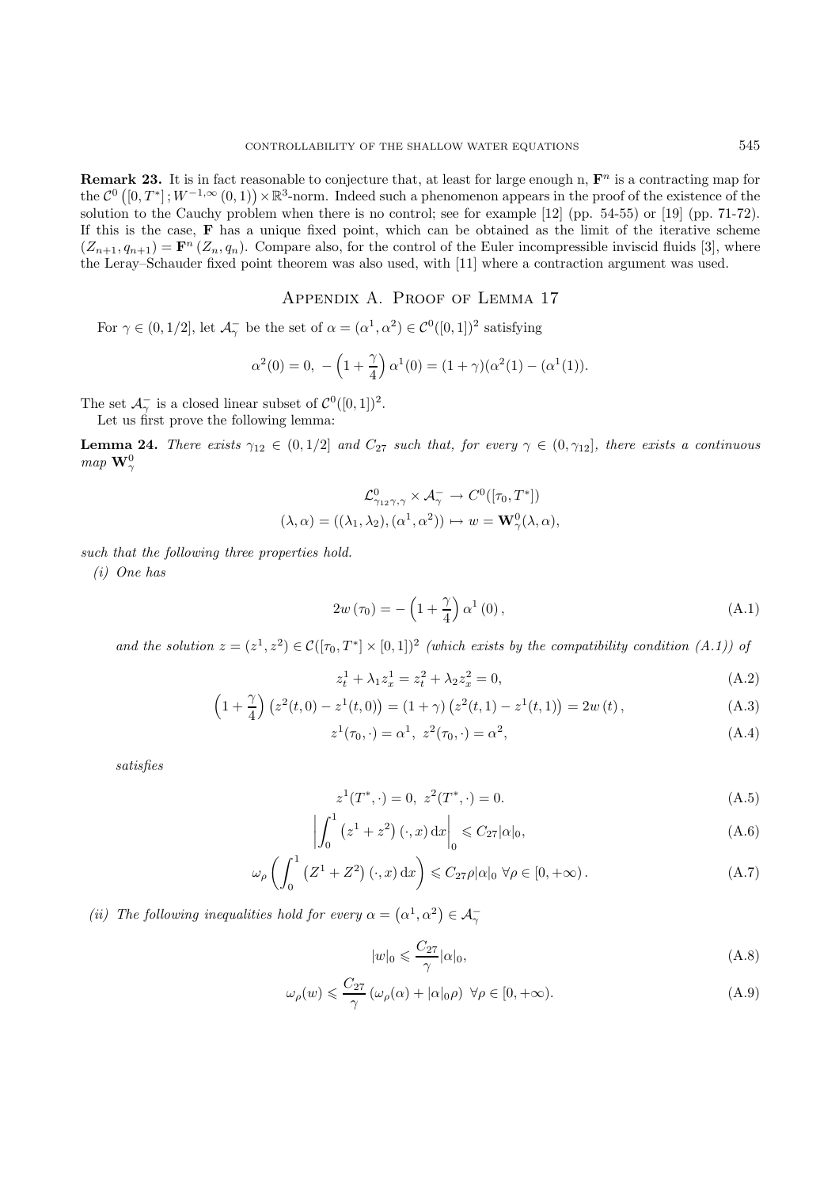**Remark 23.** It is in fact reasonable to conjecture that, at least for large enough n, $\mathbf{F}^n$ is a contracting map for the $\mathcal{C}^0\left([0,T^*]\,;W^{-1,\infty}\left(0,1\right)\right)\times\mathbb{R}^3$-norm. Indeed such a phenomenon appears in the proof of the existence of the solution to the Cauchy problem when there is no control; see for example [12] (pp. 54-55) or [19] (pp. 71-72). If this is the case, $\mathbf{F}$ has a unique fixed point, which can be obtained as the limit of the iterative scheme $(Z_{n+1}, q_{n+1}) = \mathbf{F}^n\left(Z_n, q_n\right)$. Compare also, for the control of the Euler incompressible inviscid fluids [3], where the Leray–Schauder fixed point theorem was also used, with [11] where a contraction argument was used.

## Appendix A. Proof of Lemma 17

For $\gamma \in (0, 1/2]$, let $\mathcal{A}^-_\gamma$ be the set of $\alpha = (\alpha^1, \alpha^2) \in \mathcal{C}^0([0,1])^2$ satisfying

$$\alpha^2(0) = 0,\ -\left(1+\frac{\gamma}{4}\right)\alpha^1(0) = (1+\gamma)(\alpha^2(1) - (\alpha^1(1)).$$

The set $\mathcal{A}^-_\gamma$ is a closed linear subset of $\mathcal{C}^0([0,1])^2$.

Let us first prove the following lemma:

**Lemma 24.** *There exists $\gamma_{12} \in (0, 1/2]$ and $C_{27}$ such that, for every $\gamma \in (0, \gamma_{12}]$, there exists a continuous map $\mathbf{W}^0_\gamma$*

$$\mathcal{L}^0_{\gamma_{12}\gamma,\gamma} \times \mathcal{A}^-_\gamma \to C^0([\tau_0, T^*])$$
$$(\lambda, \alpha) = ((\lambda_1, \lambda_2), (\alpha^1, \alpha^2)) \mapsto w = \mathbf{W}^0_\gamma(\lambda, \alpha),$$

*such that the following three properties hold.*

*(i) One has*

$$2w\left(\tau_0\right) = -\left(1+\frac{\gamma}{4}\right)\alpha^1\left(0\right), \tag{A.1}$$

*and the solution $z = (z^1, z^2) \in \mathcal{C}([\tau_0, T^*] \times [0,1])^2$ (which exists by the compatibility condition (A.1)) of*

$$z^1_t + \lambda_1 z^1_x = z^2_t + \lambda_2 z^2_x = 0, \tag{A.2}$$

$$\left(1+\frac{\gamma}{4}\right)\left(z^2(t,0) - z^1(t,0)\right) = (1+\gamma)\left(z^2(t,1) - z^1(t,1)\right) = 2w\left(t\right), \tag{A.3}$$

$$z^1(\tau_0, \cdot) = \alpha^1,\ z^2(\tau_0, \cdot) = \alpha^2, \tag{A.4}$$

*satisfies*

$$z^1(T^*, \cdot) = 0,\ z^2(T^*, \cdot) = 0. \tag{A.5}$$

$$\left|\int_0^1 \left(z^1 + z^2\right)(\cdot, x)\,\mathrm{d}x\right|_0 \leqslant C_{27}|\alpha|_0, \tag{A.6}$$

$$\omega_\rho\left(\int_0^1 \left(Z^1 + Z^2\right)(\cdot, x)\,\mathrm{d}x\right) \leqslant C_{27}\rho|\alpha|_0\ \forall\rho \in [0, +\infty). \tag{A.7}$$

*(ii) The following inequalities hold for every $\alpha = \left(\alpha^1, \alpha^2\right) \in \mathcal{A}^-_\gamma$*

$$|w|_0 \leqslant \frac{C_{27}}{\gamma}|\alpha|_0, \tag{A.8}$$

$$\omega_\rho(w) \leqslant \frac{C_{27}}{\gamma}\left(\omega_\rho(\alpha) + |\alpha|_0\rho\right)\ \forall\rho \in [0, +\infty). \tag{A.9}$$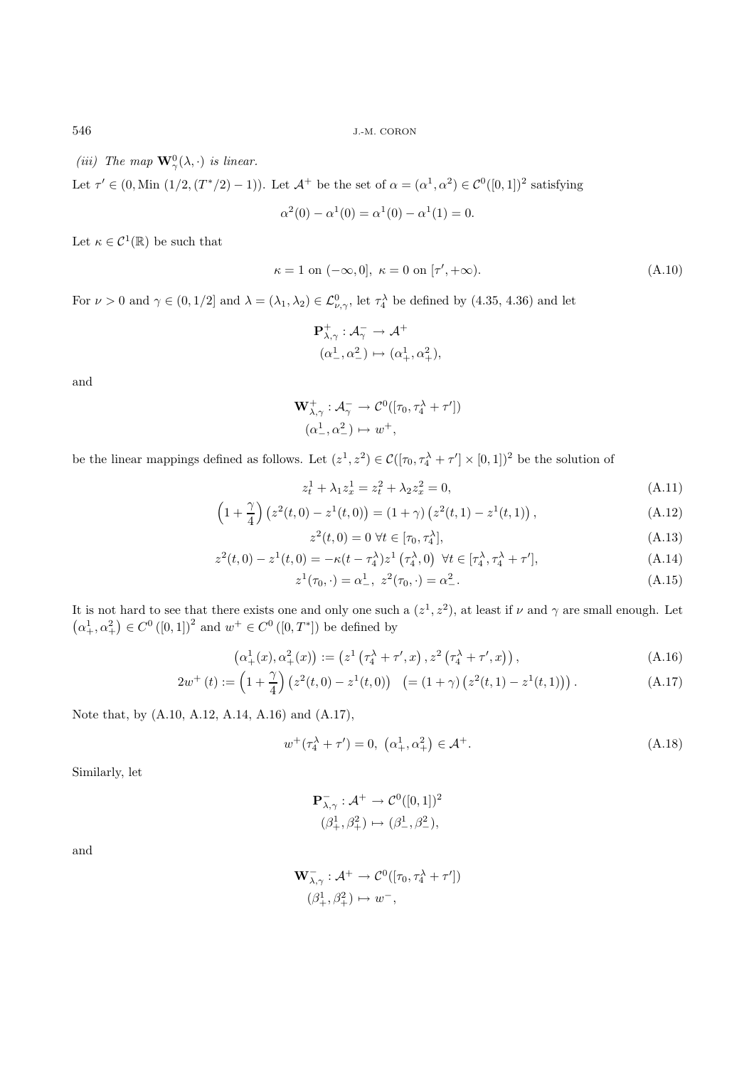*(iii) The map $\mathbf{W}^0_\gamma(\lambda,\cdot)$ is linear.*

Let $\tau' \in (0, \mathrm{Min}\,(1/2, (T^*/2) - 1))$. Let $\mathcal{A}^+$ be the set of $\alpha = (\alpha^1, \alpha^2) \in \mathcal{C}^0([0,1])^2$ satisfying

$$\alpha^2(0) - \alpha^1(0) = \alpha^1(0) - \alpha^1(1) = 0.$$

Let $\kappa \in \mathcal{C}^1(\mathbb{R})$ be such that

$$\kappa = 1 \text{ on } (-\infty, 0],\ \kappa = 0 \text{ on } [\tau', +\infty). \tag{A.10}$$

For $\nu > 0$ and $\gamma \in (0, 1/2]$ and $\lambda = (\lambda_1, \lambda_2) \in \mathcal{L}^0_{\nu,\gamma}$, let $\tau_4^\lambda$ be defined by (4.35, 4.36) and let

$$\begin{aligned}\mathbf{P}^+_{\lambda,\gamma} : \mathcal{A}^-_\gamma &\to \mathcal{A}^+ \\ (\alpha^1_-, \alpha^2_-) &\mapsto (\alpha^1_+, \alpha^2_+),\end{aligned}$$

and

$$\begin{aligned}\mathbf{W}^+_{\lambda,\gamma} : \mathcal{A}^-_\gamma &\to \mathcal{C}^0([\tau_0, \tau_4^\lambda + \tau']) \\ (\alpha^1_-, \alpha^2_-) &\mapsto w^+,\end{aligned}$$

be the linear mappings defined as follows. Let $(z^1, z^2) \in \mathcal{C}([\tau_0, \tau_4^\lambda + \tau'] \times [0,1])^2$ be the solution of

$$z^1_t + \lambda_1 z^1_x = z^2_t + \lambda_2 z^2_x = 0, \tag{A.11}$$

$$\left(1 + \frac{\gamma}{4}\right)\left(z^2(t,0) - z^1(t,0)\right) = (1+\gamma)\left(z^2(t,1) - z^1(t,1)\right), \tag{A.12}$$

$$z^2(t,0) = 0\ \forall t \in [\tau_0, \tau_4^\lambda], \tag{A.13}$$

$$z^2(t,0) - z^1(t,0) = -\kappa(t - \tau_4^\lambda) z^1\left(\tau_4^\lambda, 0\right)\ \forall t \in [\tau_4^\lambda, \tau_4^\lambda + \tau'], \tag{A.14}$$

$$z^1(\tau_0, \cdot) = \alpha^1_-,\ z^2(\tau_0, \cdot) = \alpha^2_-. \tag{A.15}$$

It is not hard to see that there exists one and only one such a $(z^1, z^2)$, at least if $\nu$ and $\gamma$ are small enough. Let $\left(\alpha^1_+, \alpha^2_+\right) \in C^0\left([0,1]\right)^2$ and $w^+ \in C^0\left([0, T^*]\right)$ be defined by

$$\left(\alpha^1_+(x), \alpha^2_+(x)\right) := \left(z^1\left(\tau_4^\lambda + \tau', x\right), z^2\left(\tau_4^\lambda + \tau', x\right)\right), \tag{A.16}$$

$$2w^+(t) := \left(1 + \frac{\gamma}{4}\right)\left(z^2(t,0) - z^1(t,0)\right) \quad \left(= (1+\gamma)\left(z^2(t,1) - z^1(t,1)\right)\right). \tag{A.17}$$

Note that, by (A.10, A.12, A.14, A.16) and (A.17),

$$w^+(\tau_4^\lambda + \tau') = 0,\ \left(\alpha^1_+, \alpha^2_+\right) \in \mathcal{A}^+. \tag{A.18}$$

Similarly, let

$$\begin{aligned}\mathbf{P}^-_{\lambda,\gamma} : \mathcal{A}^+ &\to \mathcal{C}^0([0,1])^2 \\ (\beta^1_+, \beta^2_+) &\mapsto (\beta^1_-, \beta^2_-),\end{aligned}$$

and

$$\begin{aligned}\mathbf{W}^-_{\lambda,\gamma} : \mathcal{A}^+ &\to \mathcal{C}^0([\tau_0, \tau_4^\lambda + \tau']) \\ (\beta^1_+, \beta^2_+) &\mapsto w^-,\end{aligned}$$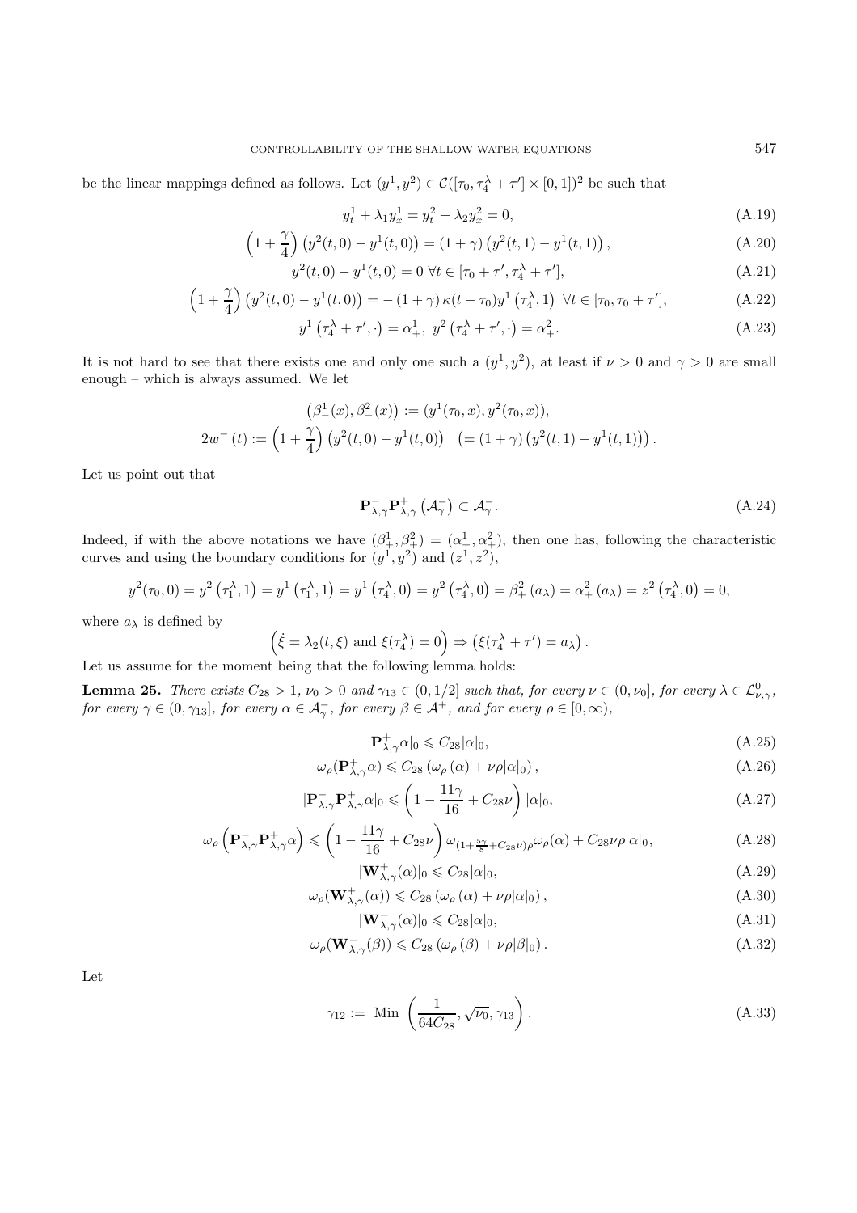be the linear mappings defined as follows. Let $(y^1, y^2) \in \mathcal{C}([\tau_0, \tau_4^\lambda + \tau'] \times [0,1])^2$ be such that

$$y_t^1 + \lambda_1 y_x^1 = y_t^2 + \lambda_2 y_x^2 = 0, \tag{A.19}$$

$$\left(1 + \frac{\gamma}{4}\right)\left(y^2(t,0) - y^1(t,0)\right) = (1+\gamma)\left(y^2(t,1) - y^1(t,1)\right), \tag{A.20}$$

$$y^2(t,0) - y^1(t,0) = 0 \;\forall t \in [\tau_0 + \tau', \tau_4^\lambda + \tau'], \tag{A.21}$$

$$\left(1 + \frac{\gamma}{4}\right)\left(y^2(t,0) - y^1(t,0)\right) = -(1+\gamma)\,\kappa(t - \tau_0) y^1\left(\tau_4^\lambda, 1\right) \;\forall t \in [\tau_0, \tau_0 + \tau'], \tag{A.22}$$

$$y^1\left(\tau_4^\lambda + \tau', \cdot\right) = \alpha_+^1, \; y^2\left(\tau_4^\lambda + \tau', \cdot\right) = \alpha_+^2. \tag{A.23}$$

It is not hard to see that there exists one and only one such a $(y^1, y^2)$, at least if $\nu > 0$ and $\gamma > 0$ are small enough – which is always assumed. We let

$$\left(\beta_-^1(x), \beta_-^2(x)\right) := (y^1(\tau_0, x), y^2(\tau_0, x)),$$

$$2w^-(t) := \left(1 + \frac{\gamma}{4}\right)\left(y^2(t,0) - y^1(t,0)\right) \quad \left(= (1+\gamma)\left(y^2(t,1) - y^1(t,1)\right)\right).$$

Let us point out that

$$\mathbf{P}_{\lambda,\gamma}^- \mathbf{P}_{\lambda,\gamma}^+ \left(\mathcal{A}_\gamma^-\right) \subset \mathcal{A}_\gamma^-. \tag{A.24}$$

Indeed, if with the above notations we have $(\beta_+^1, \beta_+^2) = (\alpha_+^1, \alpha_+^2)$, then one has, following the characteristic curves and using the boundary conditions for $(y^1, y^2)$ and $(z^1, z^2)$,

$$y^2(\tau_0, 0) = y^2\left(\tau_1^\lambda, 1\right) = y^1\left(\tau_1^\lambda, 1\right) = y^1\left(\tau_4^\lambda, 0\right) = y^2\left(\tau_4^\lambda, 0\right) = \beta_+^2\left(a_\lambda\right) = \alpha_+^2\left(a_\lambda\right) = z^2\left(\tau_4^\lambda, 0\right) = 0,$$

where $a_\lambda$ is defined by

$$\left(\dot{\xi} = \lambda_2(t, \xi) \text{ and } \xi(\tau_4^\lambda) = 0\right) \Rightarrow \left(\xi(\tau_4^\lambda + \tau') = a_\lambda\right).$$

Let us assume for the moment being that the following lemma holds:

**Lemma 25.** *There exists $C_{28} > 1$, $\nu_0 > 0$ and $\gamma_{13} \in (0, 1/2]$ such that, for every $\nu \in (0, \nu_0]$, for every $\lambda \in \mathcal{L}_{\nu,\gamma}^0$, for every $\gamma \in (0, \gamma_{13}]$, for every $\alpha \in \mathcal{A}_\gamma^-$, for every $\beta \in \mathcal{A}^+$, and for every $\rho \in [0, \infty)$,*

$$|\mathbf{P}_{\lambda,\gamma}^+ \alpha|_0 \leqslant C_{28} |\alpha|_0, \tag{A.25}$$

$$\omega_\rho(\mathbf{P}_{\lambda,\gamma}^+ \alpha) \leqslant C_{28}\left(\omega_\rho\left(\alpha\right) + \nu\rho|\alpha|_0\right), \tag{A.26}$$

$$|\mathbf{P}_{\lambda,\gamma}^- \mathbf{P}_{\lambda,\gamma}^+ \alpha|_0 \leqslant \left(1 - \frac{11\gamma}{16} + C_{28}\nu\right)|\alpha|_0, \tag{A.27}$$

$$\omega_\rho\left(\mathbf{P}_{\lambda,\gamma}^- \mathbf{P}_{\lambda,\gamma}^+ \alpha\right) \leqslant \left(1 - \frac{11\gamma}{16} + C_{28}\nu\right)\omega_{(1 + \frac{5\gamma}{8} + C_{28}\nu)\rho}\omega_\rho(\alpha) + C_{28}\nu\rho|\alpha|_0, \tag{A.28}$$

$$|\mathbf{W}_{\lambda,\gamma}^+(\alpha)|_0 \leqslant C_{28}|\alpha|_0, \tag{A.29}$$

$$\omega_\rho(\mathbf{W}_{\lambda,\gamma}^+(\alpha)) \leqslant C_{28}\left(\omega_\rho\left(\alpha\right) + \nu\rho|\alpha|_0\right), \tag{A.30}$$

$$|\mathbf{W}_{\lambda,\gamma}^-(\alpha)|_0 \leqslant C_{28}|\alpha|_0, \tag{A.31}$$

$$\omega_\rho(\mathbf{W}_{\lambda,\gamma}^-(\beta)) \leqslant C_{28}\left(\omega_\rho\left(\beta\right) + \nu\rho|\beta|_0\right). \tag{A.32}$$

Let

$$\gamma_{12} := \text{ Min }\left(\frac{1}{64C_{28}}, \sqrt{\nu_0}, \gamma_{13}\right). \tag{A.33}$$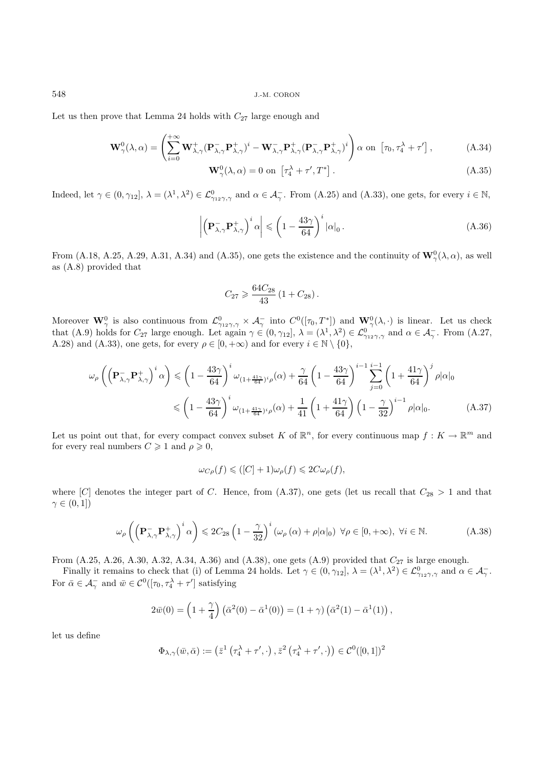Let us then prove that Lemma 24 holds with $C_{27}$ large enough and

$$\mathbf{W}^0_\gamma(\lambda,\alpha) = \left(\sum_{i=0}^{+\infty} \mathbf{W}^+_{\lambda,\gamma}(\mathbf{P}^-_{\lambda,\gamma}\mathbf{P}^+_{\lambda,\gamma})^i - \mathbf{W}^-_{\lambda,\gamma}\mathbf{P}^+_{\lambda,\gamma}(\mathbf{P}^-_{\lambda,\gamma}\mathbf{P}^+_{\lambda,\gamma})^i\right)\alpha \text{ on } \left[\tau_0, \tau_4^\lambda + \tau'\right], \tag{A.34}$$

$$\mathbf{W}^0_\gamma(\lambda,\alpha) = 0 \text{ on } \left[\tau_4^\lambda + \tau', T^*\right]. \tag{A.35}$$

Indeed, let $\gamma \in (0, \gamma_{12}]$, $\lambda = (\lambda^1, \lambda^2) \in \mathcal{L}^0_{\gamma_{12}\gamma,\gamma}$ and $\alpha \in \mathcal{A}^-_\gamma$. From (A.25) and (A.33), one gets, for every $i \in \mathbb{N}$,

$$\left|\left(\mathbf{P}^-_{\lambda,\gamma}\mathbf{P}^+_{\lambda,\gamma}\right)^i \alpha\right| \leqslant \left(1 - \frac{43\gamma}{64}\right)^i |\alpha|_0. \tag{A.36}$$

From (A.18, A.25, A.29, A.31, A.34) and (A.35), one gets the existence and the continuity of $\mathbf{W}^0_\gamma(\lambda,\alpha)$, as well as (A.8) provided that

$$C_{27} \geqslant \frac{64 C_{28}}{43}\left(1 + C_{28}\right).$$

Moreover $\mathbf{W}^0_\gamma$ is also continuous from $\mathcal{L}^0_{\gamma_{12}\gamma,\gamma} \times \mathcal{A}^-_\gamma$ into $C^0([\tau_0, T^*])$ and $\mathbf{W}^0_\gamma(\lambda,\cdot)$ is linear. Let us check that (A.9) holds for $C_{27}$ large enough. Let again $\gamma \in (0, \gamma_{12}]$, $\lambda = (\lambda^1, \lambda^2) \in \mathcal{L}^0_{\gamma_{12}\gamma,\gamma}$ and $\alpha \in \mathcal{A}^-_\gamma$. From (A.27, A.28) and (A.33), one gets, for every $\rho \in [0, +\infty)$ and for every $i \in \mathbb{N} \setminus \{0\}$,

$$\begin{aligned}\omega_\rho\left(\left(\mathbf{P}^-_{\lambda,\gamma}\mathbf{P}^+_{\lambda,\gamma}\right)^i \alpha\right) &\leqslant \left(1 - \frac{43\gamma}{64}\right)^i \omega_{(1+\frac{41\gamma}{64})^i\rho}(\alpha) + \frac{\gamma}{64}\left(1 - \frac{43\gamma}{64}\right)^{i-1}\sum_{j=0}^{i-1}\left(1 + \frac{41\gamma}{64}\right)^j \rho|\alpha|_0 \\ &\leqslant \left(1 - \frac{43\gamma}{64}\right)^i \omega_{(1+\frac{41\gamma}{64})^i\rho}(\alpha) + \frac{1}{41}\left(1 + \frac{41\gamma}{64}\right)\left(1 - \frac{\gamma}{32}\right)^{i-1}\rho|\alpha|_0. \end{aligned} \tag{A.37}$$

Let us point out that, for every compact convex subset $K$ of $\mathbb{R}^n$, for every continuous map $f : K \to \mathbb{R}^m$ and for every real numbers $C \geqslant 1$ and $\rho \geqslant 0$,

$$\omega_{C\rho}(f) \leqslant ([C]+1)\omega_\rho(f) \leqslant 2C\omega_\rho(f),$$

where $[C]$ denotes the integer part of $C$. Hence, from (A.37), one gets (let us recall that $C_{28} > 1$ and that $\gamma \in (0, 1]$)

$$\omega_\rho\left(\left(\mathbf{P}^-_{\lambda,\gamma}\mathbf{P}^+_{\lambda,\gamma}\right)^i \alpha\right) \leqslant 2C_{28}\left(1 - \frac{\gamma}{32}\right)^i\left(\omega_\rho(\alpha) + \rho|\alpha|_0\right) \;\; \forall \rho \in [0, +\infty), \;\; \forall i \in \mathbb{N}. \tag{A.38}$$

From (A.25, A.26, A.30, A.32, A.34, A.36) and (A.38), one gets (A.9) provided that $C_{27}$ is large enough.

Finally it remains to check that (i) of Lemma 24 holds. Let $\gamma \in (0, \gamma_{12}]$, $\lambda = (\lambda^1, \lambda^2) \in \mathcal{L}^0_{\gamma_{12}\gamma,\gamma}$ and $\alpha \in \mathcal{A}^-_\gamma$. For $\bar{\alpha} \in \mathcal{A}^-_\gamma$ and $\bar{w} \in \mathcal{C}^0([\tau_0, \tau_4^\lambda + \tau']$ satisfying

$$2\bar{w}(0) = \left(1 + \frac{\gamma}{4}\right)\left(\bar{\alpha}^2(0) - \bar{\alpha}^1(0)\right) = (1+\gamma)\left(\bar{\alpha}^2(1) - \bar{\alpha}^1(1)\right),$$

let us define

$$\Phi_{\lambda,\gamma}(\bar{w}, \bar{\alpha}) := \left(\bar{z}^1\left(\tau_4^\lambda + \tau', \cdot\right), \bar{z}^2\left(\tau_4^\lambda + \tau', \cdot\right)\right) \in \mathcal{C}^0([0,1])^2$$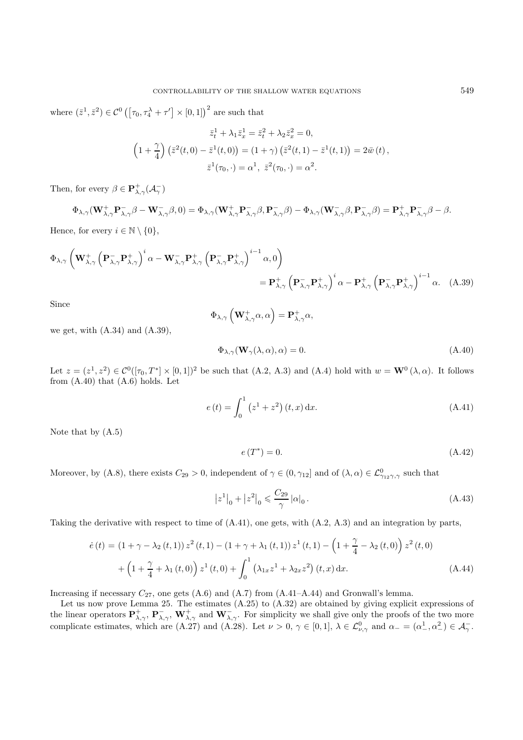where $(\bar{z}^1, \bar{z}^2) \in \mathcal{C}^0\left(\left[\tau_0, \tau_4^\lambda + \tau'\right] \times [0,1]\right)^2$ are such that

$$
\begin{gathered}
\bar{z}_t^1 + \lambda_1 \bar{z}_x^1 = \bar{z}_t^2 + \lambda_2 \bar{z}_x^2 = 0, \\
\left(1 + \frac{\gamma}{4}\right)\left(\bar{z}^2(t,0) - \bar{z}^1(t,0)\right) = (1+\gamma)\left(\bar{z}^2(t,1) - \bar{z}^1(t,1)\right) = 2\bar{w}(t), \\
\bar{z}^1(\tau_0, \cdot) = \alpha^1, \ \bar{z}^2(\tau_0, \cdot) = \alpha^2.
\end{gathered}
$$

Then, for every $\beta \in \mathbf{P}_{\lambda,\gamma}^+(\mathcal{A}_\gamma^-)$

$$
\Phi_{\lambda,\gamma}(\mathbf{W}_{\lambda,\gamma}^+ \mathbf{P}_{\lambda,\gamma}^- \beta - \mathbf{W}_{\lambda,\gamma}^- \beta, 0) = \Phi_{\lambda,\gamma}(\mathbf{W}_{\lambda,\gamma}^+ \mathbf{P}_{\lambda,\gamma}^- \beta, \mathbf{P}_{\lambda,\gamma}^- \beta) - \Phi_{\lambda,\gamma}(\mathbf{W}_{\lambda,\gamma}^- \beta, \mathbf{P}_{\lambda,\gamma}^- \beta) = \mathbf{P}_{\lambda,\gamma}^+ \mathbf{P}_{\lambda,\gamma}^- \beta - \beta.
$$

Hence, for every $i \in \mathbb{N} \setminus \{0\}$,

$$
\Phi_{\lambda,\gamma}\left(\mathbf{W}_{\lambda,\gamma}^+ \left(\mathbf{P}_{\lambda,\gamma}^- \mathbf{P}_{\lambda,\gamma}^+\right)^i \alpha - \mathbf{W}_{\lambda,\gamma}^- \mathbf{P}_{\lambda,\gamma}^+ \left(\mathbf{P}_{\lambda,\gamma}^- \mathbf{P}_{\lambda,\gamma}^+\right)^{i-1} \alpha, 0\right)
= \mathbf{P}_{\lambda,\gamma}^+ \left(\mathbf{P}_{\lambda,\gamma}^- \mathbf{P}_{\lambda,\gamma}^+\right)^i \alpha - \mathbf{P}_{\lambda,\gamma}^+ \left(\mathbf{P}_{\lambda,\gamma}^- \mathbf{P}_{\lambda,\gamma}^+\right)^{i-1} \alpha. \quad \text{(A.39)}
$$

Since

$$
\Phi_{\lambda,\gamma}\left(\mathbf{W}_{\lambda,\gamma}^+ \alpha, \alpha\right) = \mathbf{P}_{\lambda,\gamma}^+ \alpha,
$$

we get, with (A.34) and (A.39),

$$
\Phi_{\lambda,\gamma}(\mathbf{W}_\gamma(\lambda,\alpha), \alpha) = 0. \tag{A.40}
$$

Let $z = (z^1, z^2) \in \mathcal{C}^0([\tau_0, T^*] \times [0,1])^2$ be such that (A.2, A.3) and (A.4) hold with $w = \mathbf{W}^0(\lambda, \alpha)$. It follows from (A.40) that (A.6) holds. Let

$$
e(t) = \int_0^1 \left(z^1 + z^2\right)(t,x)\,\mathrm{d}x. \tag{A.41}
$$

Note that by (A.5)

$$
e(T^*) = 0. \tag{A.42}
$$

Moreover, by (A.8), there exists $C_{29} > 0$, independent of $\gamma \in (0, \gamma_{12}]$ and of $(\lambda, \alpha) \in \mathcal{L}_{\gamma_{12}\gamma,\gamma}^0$ such that

$$
\left|z^1\right|_0 + \left|z^2\right|_0 \leqslant \frac{C_{29}}{\gamma} |\alpha|_0. \tag{A.43}
$$

Taking the derivative with respect to time of (A.41), one gets, with (A.2, A.3) and an integration by parts,

$$
\begin{aligned}
\dot{e}(t) = {} & (1 + \gamma - \lambda_2(t,1))\, z^2(t,1) - (1 + \gamma + \lambda_1(t,1))\, z^1(t,1) - \left(1 + \frac{\gamma}{4} - \lambda_2(t,0)\right) z^2(t,0) \\
& + \left(1 + \frac{\gamma}{4} + \lambda_1(t,0)\right) z^1(t,0) + \int_0^1 \left(\lambda_{1x} z^1 + \lambda_{2x} z^2\right)(t,x)\,\mathrm{d}x.
\end{aligned} \tag{A.44}
$$

Increasing if necessary $C_{27}$, one gets (A.6) and (A.7) from (A.41–A.44) and Gronwall's lemma.

Let us now prove Lemma 25. The estimates (A.25) to (A.32) are obtained by giving explicit expressions of the linear operators $\mathbf{P}_{\lambda,\gamma}^+$, $\mathbf{P}_{\lambda,\gamma}^-$, $\mathbf{W}_{\lambda,\gamma}^+$ and $\mathbf{W}_{\lambda,\gamma}^-$. For simplicity we shall give only the proofs of the two more complicate estimates, which are (A.27) and (A.28). Let $\nu > 0$, $\gamma \in [0,1]$, $\lambda \in \mathcal{L}_{\nu,\gamma}^0$ and $\alpha_- = (\alpha_-^1, \alpha_-^2) \in \mathcal{A}_\gamma^-$.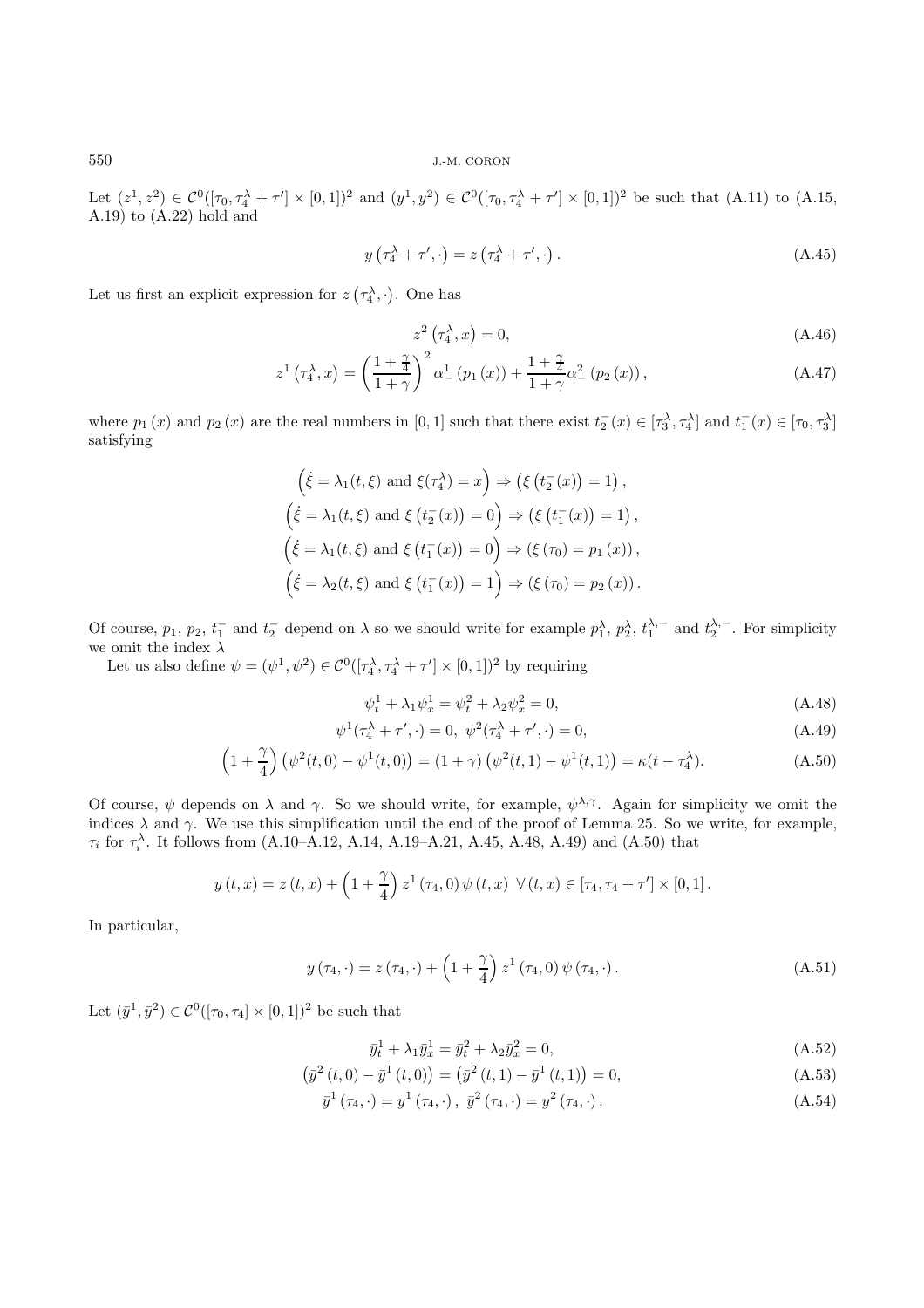Let $(z^1, z^2) \in \mathcal{C}^0([\tau_0, \tau_4^\lambda + \tau'] \times [0,1])^2$ and $(y^1, y^2) \in \mathcal{C}^0([\tau_0, \tau_4^\lambda + \tau'] \times [0,1])^2$ be such that (A.11) to (A.15, A.19) to (A.22) hold and

$$y\left(\tau_4^\lambda + \tau', \cdot\right) = z\left(\tau_4^\lambda + \tau', \cdot\right). \tag{A.45}$$

Let us first an explicit expression for $z\left(\tau_4^\lambda, \cdot\right)$. One has

$$z^2\left(\tau_4^\lambda, x\right) = 0, \tag{A.46}$$

$$z^1\left(\tau_4^\lambda, x\right) = \left(\frac{1+\frac{\gamma}{4}}{1+\gamma}\right)^2 \alpha_-^1\left(p_1(x)\right) + \frac{1+\frac{\gamma}{4}}{1+\gamma}\alpha_-^2\left(p_2(x)\right), \tag{A.47}$$

where $p_1(x)$ and $p_2(x)$ are the real numbers in $[0,1]$ such that there exist $t_2^-(x) \in [\tau_3^\lambda, \tau_4^\lambda]$ and $t_1^-(x) \in [\tau_0, \tau_3^\lambda]$ satisfying

$$\left(\dot{\xi} = \lambda_1(t,\xi) \text{ and } \xi(\tau_4^\lambda) = x\right) \Rightarrow \left(\xi\left(t_2^-(x)\right) = 1\right),$$
$$\left(\dot{\xi} = \lambda_1(t,\xi) \text{ and } \xi\left(t_2^-(x)\right) = 0\right) \Rightarrow \left(\xi\left(t_1^-(x)\right) = 1\right),$$
$$\left(\dot{\xi} = \lambda_1(t,\xi) \text{ and } \xi\left(t_1^-(x)\right) = 0\right) \Rightarrow \left(\xi\left(\tau_0\right) = p_1(x)\right),$$
$$\left(\dot{\xi} = \lambda_2(t,\xi) \text{ and } \xi\left(t_1^-(x)\right) = 1\right) \Rightarrow \left(\xi\left(\tau_0\right) = p_2(x)\right).$$

Of course, $p_1$, $p_2$, $t_1^-$ and $t_2^-$ depend on $\lambda$ so we should write for example $p_1^\lambda$, $p_2^\lambda$, $t_1^{\lambda,-}$ and $t_2^{\lambda,-}$. For simplicity we omit the index $\lambda$

Let us also define $\psi = (\psi^1, \psi^2) \in \mathcal{C}^0([\tau_4^\lambda, \tau_4^\lambda + \tau'] \times [0,1])^2$ by requiring

$$\psi_t^1 + \lambda_1 \psi_x^1 = \psi_t^2 + \lambda_2 \psi_x^2 = 0, \tag{A.48}$$

$$\psi^1(\tau_4^\lambda + \tau', \cdot) = 0,\ \psi^2(\tau_4^\lambda + \tau', \cdot) = 0, \tag{A.49}$$

$$\left(1 + \frac{\gamma}{4}\right)\left(\psi^2(t,0) - \psi^1(t,0)\right) = (1+\gamma)\left(\psi^2(t,1) - \psi^1(t,1)\right) = \kappa(t - \tau_4^\lambda). \tag{A.50}$$

Of course, $\psi$ depends on $\lambda$ and $\gamma$. So we should write, for example, $\psi^{\lambda,\gamma}$. Again for simplicity we omit the indices $\lambda$ and $\gamma$. We use this simplification until the end of the proof of Lemma 25. So we write, for example, $\tau_i$ for $\tau_i^\lambda$. It follows from (A.10–A.12, A.14, A.19–A.21, A.45, A.48, A.49) and (A.50) that

$$y(t,x) = z(t,x) + \left(1 + \frac{\gamma}{4}\right) z^1(\tau_4, 0)\,\psi(t,x)\ \ \forall (t,x) \in [\tau_4, \tau_4 + \tau'] \times [0,1].$$

In particular,

$$y(\tau_4, \cdot) = z(\tau_4, \cdot) + \left(1 + \frac{\gamma}{4}\right) z^1(\tau_4, 0)\,\psi(\tau_4, \cdot). \tag{A.51}$$

Let $(\bar{y}^1, \bar{y}^2) \in \mathcal{C}^0([\tau_0, \tau_4] \times [0,1])^2$ be such that

$$\bar{y}_t^1 + \lambda_1 \bar{y}_x^1 = \bar{y}_t^2 + \lambda_2 \bar{y}_x^2 = 0, \tag{A.52}$$

$$\left(\bar{y}^2(t,0) - \bar{y}^1(t,0)\right) = \left(\bar{y}^2(t,1) - \bar{y}^1(t,1)\right) = 0, \tag{A.53}$$

$$\bar{y}^1(\tau_4, \cdot) = y^1(\tau_4, \cdot),\ \bar{y}^2(\tau_4, \cdot) = y^2(\tau_4, \cdot). \tag{A.54}$$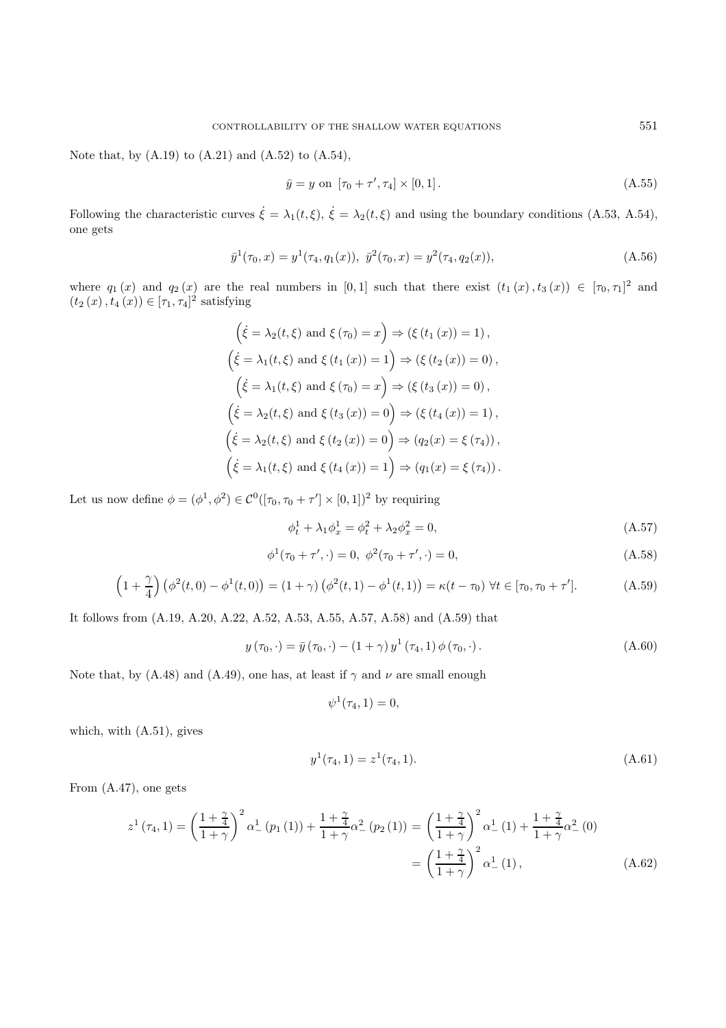Note that, by (A.19) to (A.21) and (A.52) to (A.54),

$$\bar{y} = y \text{ on } [\tau_0 + \tau', \tau_4] \times [0,1]. \tag{A.55}$$

Following the characteristic curves $\dot{\xi} = \lambda_1(t,\xi)$, $\dot{\xi} = \lambda_2(t,\xi)$ and using the boundary conditions (A.53, A.54), one gets

$$\bar{y}^1(\tau_0, x) = y^1(\tau_4, q_1(x)),\ \bar{y}^2(\tau_0, x) = y^2(\tau_4, q_2(x)), \tag{A.56}$$

where $q_1(x)$ and $q_2(x)$ are the real numbers in $[0,1]$ such that there exist $(t_1(x), t_3(x)) \in [\tau_0, \tau_1]^2$ and $(t_2(x), t_4(x)) \in [\tau_1, \tau_4]^2$ satisfying

$$\left(\dot{\xi} = \lambda_2(t,\xi) \text{ and } \xi(\tau_0) = x\right) \Rightarrow \left(\xi(t_1(x)) = 1\right),$$
$$\left(\dot{\xi} = \lambda_1(t,\xi) \text{ and } \xi(t_1(x)) = 1\right) \Rightarrow \left(\xi(t_2(x)) = 0\right),$$
$$\left(\dot{\xi} = \lambda_1(t,\xi) \text{ and } \xi(\tau_0) = x\right) \Rightarrow \left(\xi(t_3(x)) = 0\right),$$
$$\left(\dot{\xi} = \lambda_2(t,\xi) \text{ and } \xi(t_3(x)) = 0\right) \Rightarrow \left(\xi(t_4(x)) = 1\right),$$
$$\left(\dot{\xi} = \lambda_2(t,\xi) \text{ and } \xi(t_2(x)) = 0\right) \Rightarrow \left(q_2(x) = \xi(\tau_4)\right),$$
$$\left(\dot{\xi} = \lambda_1(t,\xi) \text{ and } \xi(t_4(x)) = 1\right) \Rightarrow \left(q_1(x) = \xi(\tau_4)\right).$$

Let us now define $\phi = (\phi^1, \phi^2) \in \mathcal{C}^0([\tau_0, \tau_0 + \tau'] \times [0,1])^2$ by requiring

$$\phi^1_t + \lambda_1 \phi^1_x = \phi^2_t + \lambda_2 \phi^2_x = 0, \tag{A.57}$$

$$\phi^1(\tau_0 + \tau', \cdot) = 0,\ \phi^2(\tau_0 + \tau', \cdot) = 0, \tag{A.58}$$

$$\left(1 + \frac{\gamma}{4}\right)\left(\phi^2(t,0) - \phi^1(t,0)\right) = (1+\gamma)\left(\phi^2(t,1) - \phi^1(t,1)\right) = \kappa(t - \tau_0)\ \forall t \in [\tau_0, \tau_0 + \tau']. \tag{A.59}$$

It follows from (A.19, A.20, A.22, A.52, A.53, A.55, A.57, A.58) and (A.59) that

$$y(\tau_0, \cdot) = \bar{y}(\tau_0, \cdot) - (1+\gamma)\, y^1(\tau_4, 1)\, \phi(\tau_0, \cdot). \tag{A.60}$$

Note that, by (A.48) and (A.49), one has, at least if $\gamma$ and $\nu$ are small enough

$$\psi^1(\tau_4, 1) = 0,$$

which, with (A.51), gives

$$y^1(\tau_4, 1) = z^1(\tau_4, 1). \tag{A.61}$$

From (A.47), one gets

$$z^1(\tau_4, 1) = \left(\frac{1+\frac{\gamma}{4}}{1+\gamma}\right)^2 \alpha^1_-(p_1(1)) + \frac{1+\frac{\gamma}{4}}{1+\gamma}\alpha^2_-(p_2(1)) = \left(\frac{1+\frac{\gamma}{4}}{1+\gamma}\right)^2 \alpha^1_-(1) + \frac{1+\frac{\gamma}{4}}{1+\gamma}\alpha^2_-(0)$$
$$= \left(\frac{1+\frac{\gamma}{4}}{1+\gamma}\right)^2 \alpha^1_-(1), \tag{A.62}$$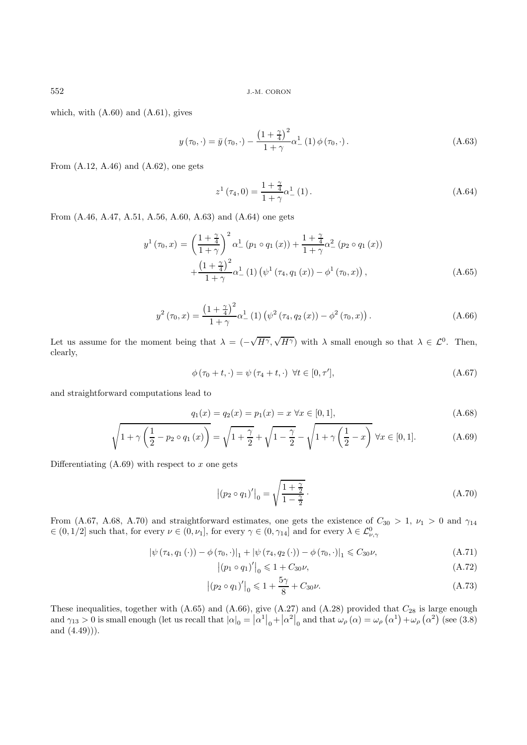which, with (A.60) and (A.61), gives

$$y(\tau_0, \cdot) = \bar{y}(\tau_0, \cdot) - \frac{\left(1+\frac{\gamma}{4}\right)^2}{1+\gamma} \alpha_-^1(1)\, \phi(\tau_0, \cdot). \tag{A.63}$$

From (A.12, A.46) and (A.62), one gets

$$z^1(\tau_4, 0) = \frac{1+\frac{\gamma}{4}}{1+\gamma} \alpha_-^1(1). \tag{A.64}$$

From (A.46, A.47, A.51, A.56, A.60, A.63) and (A.64) one gets

$$\begin{aligned} y^1(\tau_0, x) = &\left(\frac{1+\frac{\gamma}{4}}{1+\gamma}\right)^2 \alpha_-^1(p_1 \circ q_1(x)) + \frac{1+\frac{\gamma}{4}}{1+\gamma} \alpha_-^2(p_2 \circ q_1(x)) \\ &+ \frac{\left(1+\frac{\gamma}{4}\right)^2}{1+\gamma} \alpha_-^1(1) \left(\psi^1(\tau_4, q_1(x)) - \phi^1(\tau_0, x)\right), \end{aligned} \tag{A.65}$$

$$y^2(\tau_0, x) = \frac{\left(1+\frac{\gamma}{4}\right)^2}{1+\gamma} \alpha_-^1(1) \left(\psi^2(\tau_4, q_2(x)) - \phi^2(\tau_0, x)\right). \tag{A.66}$$

Let us assume for the moment being that $\lambda = (-\sqrt{H^\gamma}, \sqrt{H^\gamma})$ with $\lambda$ small enough so that $\lambda \in \mathcal{L}^0$. Then, clearly,

$$\phi(\tau_0 + t, \cdot) = \psi(\tau_4 + t, \cdot) \;\; \forall t \in [0, \tau'], \tag{A.67}$$

and straightforward computations lead to

$$q_1(x) = q_2(x) = p_1(x) = x \;\forall x \in [0,1], \tag{A.68}$$

$$\sqrt{1+\gamma\left(\frac{1}{2} - p_2 \circ q_1(x)\right)} = \sqrt{1+\frac{\gamma}{2}} + \sqrt{1-\frac{\gamma}{2}} - \sqrt{1+\gamma\left(\frac{1}{2} - x\right)} \;\forall x \in [0,1]. \tag{A.69}$$

Differentiating (A.69) with respect to $x$ one gets

$$\left|(p_2 \circ q_1)'\right|_0 = \sqrt{\frac{1+\frac{\gamma}{2}}{1-\frac{\gamma}{2}}}. \tag{A.70}$$

From (A.67, A.68, A.70) and straightforward estimates, one gets the existence of $C_{30} > 1$, $\nu_1 > 0$ and $\gamma_{14} \in (0, 1/2]$ such that, for every $\nu \in (0, \nu_1]$, for every $\gamma \in (0, \gamma_{14}]$ and for every $\lambda \in \mathcal{L}^0_{\nu,\gamma}$

$$|\psi(\tau_4, q_1(\cdot)) - \phi(\tau_0, \cdot)|_1 + |\psi(\tau_4, q_2(\cdot)) - \phi(\tau_0, \cdot)|_1 \leqslant C_{30}\nu, \tag{A.71}$$

$$\left|(p_1 \circ q_1)'\right|_0 \leqslant 1 + C_{30}\nu, \tag{A.72}$$

$$\left|(p_2 \circ q_1)'\right|_0 \leqslant 1 + \frac{5\gamma}{8} + C_{30}\nu. \tag{A.73}$$

These inequalities, together with (A.65) and (A.66), give (A.27) and (A.28) provided that $C_{28}$ is large enough and $\gamma_{13} > 0$ is small enough (let us recall that $|\alpha|_0 = \left|\alpha^1\right|_0 + \left|\alpha^2\right|_0$ and that $\omega_\rho(\alpha) = \omega_\rho\left(\alpha^1\right) + \omega_\rho\left(\alpha^2\right)$ (see (3.8) and (4.49))).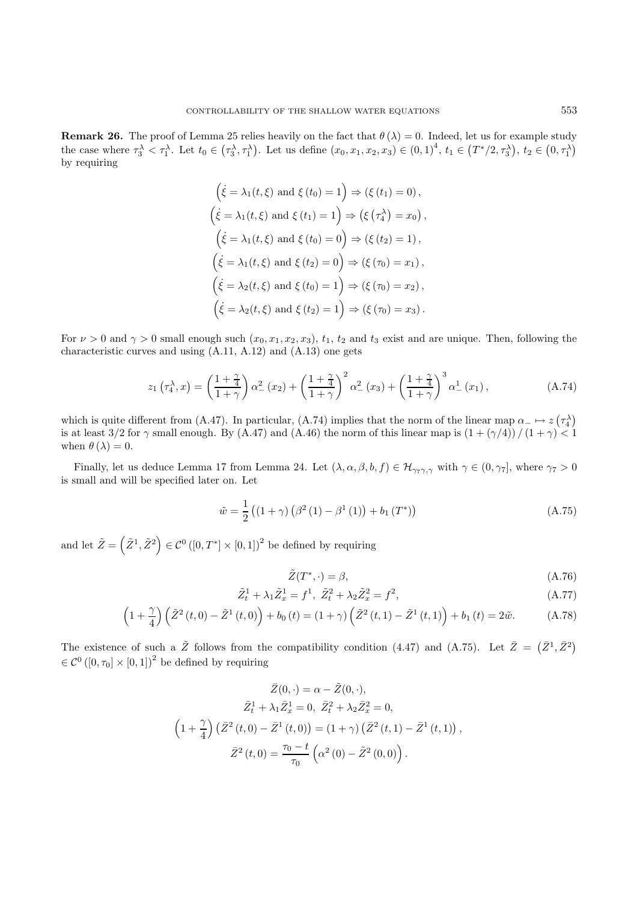**Remark 26.** The proof of Lemma 25 relies heavily on the fact that $\theta(\lambda) = 0$. Indeed, let us for example study the case where $\tau_3^\lambda < \tau_1^\lambda$. Let $t_0 \in (\tau_3^\lambda, \tau_1^\lambda)$. Let us define $(x_0, x_1, x_2, x_3) \in (0,1)^4$, $t_1 \in (T^*/2, \tau_3^\lambda)$, $t_2 \in (0, \tau_1^\lambda)$ by requiring

$$
\begin{gathered}
\left(\dot{\xi} = \lambda_1(t,\xi) \text{ and } \xi(t_0) = 1\right) \Rightarrow (\xi(t_1) = 0),\\
\left(\dot{\xi} = \lambda_1(t,\xi) \text{ and } \xi(t_1) = 1\right) \Rightarrow \left(\xi\left(\tau_4^\lambda\right) = x_0\right),\\
\left(\dot{\xi} = \lambda_1(t,\xi) \text{ and } \xi(t_0) = 0\right) \Rightarrow (\xi(t_2) = 1),\\
\left(\dot{\xi} = \lambda_1(t,\xi) \text{ and } \xi(t_2) = 0\right) \Rightarrow (\xi(\tau_0) = x_1),\\
\left(\dot{\xi} = \lambda_2(t,\xi) \text{ and } \xi(t_0) = 1\right) \Rightarrow (\xi(\tau_0) = x_2),\\
\left(\dot{\xi} = \lambda_2(t,\xi) \text{ and } \xi(t_2) = 1\right) \Rightarrow (\xi(\tau_0) = x_3).
\end{gathered}
$$

For $\nu > 0$ and $\gamma > 0$ small enough such $(x_0, x_1, x_2, x_3)$, $t_1$, $t_2$ and $t_3$ exist and are unique. Then, following the characteristic curves and using (A.11, A.12) and (A.13) one gets

$$
z_1\left(\tau_4^\lambda, x\right) = \left(\frac{1+\frac{\gamma}{4}}{1+\gamma}\right)\alpha_-^2(x_2) + \left(\frac{1+\frac{\gamma}{4}}{1+\gamma}\right)^2 \alpha_-^2(x_3) + \left(\frac{1+\frac{\gamma}{4}}{1+\gamma}\right)^3 \alpha_-^1(x_1), \tag{A.74}
$$

which is quite different from (A.47). In particular, (A.74) implies that the norm of the linear map $\alpha_- \mapsto z\left(\tau_4^\lambda\right)$ is at least $3/2$ for $\gamma$ small enough. By (A.47) and (A.46) the norm of this linear map is $(1 + (\gamma/4))/(1+\gamma) < 1$ when $\theta(\lambda) = 0$.

Finally, let us deduce Lemma 17 from Lemma 24. Let $(\lambda, \alpha, \beta, b, f) \in \mathcal{H}_{\gamma_7\gamma,\gamma}$ with $\gamma \in (0, \gamma_7]$, where $\gamma_7 > 0$ is small and will be specified later on. Let

$$
\tilde{w} = \frac{1}{2}\left((1+\gamma)\left(\beta^2(1) - \beta^1(1)\right) + b_1(T^*)\right) \tag{A.75}
$$

and let $\tilde{Z} = \left(\tilde{Z}^1, \tilde{Z}^2\right) \in \mathcal{C}^0([0,T^*]\times[0,1])^2$ be defined by requiring

$$
\tilde{Z}(T^*, \cdot) = \beta, \tag{A.76}
$$

$$
\tilde{Z}_t^1 + \lambda_1 \tilde{Z}_x^1 = f^1,\ \tilde{Z}_t^2 + \lambda_2 \tilde{Z}_x^2 = f^2, \tag{A.77}
$$

$$
\left(1+\frac{\gamma}{4}\right)\left(\tilde{Z}^2(t,0) - \tilde{Z}^1(t,0)\right) + b_0(t) = (1+\gamma)\left(\tilde{Z}^2(t,1) - \tilde{Z}^1(t,1)\right) + b_1(t) = 2\tilde{w}. \tag{A.78}
$$

The existence of such a $\tilde{Z}$ follows from the compatibility condition (4.47) and (A.75). Let $\bar{Z} = \left(\bar{Z}^1, \bar{Z}^2\right) \in \mathcal{C}^0([0,\tau_0]\times[0,1])^2$ be defined by requiring

$$
\begin{gathered}
\bar{Z}(0,\cdot) = \alpha - \tilde{Z}(0,\cdot),\\
\bar{Z}_t^1 + \lambda_1 \bar{Z}_x^1 = 0,\ \bar{Z}_t^2 + \lambda_2 \bar{Z}_x^2 = 0,\\
\left(1+\frac{\gamma}{4}\right)\left(\bar{Z}^2(t,0) - \bar{Z}^1(t,0)\right) = (1+\gamma)\left(\bar{Z}^2(t,1) - \bar{Z}^1(t,1)\right),\\
\bar{Z}^2(t,0) = \frac{\tau_0 - t}{\tau_0}\left(\alpha^2(0) - \tilde{Z}^2(0,0)\right).
\end{gathered}
$$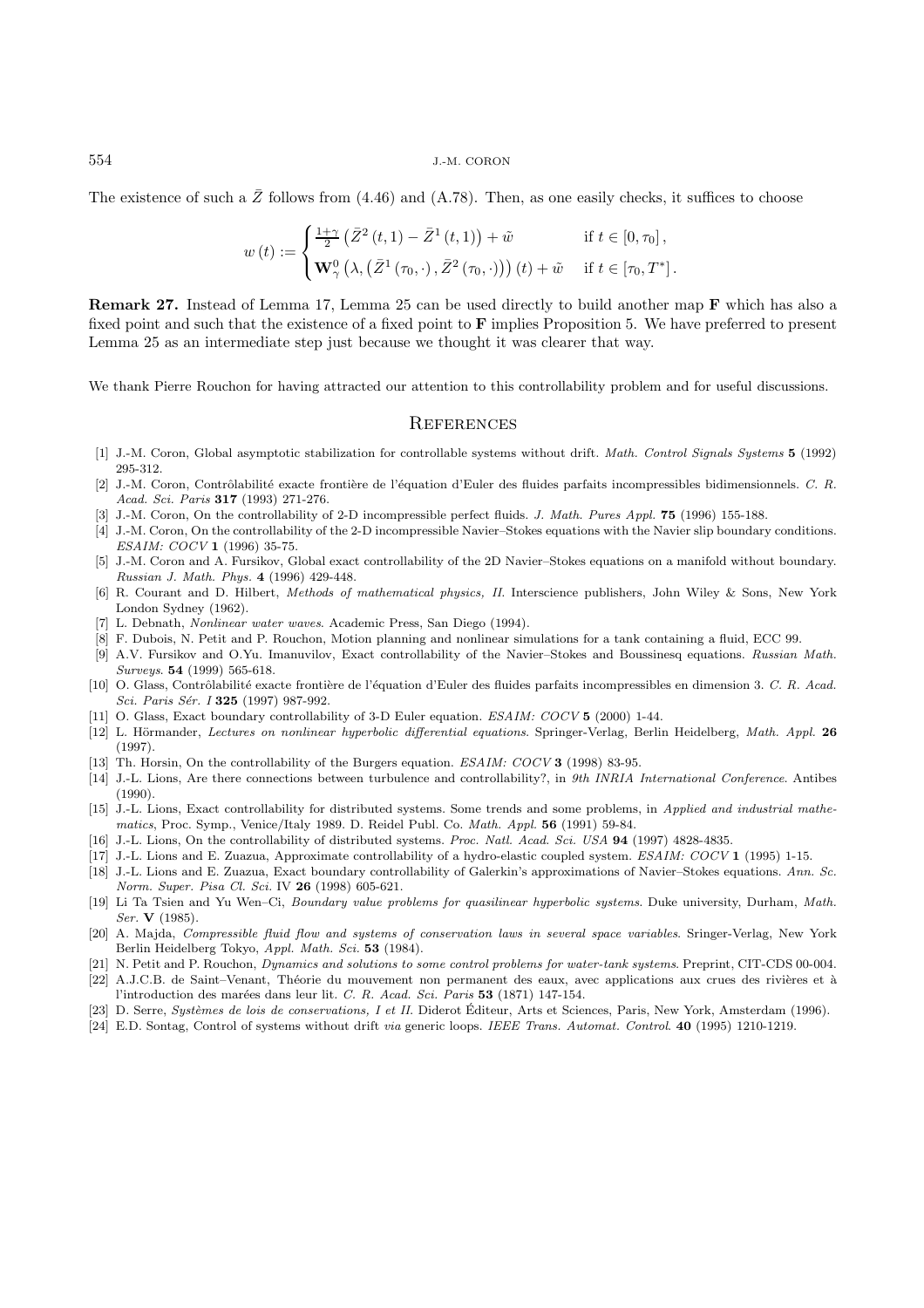The existence of such a $\bar{Z}$ follows from (4.46) and (A.78). Then, as one easily checks, it suffices to choose

$$w(t) := \begin{cases} \frac{1+\gamma}{2}\left(\bar{Z}^2(t,1) - \bar{Z}^1(t,1)\right) + \tilde{w} & \text{if } t \in [0, \tau_0], \\ \mathbf{W}^0_\gamma\left(\lambda, \left(\bar{Z}^1(\tau_0, \cdot), \bar{Z}^2(\tau_0, \cdot)\right)\right)(t) + \tilde{w} & \text{if } t \in [\tau_0, T^*]. \end{cases}$$

**Remark 27.** Instead of Lemma 17, Lemma 25 can be used directly to build another map $\mathbf{F}$ which has also a fixed point and such that the existence of a fixed point to $\mathbf{F}$ implies Proposition 5. We have preferred to present Lemma 25 as an intermediate step just because we thought it was clearer that way.

We thank Pierre Rouchon for having attracted our attention to this controllability problem and for useful discussions.

## References

[1] J.-M. Coron, Global asymptotic stabilization for controllable systems without drift. *Math. Control Signals Systems* **5** (1992) 295-312.

[2] J.-M. Coron, Contrôlabilité exacte frontière de l'équation d'Euler des fluides parfaits incompressibles bidimensionnels. *C. R. Acad. Sci. Paris* **317** (1993) 271-276.

[3] J.-M. Coron, On the controllability of 2-D incompressible perfect fluids. *J. Math. Pures Appl.* **75** (1996) 155-188.

[4] J.-M. Coron, On the controllability of the 2-D incompressible Navier–Stokes equations with the Navier slip boundary conditions. *ESAIM: COCV* **1** (1996) 35-75.

[5] J.-M. Coron and A. Fursikov, Global exact controllability of the 2D Navier–Stokes equations on a manifold without boundary. *Russian J. Math. Phys.* **4** (1996) 429-448.

[6] R. Courant and D. Hilbert, *Methods of mathematical physics, II.* Interscience publishers, John Wiley & Sons, New York London Sydney (1962).

[7] L. Debnath, *Nonlinear water waves*. Academic Press, San Diego (1994).

[8] F. Dubois, N. Petit and P. Rouchon, Motion planning and nonlinear simulations for a tank containing a fluid, ECC 99.

[9] A.V. Fursikov and O.Yu. Imanuvilov, Exact controllability of the Navier–Stokes and Boussinesq equations. *Russian Math. Surveys*. **54** (1999) 565-618.

[10] O. Glass, Contrôlabilité exacte frontière de l'équation d'Euler des fluides parfaits incompressibles en dimension 3. *C. R. Acad. Sci. Paris Sér. I* **325** (1997) 987-992.

[11] O. Glass, Exact boundary controllability of 3-D Euler equation. *ESAIM: COCV* **5** (2000) 1-44.

[12] L. Hörmander, *Lectures on nonlinear hyperbolic differential equations.* Springer-Verlag, Berlin Heidelberg, *Math. Appl.* **26** (1997).

[13] Th. Horsin, On the controllability of the Burgers equation. *ESAIM: COCV* **3** (1998) 83-95.

[14] J.-L. Lions, Are there connections between turbulence and controllability?, in *9th INRIA International Conference*. Antibes (1990).

[15] J.-L. Lions, Exact controllability for distributed systems. Some trends and some problems, in *Applied and industrial mathematics*, Proc. Symp., Venice/Italy 1989. D. Reidel Publ. Co. *Math. Appl.* **56** (1991) 59-84.

[16] J.-L. Lions, On the controllability of distributed systems. *Proc. Natl. Acad. Sci. USA* **94** (1997) 4828-4835.

[17] J.-L. Lions and E. Zuazua, Approximate controllability of a hydro-elastic coupled system. *ESAIM: COCV* **1** (1995) 1-15.

[18] J.-L. Lions and E. Zuazua, Exact boundary controllability of Galerkin's approximations of Navier–Stokes equations. *Ann. Sc. Norm. Super. Pisa Cl. Sci.* IV **26** (1998) 605-621.

[19] Li Ta Tsien and Yu Wen–Ci, *Boundary value problems for quasilinear hyperbolic systems*. Duke university, Durham, *Math. Ser.* **V** (1985).

[20] A. Majda, *Compressible fluid flow and systems of conservation laws in several space variables*. Sringer-Verlag, New York Berlin Heidelberg Tokyo, *Appl. Math. Sci.* **53** (1984).

[21] N. Petit and P. Rouchon, *Dynamics and solutions to some control problems for water-tank systems*. Preprint, CIT-CDS 00-004.

[22] A.J.C.B. de Saint–Venant, Théorie du mouvement non permanent des eaux, avec applications aux crues des rivières et à l'introduction des marées dans leur lit. *C. R. Acad. Sci. Paris* **53** (1871) 147-154.

[23] D. Serre, *Systèmes de lois de conservations, I et II.* Diderot Éditeur, Arts et Sciences, Paris, New York, Amsterdam (1996).

[24] E.D. Sontag, Control of systems without drift *via* generic loops. *IEEE Trans. Automat. Control*. **40** (1995) 1210-1219.